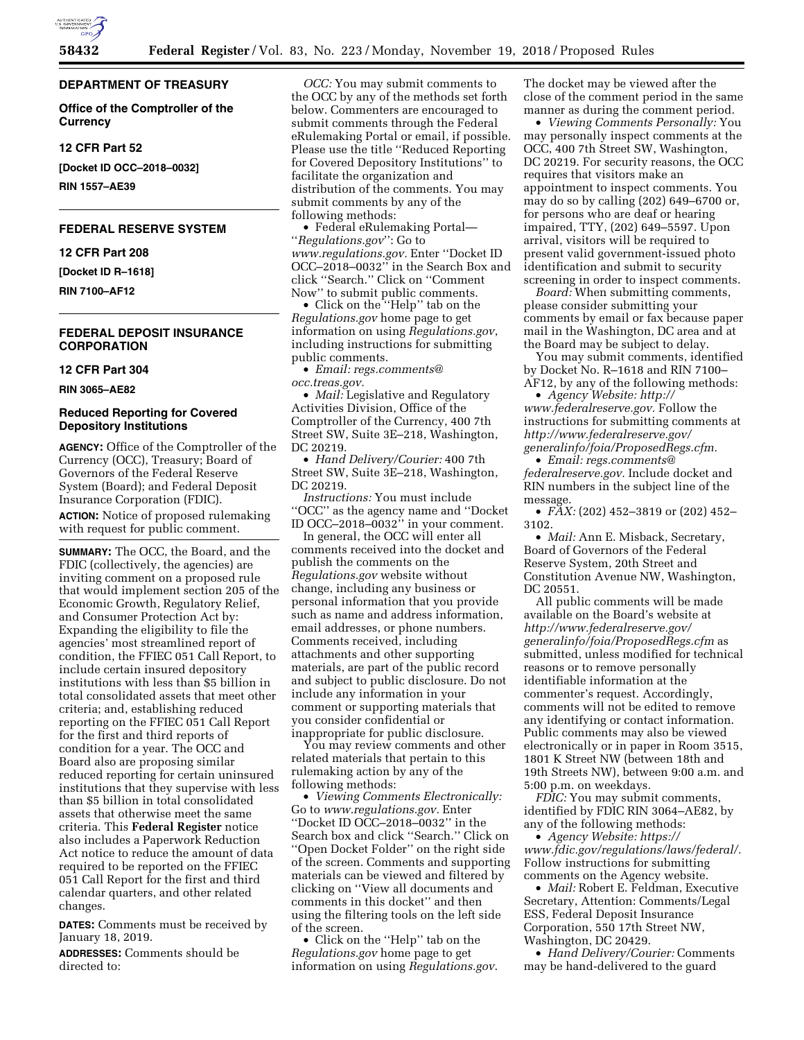## DEPARTMENT OF TREASURY

**Office of the Comptroller of the Currency**

**12 CFR Part 52**

**[Docket ID OCC–2018–0032]**

**RIN 1557–AE39**

## FEDERAL RESERVE SYSTEM

**12 CFR Part 208**

**[Docket ID R–1618]**

**RIN 7100–AF12**

## FEDERAL DEPOSIT INSURANCE CORPORATION

**12 CFR Part 304**

**RIN 3065–AE82**

### Reduced Reporting for Covered Depository Institutions

**AGENCY:** Office of the Comptroller of the Currency (OCC), Treasury; Board of Governors of the Federal Reserve System (Board); and Federal Deposit Insurance Corporation (FDIC).

**ACTION:** Notice of proposed rulemaking with request for public comment.

**SUMMARY:** The OCC, the Board, and the FDIC (collectively, the agencies) are inviting comment on a proposed rule that would implement section 205 of the Economic Growth, Regulatory Relief, and Consumer Protection Act by: Expanding the eligibility to file the agencies' most streamlined report of condition, the FFIEC 051 Call Report, to include certain insured depository institutions with less than $5 billion in total consolidated assets that meet other criteria; and, establishing reduced reporting on the FFIEC 051 Call Report for the first and third reports of condition for a year. The OCC and Board also are proposing similar reduced reporting for certain uninsured institutions that they supervise with less than $5 billion in total consolidated assets that otherwise meet the same criteria. This **Federal Register** notice also includes a Paperwork Reduction Act notice to reduce the amount of data required to be reported on the FFIEC 051 Call Report for the first and third calendar quarters, and other related changes.

**DATES:** Comments must be received by January 18, 2019.

**ADDRESSES:** Comments should be directed to:

*OCC:* You may submit comments to the OCC by any of the methods set forth below. Commenters are encouraged to submit comments through the Federal eRulemaking Portal or email, if possible. Please use the title ''Reduced Reporting for Covered Depository Institutions'' to facilitate the organization and distribution of the comments. You may submit comments by any of the following methods:

- Federal eRulemaking Portal—''*Regulations.gov*'': Go to *www.regulations.gov.* Enter ''Docket ID OCC–2018–0032'' in the Search Box and click ''Search.'' Click on ''Comment Now'' to submit public comments.
- Click on the ''Help'' tab on the *Regulations.gov* home page to get information on using *Regulations.gov*, including instructions for submitting public comments.
- *Email: regs.comments@occ.treas.gov.*
- *Mail:* Legislative and Regulatory Activities Division, Office of the Comptroller of the Currency, 400 7th Street SW, Suite 3E–218, Washington, DC 20219.
- *Hand Delivery/Courier:* 400 7th Street SW, Suite 3E–218, Washington, DC 20219.

*Instructions:* You must include ''OCC'' as the agency name and ''Docket ID OCC–2018–0032'' in your comment. In general, the OCC will enter all comments received into the docket and publish the comments on the *Regulations.gov* website without change, including any business or personal information that you provide such as name and address information, email addresses, or phone numbers. Comments received, including attachments and other supporting materials, are part of the public record and subject to public disclosure. Do not include any information in your comment or supporting materials that you consider confidential or inappropriate for public disclosure.

You may review comments and other related materials that pertain to this rulemaking action by any of the following methods:

- *Viewing Comments Electronically:* Go to *www.regulations.gov.* Enter ''Docket ID OCC–2018–0032'' in the Search box and click ''Search.'' Click on ''Open Docket Folder'' on the right side of the screen. Comments and supporting materials can be viewed and filtered by clicking on ''View all documents and comments in this docket'' and then using the filtering tools on the left side of the screen.
- Click on the ''Help'' tab on the *Regulations.gov* home page to get information on using *Regulations.gov*. The docket may be viewed after the close of the comment period in the same manner as during the comment period.
- *Viewing Comments Personally:* You may personally inspect comments at the OCC, 400 7th Street SW, Washington, DC 20219. For security reasons, the OCC requires that visitors make an appointment to inspect comments. You may do so by calling (202) 649–6700 or, for persons who are deaf or hearing impaired, TTY, (202) 649–5597. Upon arrival, visitors will be required to present valid government-issued photo identification and submit to security screening in order to inspect comments.

*Board:* When submitting comments, please consider submitting your comments by email or fax because paper mail in the Washington, DC area and at the Board may be subject to delay.

You may submit comments, identified by Docket No. R–1618 and RIN 7100–AF12, by any of the following methods:

- *Agency Website: http://www.federalreserve.gov.* Follow the instructions for submitting comments at *http://www.federalreserve.gov/generalinfo/foia/ProposedRegs.cfm.*
- *Email: regs.comments@federalreserve.gov.* Include docket and RIN numbers in the subject line of the message.
- *FAX:* (202) 452–3819 or (202) 452–3102.
- *Mail:* Ann E. Misback, Secretary, Board of Governors of the Federal Reserve System, 20th Street and Constitution Avenue NW, Washington, DC 20551.

All public comments will be made available on the Board's website at *http://www.federalreserve.gov/generalinfo/foia/ProposedRegs.cfm* as submitted, unless modified for technical reasons or to remove personally identifiable information at the commenter's request. Accordingly, comments will not be edited to remove any identifying or contact information. Public comments may also be viewed electronically or in paper in Room 3515, 1801 K Street NW (between 18th and 19th Streets NW), between 9:00 a.m. and 5:00 p.m. on weekdays.

*FDIC:* You may submit comments, identified by FDIC RIN 3064–AE82, by any of the following methods:

- *Agency Website: https://www.fdic.gov/regulations/laws/federal/.* Follow instructions for submitting comments on the Agency website.
- *Mail:* Robert E. Feldman, Executive Secretary, Attention: Comments/Legal ESS, Federal Deposit Insurance Corporation, 550 17th Street NW, Washington, DC 20429.
- *Hand Delivery/Courier:* Comments may be hand-delivered to the guard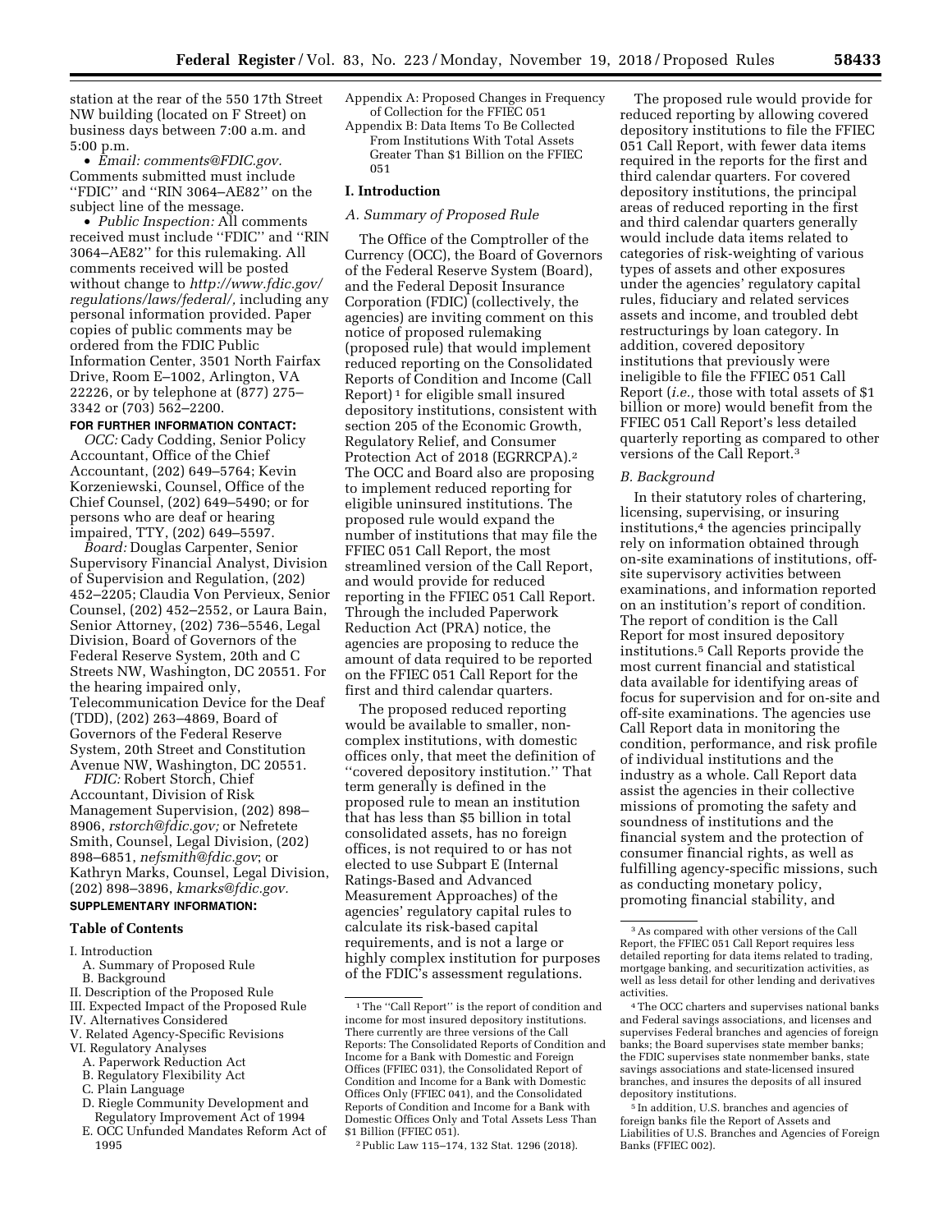station at the rear of the 550 17th Street NW building (located on F Street) on business days between 7:00 a.m. and 5:00 p.m.

- *Email: comments@FDIC.gov.* Comments submitted must include ''FDIC'' and ''RIN 3064–AE82'' on the subject line of the message.
- *Public Inspection:* All comments received must include ''FDIC'' and ''RIN 3064–AE82'' for this rulemaking. All comments received will be posted without change to *http://www.fdic.gov/regulations/laws/federal/,* including any personal information provided. Paper copies of public comments may be ordered from the FDIC Public Information Center, 3501 North Fairfax Drive, Room E–1002, Arlington, VA 22226, or by telephone at (877) 275–3342 or (703) 562–2200.

**FOR FURTHER INFORMATION CONTACT:**

*OCC:* Cady Codding, Senior Policy Accountant, Office of the Chief Accountant, (202) 649–5764; Kevin Korzeniewski, Counsel, Office of the Chief Counsel, (202) 649–5490; or for persons who are deaf or hearing impaired, TTY, (202) 649–5597.

*Board:* Douglas Carpenter, Senior Supervisory Financial Analyst, Division of Supervision and Regulation, (202) 452–2205; Claudia Von Pervieux, Senior Counsel, (202) 452–2552, or Laura Bain, Senior Attorney, (202) 736–5546, Legal Division, Board of Governors of the Federal Reserve System, 20th and C Streets NW, Washington, DC 20551. For the hearing impaired only, Telecommunication Device for the Deaf (TDD), (202) 263–4869, Board of Governors of the Federal Reserve System, 20th Street and Constitution Avenue NW, Washington, DC 20551.

*FDIC:* Robert Storch, Chief Accountant, Division of Risk Management Supervision, (202) 898–8906, *rstorch@fdic.gov;* or Nefretete Smith, Counsel, Legal Division, (202) 898–6851, *nefsmith@fdic.gov*; or Kathryn Marks, Counsel, Legal Division, (202) 898–3896, *kmarks@fdic.gov.*

**SUPPLEMENTARY INFORMATION:**

**Table of Contents**

I. Introduction
  A. Summary of Proposed Rule
  B. Background
II. Description of the Proposed Rule
III. Expected Impact of the Proposed Rule
IV. Alternatives Considered
V. Related Agency-Specific Revisions
VI. Regulatory Analyses
  A. Paperwork Reduction Act
  B. Regulatory Flexibility Act
  C. Plain Language
  D. Riegle Community Development and Regulatory Improvement Act of 1994
  E. OCC Unfunded Mandates Reform Act of 1995
Appendix A: Proposed Changes in Frequency of Collection for the FFIEC 051
Appendix B: Data Items To Be Collected From Institutions With Total Assets Greater Than $1 Billion on the FFIEC 051

## I. Introduction

### A. Summary of Proposed Rule

The Office of the Comptroller of the Currency (OCC), the Board of Governors of the Federal Reserve System (Board), and the Federal Deposit Insurance Corporation (FDIC) (collectively, the agencies) are inviting comment on this notice of proposed rulemaking (proposed rule) that would implement reduced reporting on the Consolidated Reports of Condition and Income (Call Report) [1] for eligible small insured depository institutions, consistent with section 205 of the Economic Growth, Regulatory Relief, and Consumer Protection Act of 2018 (EGRRCPA).[2] The OCC and Board also are proposing to implement reduced reporting for eligible uninsured institutions. The proposed rule would expand the number of institutions that may file the FFIEC 051 Call Report, the most streamlined version of the Call Report, and would provide for reduced reporting in the FFIEC 051 Call Report. Through the included Paperwork Reduction Act (PRA) notice, the agencies are proposing to reduce the amount of data required to be reported on the FFIEC 051 Call Report for the first and third calendar quarters.

The proposed reduced reporting would be available to smaller, non-complex institutions, with domestic offices only, that meet the definition of ''covered depository institution.'' That term generally is defined in the proposed rule to mean an institution that has less than $5 billion in total consolidated assets, has no foreign offices, is not required to or has not elected to use Subpart E (Internal Ratings-Based and Advanced Measurement Approaches) of the agencies' regulatory capital rules to calculate its risk-based capital requirements, and is not a large or highly complex institution for purposes of the FDIC's assessment regulations.

The proposed rule would provide for reduced reporting by allowing covered depository institutions to file the FFIEC 051 Call Report, with fewer data items required in the reports for the first and third calendar quarters. For covered depository institutions, the principal areas of reduced reporting in the first and third calendar quarters generally would include data items related to categories of risk-weighting of various types of assets and other exposures under the agencies' regulatory capital rules, fiduciary and related services assets and income, and troubled debt restructurings by loan category. In addition, covered depository institutions that previously were ineligible to file the FFIEC 051 Call Report (*i.e.,* those with total assets of $1 billion or more) would benefit from the FFIEC 051 Call Report's less detailed quarterly reporting as compared to other versions of the Call Report.[3]

### B. Background

In their statutory roles of chartering, licensing, supervising, or insuring institutions,[4] the agencies principally rely on information obtained through on-site examinations of institutions, off-site supervisory activities between examinations, and information reported on an institution's report of condition. The report of condition is the Call Report for most insured depository institutions.[5] Call Reports provide the most current financial and statistical data available for identifying areas of focus for supervision and for on-site and off-site examinations. The agencies use Call Report data in monitoring the condition, performance, and risk profile of individual institutions and the industry as a whole. Call Report data assist the agencies in their collective missions of promoting the safety and soundness of institutions and the financial system and the protection of consumer financial rights, as well as fulfilling agency-specific missions, such as conducting monetary policy, promoting financial stability, and

---

[1] The ''Call Report'' is the report of condition and income for most insured depository institutions. There currently are three versions of the Call Reports: The Consolidated Reports of Condition and Income for a Bank with Domestic and Foreign Offices (FFIEC 031), the Consolidated Report of Condition and Income for a Bank with Domestic Offices Only (FFIEC 041), and the Consolidated Reports of Condition and Income for a Bank with Domestic Offices Only and Total Assets Less Than $1 Billion (FFIEC 051).

[2] Public Law 115–174, 132 Stat. 1296 (2018).

[3] As compared with other versions of the Call Report, the FFIEC 051 Call Report requires less detailed reporting for data items related to trading, mortgage banking, and securitization activities, as well as less detail for other lending and derivatives activities.

[4] The OCC charters and supervises national banks and Federal savings associations, and licenses and supervises Federal branches and agencies of foreign banks; the Board supervises state member banks; the FDIC supervises state nonmember banks, state savings associations and state-licensed insured branches, and insures the deposits of all insured depository institutions.

[5] In addition, U.S. branches and agencies of foreign banks file the Report of Assets and Liabilities of U.S. Branches and Agencies of Foreign Banks (FFIEC 002).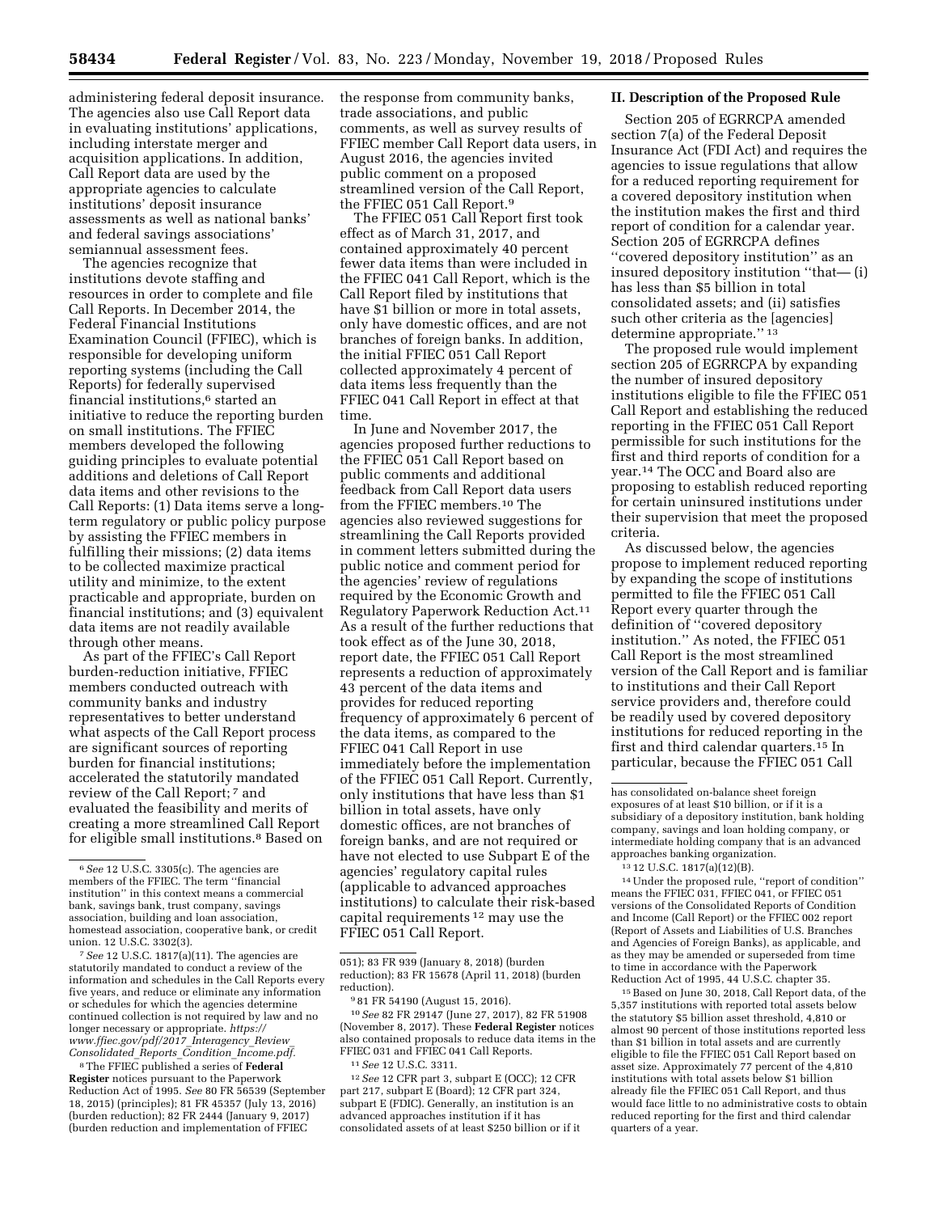administering federal deposit insurance. The agencies also use Call Report data in evaluating institutions' applications, including interstate merger and acquisition applications. In addition, Call Report data are used by the appropriate agencies to calculate institutions' deposit insurance assessments as well as national banks' and federal savings associations' semiannual assessment fees.

The agencies recognize that institutions devote staffing and resources in order to complete and file Call Reports. In December 2014, the Federal Financial Institutions Examination Council (FFIEC), which is responsible for developing uniform reporting systems (including the Call Reports) for federally supervised financial institutions,[6] started an initiative to reduce the reporting burden on small institutions. The FFIEC members developed the following guiding principles to evaluate potential additions and deletions of Call Report data items and other revisions to the Call Reports: (1) Data items serve a long-term regulatory or public policy purpose by assisting the FFIEC members in fulfilling their missions; (2) data items to be collected maximize practical utility and minimize, to the extent practicable and appropriate, burden on financial institutions; and (3) equivalent data items are not readily available through other means.

As part of the FFIEC's Call Report burden-reduction initiative, FFIEC members conducted outreach with community banks and industry representatives to better understand what aspects of the Call Report process are significant sources of reporting burden for financial institutions; accelerated the statutorily mandated review of the Call Report;[7] and evaluated the feasibility and merits of creating a more streamlined Call Report for eligible small institutions.[8] Based on the response from community banks, trade associations, and public comments, as well as survey results of FFIEC member Call Report data users, in August 2016, the agencies invited public comment on a proposed streamlined version of the Call Report, the FFIEC 051 Call Report.[9]

The FFIEC 051 Call Report first took effect as of March 31, 2017, and contained approximately 40 percent fewer data items than were included in the FFIEC 041 Call Report, which is the Call Report filed by institutions that have $1 billion or more in total assets, only have domestic offices, and are not branches of foreign banks. In addition, the initial FFIEC 051 Call Report collected approximately 4 percent of data items less frequently than the FFIEC 041 Call Report in effect at that time.

In June and November 2017, the agencies proposed further reductions to the FFIEC 051 Call Report based on public comments and additional feedback from Call Report data users from the FFIEC members.[10] The agencies also reviewed suggestions for streamlining the Call Reports provided in comment letters submitted during the public notice and comment period for the agencies' review of regulations required by the Economic Growth and Regulatory Paperwork Reduction Act.[11] As a result of the further reductions that took effect as of the June 30, 2018, report date, the FFIEC 051 Call Report represents a reduction of approximately 43 percent of the data items and provides for reduced reporting frequency of approximately 6 percent of the data items, as compared to the FFIEC 041 Call Report in use immediately before the implementation of the FFIEC 051 Call Report. Currently, only institutions that have less than $1 billion in total assets, have only domestic offices, are not branches of foreign banks, and are not required or have not elected to use Subpart E of the agencies' regulatory capital rules (applicable to advanced approaches institutions) to calculate their risk-based capital requirements[12] may use the FFIEC 051 Call Report.

## II. Description of the Proposed Rule

Section 205 of EGRRCPA amended section 7(a) of the Federal Deposit Insurance Act (FDI Act) and requires the agencies to issue regulations that allow for a reduced reporting requirement for a covered depository institution when the institution makes the first and third report of condition for a calendar year. Section 205 of EGRRCPA defines "covered depository institution" as an insured depository institution "that— (i) has less than $5 billion in total consolidated assets; and (ii) satisfies such other criteria as the [agencies] determine appropriate."[13]

The proposed rule would implement section 205 of EGRRCPA by expanding the number of insured depository institutions eligible to file the FFIEC 051 Call Report and establishing the reduced reporting in the FFIEC 051 Call Report permissible for such institutions for the first and third reports of condition for a year.[14] The OCC and Board also are proposing to establish reduced reporting for certain uninsured institutions under their supervision that meet the proposed criteria.

As discussed below, the agencies propose to implement reduced reporting by expanding the scope of institutions permitted to file the FFIEC 051 Call Report every quarter through the definition of "covered depository institution." As noted, the FFIEC 051 Call Report is the most streamlined version of the Call Report and is familiar to institutions and their Call Report service providers and, therefore could be readily used by covered depository institutions for reduced reporting in the first and third calendar quarters.[15] In particular, because the FFIEC 051 Call

---

[6] *See* 12 U.S.C. 3305(c). The agencies are members of the FFIEC. The term "financial institution" in this context means a commercial bank, savings bank, trust company, savings association, building and loan association, homestead association, cooperative bank, or credit union. 12 U.S.C. 3302(3).

[7] *See* 12 U.S.C. 1817(a)(11). The agencies are statutorily mandated to conduct a review of the information and schedules in the Call Reports every five years, and reduce or eliminate any information or schedules for which the agencies determine continued collection is not required by law and no longer necessary or appropriate. *https://www.ffiec.gov/pdf/2017_Interagency_Review_Consolidated_Reports_Condition_Income.pdf.*

[8] The FFIEC published a series of **Federal Register** notices pursuant to the Paperwork Reduction Act of 1995. *See* 80 FR 56539 (September 18, 2015) (principles); 81 FR 45357 (July 13, 2016) (burden reduction); 82 FR 2444 (January 9, 2017) (burden reduction and implementation of FFIEC 051); 83 FR 939 (January 8, 2018) (burden reduction); 83 FR 15678 (April 11, 2018) (burden reduction).

[9] 81 FR 54190 (August 15, 2016).

[10] *See* 82 FR 29147 (June 27, 2017), 82 FR 51908 (November 8, 2017). These **Federal Register** notices also contained proposals to reduce data items in the FFIEC 031 and FFIEC 041 Call Reports.

[11] *See* 12 U.S.C. 3311.

[12] *See* 12 CFR part 3, subpart E (OCC); 12 CFR part 217, subpart E (Board); 12 CFR part 324, subpart E (FDIC). Generally, an institution is an advanced approaches institution if it has consolidated assets of at least $250 billion or if it has consolidated on-balance sheet foreign exposures of at least $10 billion, or if it is a subsidiary of a depository institution, bank holding company, savings and loan holding company, or intermediate holding company that is an advanced approaches banking organization.

[13] 12 U.S.C. 1817(a)(12)(B).

[14] Under the proposed rule, "report of condition" means the FFIEC 031, FFIEC 041, or FFIEC 051 versions of the Consolidated Reports of Condition and Income (Call Report) or the FFIEC 002 report (Report of Assets and Liabilities of U.S. Branches and Agencies of Foreign Banks), as applicable, and as they may be amended or superseded from time to time in accordance with the Paperwork Reduction Act of 1995, 44 U.S.C. chapter 35.

[15] Based on June 30, 2018, Call Report data, of the 5,357 institutions with reported total assets below the statutory $5 billion asset threshold, 4,810 or almost 90 percent of those institutions reported less than $1 billion in total assets and are currently eligible to file the FFIEC 051 Call Report based on asset size. Approximately 77 percent of the 4,810 institutions with total assets below $1 billion already file the FFIEC 051 Call Report, and thus would face little to no administrative costs to obtain reduced reporting for the first and third calendar quarters of a year.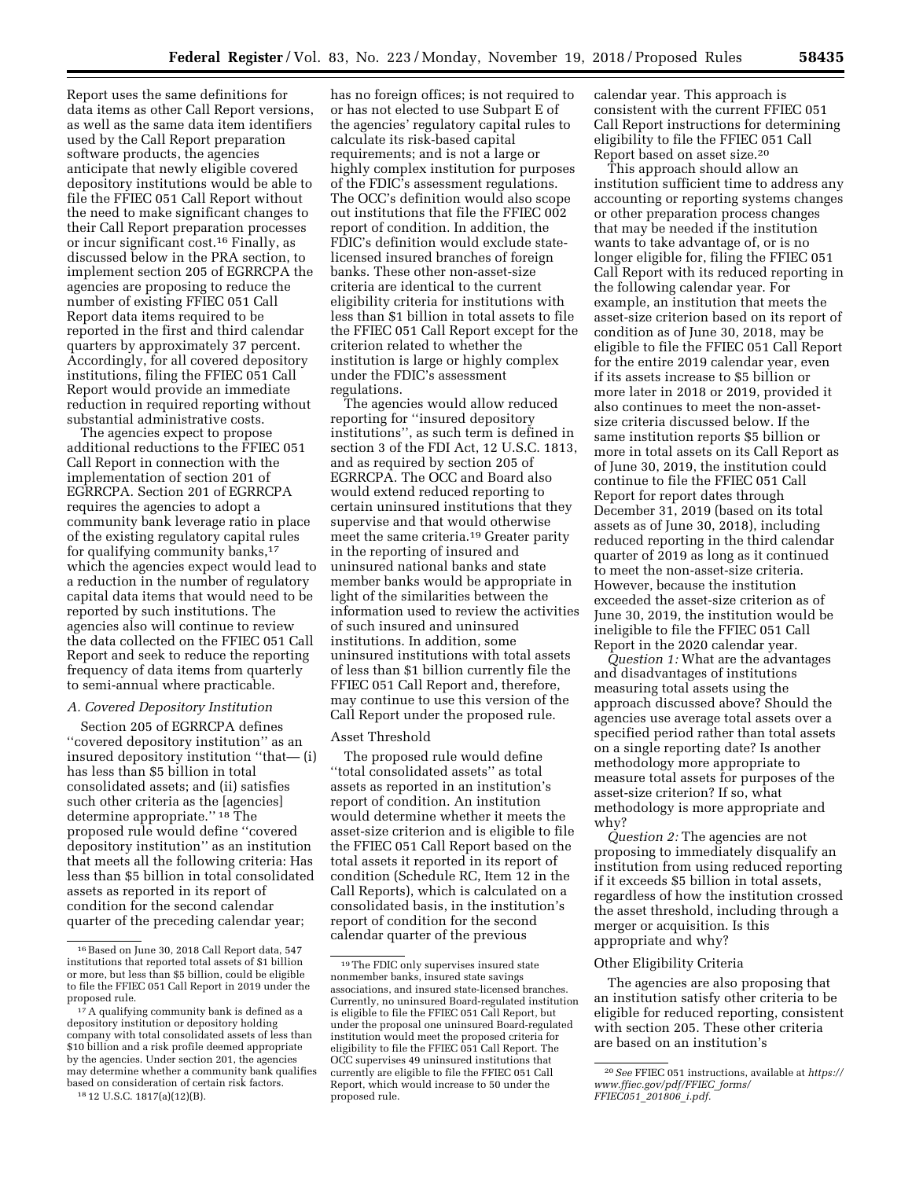Report uses the same definitions for data items as other Call Report versions, as well as the same data item identifiers used by the Call Report preparation software products, the agencies anticipate that newly eligible covered depository institutions would be able to file the FFIEC 051 Call Report without the need to make significant changes to their Call Report preparation processes or incur significant cost.[16] Finally, as discussed below in the PRA section, to implement section 205 of EGRRCPA the agencies are proposing to reduce the number of existing FFIEC 051 Call Report data items required to be reported in the first and third calendar quarters by approximately 37 percent. Accordingly, for all covered depository institutions, filing the FFIEC 051 Call Report would provide an immediate reduction in required reporting without substantial administrative costs.

The agencies expect to propose additional reductions to the FFIEC 051 Call Report in connection with the implementation of section 201 of EGRRCPA. Section 201 of EGRRCPA requires the agencies to adopt a community bank leverage ratio in place of the existing regulatory capital rules for qualifying community banks,[17] which the agencies expect would lead to a reduction in the number of regulatory capital data items that would need to be reported by such institutions. The agencies also will continue to review the data collected on the FFIEC 051 Call Report and seek to reduce the reporting frequency of data items from quarterly to semi-annual where practicable.

### *A. Covered Depository Institution*

Section 205 of EGRRCPA defines "covered depository institution" as an insured depository institution "that— (i) has less than $5 billion in total consolidated assets; and (ii) satisfies such other criteria as the [agencies] determine appropriate." [18] The proposed rule would define "covered depository institution" as an institution that meets all the following criteria: Has less than $5 billion in total consolidated assets as reported in its report of condition for the second calendar quarter of the preceding calendar year; has no foreign offices; is not required to or has not elected to use Subpart E of the agencies' regulatory capital rules to calculate its risk-based capital requirements; and is not a large or highly complex institution for purposes of the FDIC's assessment regulations. The OCC's definition would also scope out institutions that file the FFIEC 002 report of condition. In addition, the FDIC's definition would exclude state-licensed insured branches of foreign banks. These other non-asset-size criteria are identical to the current eligibility criteria for institutions with less than $1 billion in total assets to file the FFIEC 051 Call Report except for the criterion related to whether the institution is large or highly complex under the FDIC's assessment regulations.

The agencies would allow reduced reporting for "insured depository institutions", as such term is defined in section 3 of the FDI Act, 12 U.S.C. 1813, and as required by section 205 of EGRRCPA. The OCC and Board also would extend reduced reporting to certain uninsured institutions that they supervise and that would otherwise meet the same criteria.[19] Greater parity in the reporting of insured and uninsured national banks and state member banks would be appropriate in light of the similarities between the information used to review the activities of such insured and uninsured institutions. In addition, some uninsured institutions with total assets of less than $1 billion currently file the FFIEC 051 Call Report and, therefore, may continue to use this version of the Call Report under the proposed rule.

#### Asset Threshold

The proposed rule would define "total consolidated assets" as total assets as reported in an institution's report of condition. An institution would determine whether it meets the asset-size criterion and is eligible to file the FFIEC 051 Call Report based on the total assets it reported in its report of condition (Schedule RC, Item 12 in the Call Reports), which is calculated on a consolidated basis, in the institution's report of condition for the second calendar quarter of the previous calendar year. This approach is consistent with the current FFIEC 051 Call Report instructions for determining eligibility to file the FFIEC 051 Call Report based on asset size.[20]

This approach should allow an institution sufficient time to address any accounting or reporting systems changes or other preparation process changes that may be needed if the institution wants to take advantage of, or is no longer eligible for, filing the FFIEC 051 Call Report with its reduced reporting in the following calendar year. For example, an institution that meets the asset-size criterion based on its report of condition as of June 30, 2018, may be eligible to file the FFIEC 051 Call Report for the entire 2019 calendar year, even if its assets increase to $5 billion or more later in 2018 or 2019, provided it also continues to meet the non-asset-size criteria discussed below. If the same institution reports $5 billion or more in total assets on its Call Report as of June 30, 2019, the institution could continue to file the FFIEC 051 Call Report for report dates through December 31, 2019 (based on its total assets as of June 30, 2018), including reduced reporting in the third calendar quarter of 2019 as long as it continued to meet the non-asset-size criteria. However, because the institution exceeded the asset-size criterion as of June 30, 2019, the institution would be ineligible to file the FFIEC 051 Call Report in the 2020 calendar year.

*Question 1:* What are the advantages and disadvantages of institutions measuring total assets using the approach discussed above? Should the agencies use average total assets over a specified period rather than total assets on a single reporting date? Is another methodology more appropriate to measure total assets for purposes of the asset-size criterion? If so, what methodology is more appropriate and why?

*Question 2:* The agencies are not proposing to immediately disqualify an institution from using reduced reporting if it exceeds $5 billion in total assets, regardless of how the institution crossed the asset threshold, including through a merger or acquisition. Is this appropriate and why?

#### Other Eligibility Criteria

The agencies are also proposing that an institution satisfy other criteria to be eligible for reduced reporting, consistent with section 205. These other criteria are based on an institution's

---

[16] Based on June 30, 2018 Call Report data, 547 institutions that reported total assets of $1 billion or more, but less than $5 billion, could be eligible to file the FFIEC 051 Call Report in 2019 under the proposed rule.

[17] A qualifying community bank is defined as a depository institution or depository holding company with total consolidated assets of less than $10 billion and a risk profile deemed appropriate by the agencies. Under section 201, the agencies may determine whether a community bank qualifies based on consideration of certain risk factors.

[18] 12 U.S.C. 1817(a)(12)(B).

[19] The FDIC only supervises insured state nonmember banks, insured state savings associations, and insured state-licensed branches. Currently, no uninsured Board-regulated institution is eligible to file the FFIEC 051 Call Report, but under the proposal one uninsured Board-regulated institution would meet the proposed criteria for eligibility to file the FFIEC 051 Call Report. The OCC supervises 49 uninsured institutions that currently are eligible to file the FFIEC 051 Call Report, which would increase to 50 under the proposed rule.

[20] *See* FFIEC 051 instructions, available at *https://www.ffiec.gov/pdf/FFIEC_forms/FFIEC051_201806_i.pdf.*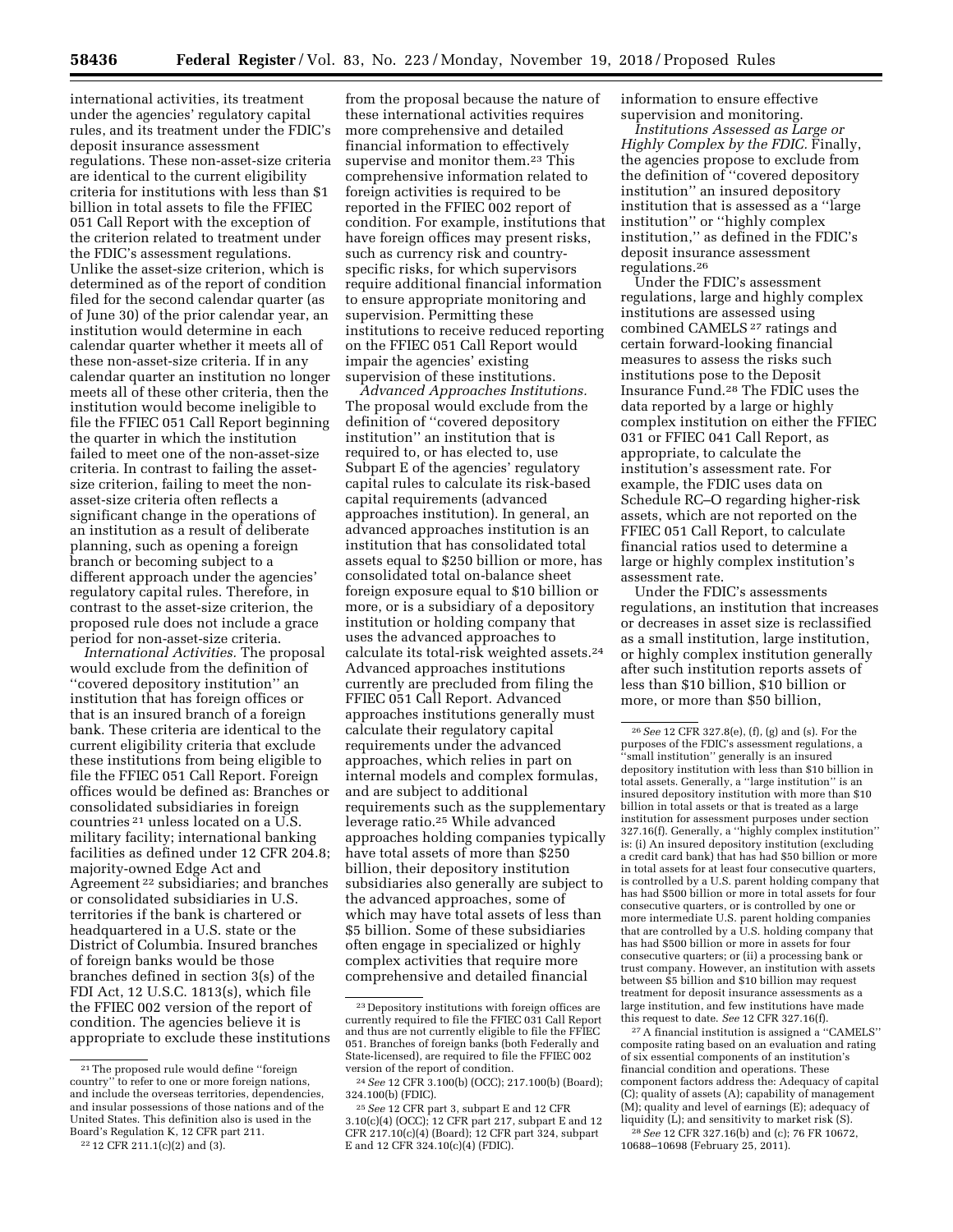international activities, its treatment under the agencies' regulatory capital rules, and its treatment under the FDIC's deposit insurance assessment regulations. These non-asset-size criteria are identical to the current eligibility criteria for institutions with less than $1 billion in total assets to file the FFIEC 051 Call Report with the exception of the criterion related to treatment under the FDIC's assessment regulations. Unlike the asset-size criterion, which is determined as of the report of condition filed for the second calendar quarter (as of June 30) of the prior calendar year, an institution would determine in each calendar quarter whether it meets all of these non-asset-size criteria. If in any calendar quarter an institution no longer meets all of these other criteria, then the institution would become ineligible to file the FFIEC 051 Call Report beginning the quarter in which the institution failed to meet one of the non-asset-size criteria. In contrast to failing the asset-size criterion, failing to meet the non-asset-size criteria often reflects a significant change in the operations of an institution as a result of deliberate planning, such as opening a foreign branch or becoming subject to a different approach under the agencies' regulatory capital rules. Therefore, in contrast to the asset-size criterion, the proposed rule does not include a grace period for non-asset-size criteria.

*International Activities.* The proposal would exclude from the definition of ''covered depository institution'' an institution that has foreign offices or that is an insured branch of a foreign bank. These criteria are identical to the current eligibility criteria that exclude these institutions from being eligible to file the FFIEC 051 Call Report. Foreign offices would be defined as: Branches or consolidated subsidiaries in foreign countries [21] unless located on a U.S. military facility; international banking facilities as defined under 12 CFR 204.8; majority-owned Edge Act and Agreement [22] subsidiaries; and branches or consolidated subsidiaries in U.S. territories if the bank is chartered or headquartered in a U.S. state or the District of Columbia. Insured branches of foreign banks would be those branches defined in section 3(s) of the FDI Act, 12 U.S.C. 1813(s), which file the FFIEC 002 version of the report of condition. The agencies believe it is appropriate to exclude these institutions from the proposal because the nature of these international activities requires more comprehensive and detailed financial information to effectively supervise and monitor them.[23] This comprehensive information related to foreign activities is required to be reported in the FFIEC 002 report of condition. For example, institutions that have foreign offices may present risks, such as currency risk and country-specific risks, for which supervisors require additional financial information to ensure appropriate monitoring and supervision. Permitting these institutions to receive reduced reporting on the FFIEC 051 Call Report would impair the agencies' existing supervision of these institutions.

*Advanced Approaches Institutions.* The proposal would exclude from the definition of ''covered depository institution'' an institution that is required to, or has elected to, use Subpart E of the agencies' regulatory capital rules to calculate its risk-based capital requirements (advanced approaches institution). In general, an advanced approaches institution is an institution that has consolidated total assets equal to $250 billion or more, has consolidated total on-balance sheet foreign exposure equal to $10 billion or more, or is a subsidiary of a depository institution or holding company that uses the advanced approaches to calculate its total-risk weighted assets.[24] Advanced approaches institutions currently are precluded from filing the FFIEC 051 Call Report. Advanced approaches institutions generally must calculate their regulatory capital requirements under the advanced approaches, which relies in part on internal models and complex formulas, and are subject to additional requirements such as the supplementary leverage ratio.[25] While advanced approaches holding companies typically have total assets of more than $250 billion, their depository institution subsidiaries also generally are subject to the advanced approaches, some of which may have total assets of less than $5 billion. Some of these subsidiaries often engage in specialized or highly complex activities that require more comprehensive and detailed financial information to ensure effective supervision and monitoring.

*Institutions Assessed as Large or Highly Complex by the FDIC.* Finally, the agencies propose to exclude from the definition of ''covered depository institution'' an insured depository institution that is assessed as a ''large institution'' or ''highly complex institution,'' as defined in the FDIC's deposit insurance assessment regulations.[26]

Under the FDIC's assessment regulations, large and highly complex institutions are assessed using combined CAMELS [27] ratings and certain forward-looking financial measures to assess the risks such institutions pose to the Deposit Insurance Fund.[28] The FDIC uses the data reported by a large or highly complex institution on either the FFIEC 031 or FFIEC 041 Call Report, as appropriate, to calculate the institution's assessment rate. For example, the FDIC uses data on Schedule RC–O regarding higher-risk assets, which are not reported on the FFIEC 051 Call Report, to calculate financial ratios used to determine a large or highly complex institution's assessment rate.

Under the FDIC's assessments regulations, an institution that increases or decreases in asset size is reclassified as a small institution, large institution, or highly complex institution generally after such institution reports assets of less than $10 billion, $10 billion or more, or more than $50 billion,

---

[21] The proposed rule would define ''foreign country'' to refer to one or more foreign nations, and include the overseas territories, dependencies, and insular possessions of those nations and of the United States. This definition also is used in the Board's Regulation K, 12 CFR part 211.

[22] 12 CFR 211.1(c)(2) and (3).

[23] Depository institutions with foreign offices are currently required to file the FFIEC 031 Call Report and thus are not currently eligible to file the FFIEC 051. Branches of foreign banks (both Federally and State-licensed), are required to file the FFIEC 002 version of the report of condition.

[24] *See* 12 CFR 3.100(b) (OCC); 217.100(b) (Board); 324.100(b) (FDIC).

[25] *See* 12 CFR part 3, subpart E and 12 CFR 3.10(c)(4) (OCC); 12 CFR part 217, subpart E and 12 CFR 217.10(c)(4) (Board); 12 CFR part 324, subpart E and 12 CFR 324.10(c)(4) (FDIC).

[26] *See* 12 CFR 327.8(e), (f), (g) and (s). For the purposes of the FDIC's assessment regulations, a ''small institution'' generally is an insured depository institution with less than $10 billion in total assets. Generally, a ''large institution'' is an insured depository institution with more than $10 billion in total assets or that is treated as a large institution for assessment purposes under section 327.16(f). Generally, a ''highly complex institution'' is: (i) An insured depository institution (excluding a credit card bank) that has had $50 billion or more in total assets for at least four consecutive quarters, is controlled by a U.S. parent holding company that has had $500 billion or more in total assets for four consecutive quarters, or is controlled by one or more intermediate U.S. parent holding companies that are controlled by a U.S. holding company that has had $500 billion or more in assets for four consecutive quarters; or (ii) a processing bank or trust company. However, an institution with assets between $5 billion and $10 billion may request treatment for deposit insurance assessments as a large institution, and few institutions have made this request to date. *See* 12 CFR 327.16(f).

[27] A financial institution is assigned a ''CAMELS'' composite rating based on an evaluation and rating of six essential components of an institution's financial condition and operations. These component factors address the: Adequacy of capital (C); quality of assets (A); capability of management (M); quality and level of earnings (E); adequacy of liquidity (L); and sensitivity to market risk (S).

[28] *See* 12 CFR 327.16(b) and (c); 76 FR 10672, 10688–10698 (February 25, 2011).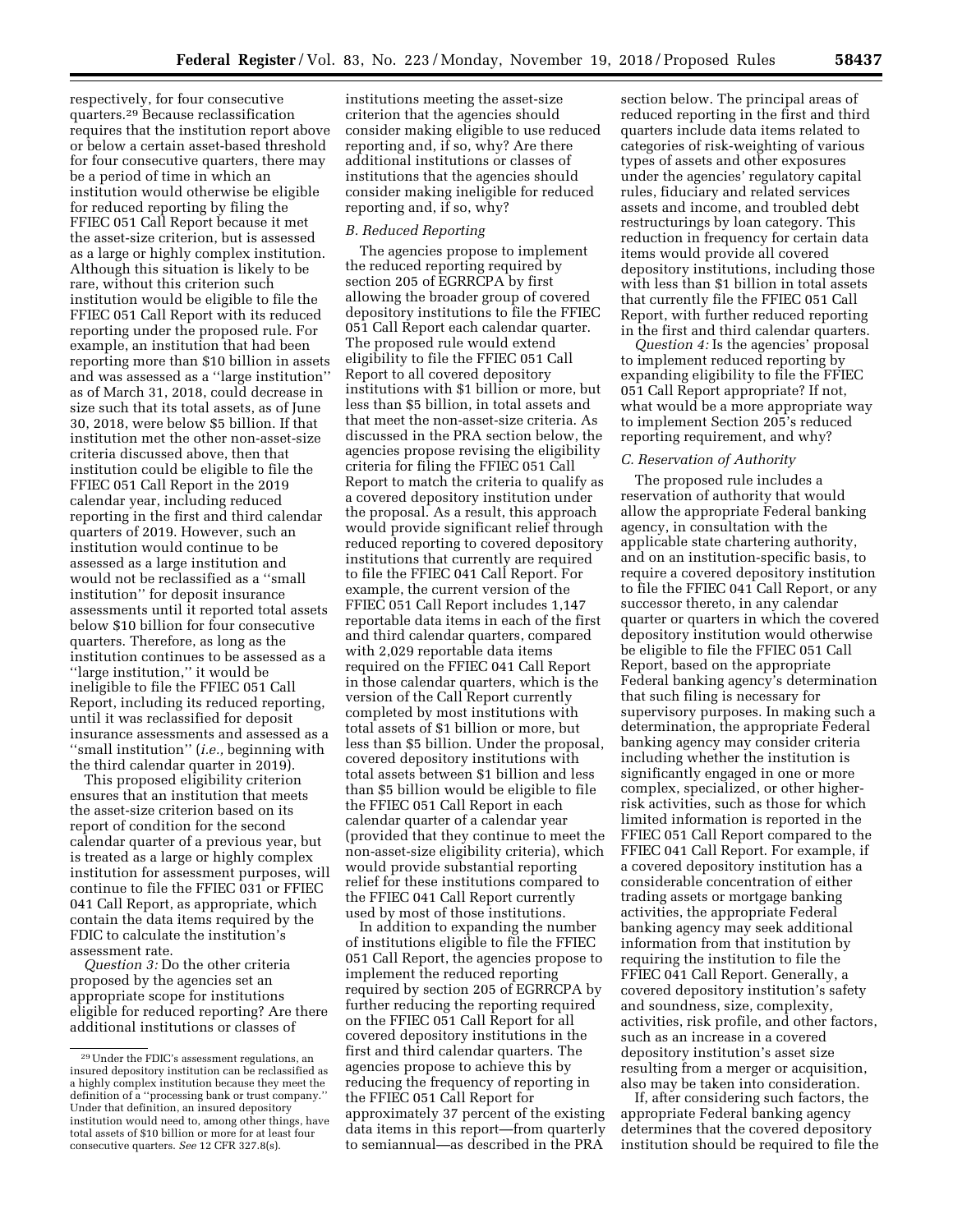respectively, for four consecutive quarters.[29] Because reclassification requires that the institution report above or below a certain asset-based threshold for four consecutive quarters, there may be a period of time in which an institution would otherwise be eligible for reduced reporting by filing the FFIEC 051 Call Report because it met the asset-size criterion, but is assessed as a large or highly complex institution. Although this situation is likely to be rare, without this criterion such institution would be eligible to file the FFIEC 051 Call Report with its reduced reporting under the proposed rule. For example, an institution that had been reporting more than $10 billion in assets and was assessed as a ''large institution'' as of March 31, 2018, could decrease in size such that its total assets, as of June 30, 2018, were below $5 billion. If that institution met the other non-asset-size criteria discussed above, then that institution could be eligible to file the FFIEC 051 Call Report in the 2019 calendar year, including reduced reporting in the first and third calendar quarters of 2019. However, such an institution would continue to be assessed as a large institution and would not be reclassified as a ''small institution'' for deposit insurance assessments until it reported total assets below $10 billion for four consecutive quarters. Therefore, as long as the institution continues to be assessed as a ''large institution,'' it would be ineligible to file the FFIEC 051 Call Report, including its reduced reporting, until it was reclassified for deposit insurance assessments and assessed as a ''small institution'' (*i.e.,* beginning with the third calendar quarter in 2019).

This proposed eligibility criterion ensures that an institution that meets the asset-size criterion based on its report of condition for the second calendar quarter of a previous year, but is treated as a large or highly complex institution for assessment purposes, will continue to file the FFIEC 031 or FFIEC 041 Call Report, as appropriate, which contain the data items required by the FDIC to calculate the institution's assessment rate.

*Question 3:* Do the other criteria proposed by the agencies set an appropriate scope for institutions eligible for reduced reporting? Are there additional institutions or classes of institutions meeting the asset-size criterion that the agencies should consider making eligible to use reduced reporting and, if so, why? Are there additional institutions or classes of institutions that the agencies should consider making ineligible for reduced reporting and, if so, why?

### B. Reduced Reporting

The agencies propose to implement the reduced reporting required by section 205 of EGRRCPA by first allowing the broader group of covered depository institutions to file the FFIEC 051 Call Report each calendar quarter. The proposed rule would extend eligibility to file the FFIEC 051 Call Report to all covered depository institutions with $1 billion or more, but less than $5 billion, in total assets and that meet the non-asset-size criteria. As discussed in the PRA section below, the agencies propose revising the eligibility criteria for filing the FFIEC 051 Call Report to match the criteria to qualify as a covered depository institution under the proposal. As a result, this approach would provide significant relief through reduced reporting to covered depository institutions that currently are required to file the FFIEC 041 Call Report. For example, the current version of the FFIEC 051 Call Report includes 1,147 reportable data items in each of the first and third calendar quarters, compared with 2,029 reportable data items required on the FFIEC 041 Call Report in those calendar quarters, which is the version of the Call Report currently completed by most institutions with total assets of $1 billion or more, but less than $5 billion. Under the proposal, covered depository institutions with total assets between $1 billion and less than $5 billion would be eligible to file the FFIEC 051 Call Report in each calendar quarter of a calendar year (provided that they continue to meet the non-asset-size eligibility criteria), which would provide substantial reporting relief for these institutions compared to the FFIEC 041 Call Report currently used by most of those institutions.

In addition to expanding the number of institutions eligible to file the FFIEC 051 Call Report, the agencies propose to implement the reduced reporting required by section 205 of EGRRCPA by further reducing the reporting required on the FFIEC 051 Call Report for all covered depository institutions in the first and third calendar quarters. The agencies propose to achieve this by reducing the frequency of reporting in the FFIEC 051 Call Report for approximately 37 percent of the existing data items in this report—from quarterly to semiannual—as described in the PRA section below. The principal areas of reduced reporting in the first and third quarters include data items related to categories of risk-weighting of various types of assets and other exposures under the agencies' regulatory capital rules, fiduciary and related services assets and income, and troubled debt restructurings by loan category. This reduction in frequency for certain data items would provide all covered depository institutions, including those with less than $1 billion in total assets that currently file the FFIEC 051 Call Report, with further reduced reporting in the first and third calendar quarters.

*Question 4:* Is the agencies' proposal to implement reduced reporting by expanding eligibility to file the FFIEC 051 Call Report appropriate? If not, what would be a more appropriate way to implement Section 205's reduced reporting requirement, and why?

### C. Reservation of Authority

The proposed rule includes a reservation of authority that would allow the appropriate Federal banking agency, in consultation with the applicable state chartering authority, and on an institution-specific basis, to require a covered depository institution to file the FFIEC 041 Call Report, or any successor thereto, in any calendar quarter or quarters in which the covered depository institution would otherwise be eligible to file the FFIEC 051 Call Report, based on the appropriate Federal banking agency's determination that such filing is necessary for supervisory purposes. In making such a determination, the appropriate Federal banking agency may consider criteria including whether the institution is significantly engaged in one or more complex, specialized, or other higher-risk activities, such as those for which limited information is reported in the FFIEC 051 Call Report compared to the FFIEC 041 Call Report. For example, if a covered depository institution has a considerable concentration of either trading assets or mortgage banking activities, the appropriate Federal banking agency may seek additional information from that institution by requiring the institution to file the FFIEC 041 Call Report. Generally, a covered depository institution's safety and soundness, size, complexity, activities, risk profile, and other factors, such as an increase in a covered depository institution's asset size resulting from a merger or acquisition, also may be taken into consideration.

If, after considering such factors, the appropriate Federal banking agency determines that the covered depository institution should be required to file the

---

[29] Under the FDIC's assessment regulations, an insured depository institution can be reclassified as a highly complex institution because they meet the definition of a ''processing bank or trust company.'' Under that definition, an insured depository institution would need to, among other things, have total assets of $10 billion or more for at least four consecutive quarters. *See* 12 CFR 327.8(s).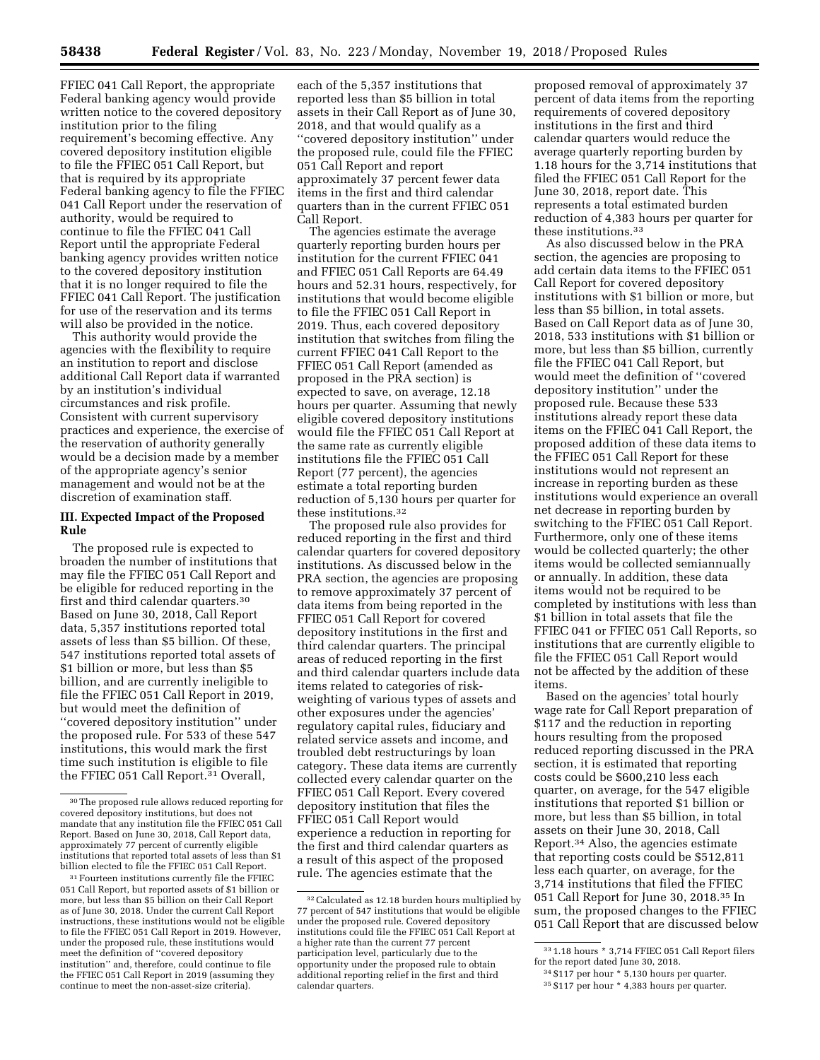FFIEC 041 Call Report, the appropriate Federal banking agency would provide written notice to the covered depository institution prior to the filing requirement's becoming effective. Any covered depository institution eligible to file the FFIEC 051 Call Report, but that is required by its appropriate Federal banking agency to file the FFIEC 041 Call Report under the reservation of authority, would be required to continue to file the FFIEC 041 Call Report until the appropriate Federal banking agency provides written notice to the covered depository institution that it is no longer required to file the FFIEC 041 Call Report. The justification for use of the reservation and its terms will also be provided in the notice.

This authority would provide the agencies with the flexibility to require an institution to report and disclose additional Call Report data if warranted by an institution's individual circumstances and risk profile. Consistent with current supervisory practices and experience, the exercise of the reservation of authority generally would be a decision made by a member of the appropriate agency's senior management and would not be at the discretion of examination staff.

## III. Expected Impact of the Proposed Rule

The proposed rule is expected to broaden the number of institutions that may file the FFIEC 051 Call Report and be eligible for reduced reporting in the first and third calendar quarters.[30] Based on June 30, 2018, Call Report data, 5,357 institutions reported total assets of less than $5 billion. Of these, 547 institutions reported total assets of $1 billion or more, but less than $5 billion, and are currently ineligible to file the FFIEC 051 Call Report in 2019, but would meet the definition of ''covered depository institution'' under the proposed rule. For 533 of these 547 institutions, this would mark the first time such institution is eligible to file the FFIEC 051 Call Report.[31] Overall, each of the 5,357 institutions that reported less than $5 billion in total assets in their Call Report as of June 30, 2018, and that would qualify as a ''covered depository institution'' under the proposed rule, could file the FFIEC 051 Call Report and report approximately 37 percent fewer data items in the first and third calendar quarters than in the current FFIEC 051 Call Report.

The agencies estimate the average quarterly reporting burden hours per institution for the current FFIEC 041 and FFIEC 051 Call Reports are 64.49 hours and 52.31 hours, respectively, for institutions that would become eligible to file the FFIEC 051 Call Report in 2019. Thus, each covered depository institution that switches from filing the current FFIEC 041 Call Report to the FFIEC 051 Call Report (amended as proposed in the PRA section) is expected to save, on average, 12.18 hours per quarter. Assuming that newly eligible covered depository institutions would file the FFIEC 051 Call Report at the same rate as currently eligible institutions file the FFIEC 051 Call Report (77 percent), the agencies estimate a total reporting burden reduction of 5,130 hours per quarter for these institutions.[32]

The proposed rule also provides for reduced reporting in the first and third calendar quarters for covered depository institutions. As discussed below in the PRA section, the agencies are proposing to remove approximately 37 percent of data items from being reported in the FFIEC 051 Call Report for covered depository institutions in the first and third calendar quarters. The principal areas of reduced reporting in the first and third calendar quarters include data items related to categories of risk-weighting of various types of assets and other exposures under the agencies' regulatory capital rules, fiduciary and related service assets and income, and troubled debt restructurings by loan category. These data items are currently collected every calendar quarter on the FFIEC 051 Call Report. Every covered depository institution that files the FFIEC 051 Call Report would experience a reduction in reporting for the first and third calendar quarters as a result of this aspect of the proposed rule. The agencies estimate that the proposed removal of approximately 37 percent of data items from the reporting requirements of covered depository institutions in the first and third calendar quarters would reduce the average quarterly reporting burden by 1.18 hours for the 3,714 institutions that filed the FFIEC 051 Call Report for the June 30, 2018, report date. This represents a total estimated burden reduction of 4,383 hours per quarter for these institutions.[33]

As also discussed below in the PRA section, the agencies are proposing to add certain data items to the FFIEC 051 Call Report for covered depository institutions with $1 billion or more, but less than $5 billion, in total assets. Based on Call Report data as of June 30, 2018, 533 institutions with $1 billion or more, but less than $5 billion, currently file the FFIEC 041 Call Report, but would meet the definition of ''covered depository institution'' under the proposed rule. Because these 533 institutions already report these data items on the FFIEC 041 Call Report, the proposed addition of these data items to the FFIEC 051 Call Report for these institutions would not represent an increase in reporting burden as these institutions would experience an overall net decrease in reporting burden by switching to the FFIEC 051 Call Report. Furthermore, only one of these items would be collected quarterly; the other items would be collected semiannually or annually. In addition, these data items would not be required to be completed by institutions with less than $1 billion in total assets that file the FFIEC 041 or FFIEC 051 Call Reports, so institutions that are currently eligible to file the FFIEC 051 Call Report would not be affected by the addition of these items.

Based on the agencies' total hourly wage rate for Call Report preparation of $117 and the reduction in reporting hours resulting from the proposed reduced reporting discussed in the PRA section, it is estimated that reporting costs could be $600,210 less each quarter, on average, for the 547 eligible institutions that reported $1 billion or more, but less than $5 billion, in total assets on their June 30, 2018, Call Report.[34] Also, the agencies estimate that reporting costs could be $512,811 less each quarter, on average, for the 3,714 institutions that filed the FFIEC 051 Call Report for June 30, 2018.[35] In sum, the proposed changes to the FFIEC 051 Call Report that are discussed below

---

[30] The proposed rule allows reduced reporting for covered depository institutions, but does not mandate that any institution file the FFIEC 051 Call Report. Based on June 30, 2018, Call Report data, approximately 77 percent of currently eligible institutions that reported total assets of less than $1 billion elected to file the FFIEC 051 Call Report.

[31] Fourteen institutions currently file the FFIEC 051 Call Report, but reported assets of $1 billion or more, but less than $5 billion on their Call Report as of June 30, 2018. Under the current Call Report instructions, these institutions would not be eligible to file the FFIEC 051 Call Report in 2019. However, under the proposed rule, these institutions would meet the definition of ''covered depository institution'' and, therefore, could continue to file the FFIEC 051 Call Report in 2019 (assuming they continue to meet the non-asset-size criteria).

[32] Calculated as 12.18 burden hours multiplied by 77 percent of 547 institutions that would be eligible under the proposed rule. Covered depository institutions could file the FFIEC 051 Call Report at a higher rate than the current 77 percent participation level, particularly due to the opportunity under the proposed rule to obtain additional reporting relief in the first and third calendar quarters.

[33] 1.18 hours * 3,714 FFIEC 051 Call Report filers for the report dated June 30, 2018.

[34] $117 per hour * 5,130 hours per quarter.

[35] $117 per hour * 4,383 hours per quarter.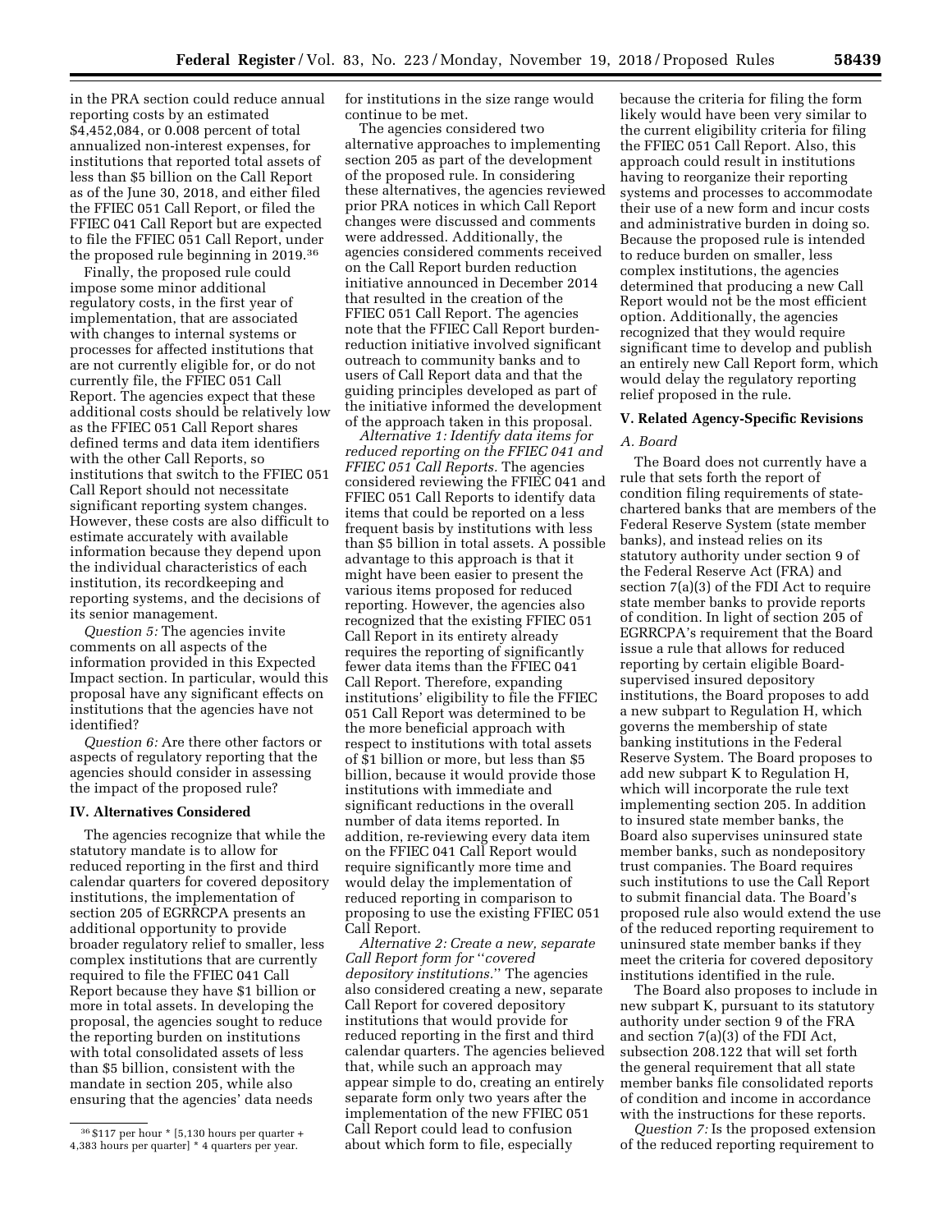in the PRA section could reduce annual reporting costs by an estimated $4,452,084, or 0.008 percent of total annualized non-interest expenses, for institutions that reported total assets of less than $5 billion on the Call Report as of the June 30, 2018, and either filed the FFIEC 051 Call Report, or filed the FFIEC 041 Call Report but are expected to file the FFIEC 051 Call Report, under the proposed rule beginning in 2019.[36]

Finally, the proposed rule could impose some minor additional regulatory costs, in the first year of implementation, that are associated with changes to internal systems or processes for affected institutions that are not currently eligible for, or do not currently file, the FFIEC 051 Call Report. The agencies expect that these additional costs should be relatively low as the FFIEC 051 Call Report shares defined terms and data item identifiers with the other Call Reports, so institutions that switch to the FFIEC 051 Call Report should not necessitate significant reporting system changes. However, these costs are also difficult to estimate accurately with available information because they depend upon the individual characteristics of each institution, its recordkeeping and reporting systems, and the decisions of its senior management.

*Question 5:* The agencies invite comments on all aspects of the information provided in this Expected Impact section. In particular, would this proposal have any significant effects on institutions that the agencies have not identified?

*Question 6:* Are there other factors or aspects of regulatory reporting that the agencies should consider in assessing the impact of the proposed rule?

## IV. Alternatives Considered

The agencies recognize that while the statutory mandate is to allow for reduced reporting in the first and third calendar quarters for covered depository institutions, the implementation of section 205 of EGRRCPA presents an additional opportunity to provide broader regulatory relief to smaller, less complex institutions that are currently required to file the FFIEC 041 Call Report because they have $1 billion or more in total assets. In developing the proposal, the agencies sought to reduce the reporting burden on institutions with total consolidated assets of less than $5 billion, consistent with the mandate in section 205, while also ensuring that the agencies' data needs for institutions in the size range would continue to be met.

The agencies considered two alternative approaches to implementing section 205 as part of the development of the proposed rule. In considering these alternatives, the agencies reviewed prior PRA notices in which Call Report changes were discussed and comments were addressed. Additionally, the agencies considered comments received on the Call Report burden reduction initiative announced in December 2014 that resulted in the creation of the FFIEC 051 Call Report. The agencies note that the FFIEC Call Report burden-reduction initiative involved significant outreach to community banks and to users of Call Report data and that the guiding principles developed as part of the initiative informed the development of the approach taken in this proposal.

*Alternative 1: Identify data items for reduced reporting on the FFIEC 041 and FFIEC 051 Call Reports.* The agencies considered reviewing the FFIEC 041 and FFIEC 051 Call Reports to identify data items that could be reported on a less frequent basis by institutions with less than $5 billion in total assets. A possible advantage to this approach is that it might have been easier to present the various items proposed for reduced reporting. However, the agencies also recognized that the existing FFIEC 051 Call Report in its entirety already requires the reporting of significantly fewer data items than the FFIEC 041 Call Report. Therefore, expanding institutions' eligibility to file the FFIEC 051 Call Report was determined to be the more beneficial approach with respect to institutions with total assets of $1 billion or more, but less than $5 billion, because it would provide those institutions with immediate and significant reductions in the overall number of data items reported. In addition, re-reviewing every data item on the FFIEC 041 Call Report would require significantly more time and would delay the implementation of reduced reporting in comparison to proposing to use the existing FFIEC 051 Call Report.

*Alternative 2: Create a new, separate Call Report form for "covered depository institutions."* The agencies also considered creating a new, separate Call Report for covered depository institutions that would provide for reduced reporting in the first and third calendar quarters. The agencies believed that, while such an approach may appear simple to do, creating an entirely separate form only two years after the implementation of the new FFIEC 051 Call Report could lead to confusion about which form to file, especially because the criteria for filing the form likely would have been very similar to the current eligibility criteria for filing the FFIEC 051 Call Report. Also, this approach could result in institutions having to reorganize their reporting systems and processes to accommodate their use of a new form and incur costs and administrative burden in doing so. Because the proposed rule is intended to reduce burden on smaller, less complex institutions, the agencies determined that producing a new Call Report would not be the most efficient option. Additionally, the agencies recognized that they would require significant time to develop and publish an entirely new Call Report form, which would delay the regulatory reporting relief proposed in the rule.

## V. Related Agency-Specific Revisions

### A. Board

The Board does not currently have a rule that sets forth the report of condition filing requirements of state-chartered banks that are members of the Federal Reserve System (state member banks), and instead relies on its statutory authority under section 9 of the Federal Reserve Act (FRA) and section 7(a)(3) of the FDI Act to require state member banks to provide reports of condition. In light of section 205 of EGRRCPA's requirement that the Board issue a rule that allows for reduced reporting by certain eligible Board-supervised insured depository institutions, the Board proposes to add a new subpart to Regulation H, which governs the membership of state banking institutions in the Federal Reserve System. The Board proposes to add new subpart K to Regulation H, which will incorporate the rule text implementing section 205. In addition to insured state member banks, the Board also supervises uninsured state member banks, such as nondepository trust companies. The Board requires such institutions to use the Call Report to submit financial data. The Board's proposed rule also would extend the use of the reduced reporting requirement to uninsured state member banks if they meet the criteria for covered depository institutions identified in the rule.

The Board also proposes to include in new subpart K, pursuant to its statutory authority under section 9 of the FRA and section 7(a)(3) of the FDI Act, subsection 208.122 that will set forth the general requirement that all state member banks file consolidated reports of condition and income in accordance with the instructions for these reports.

*Question 7:* Is the proposed extension of the reduced reporting requirement to

---

[36] $117 per hour * [5,130 hours per quarter + 4,383 hours per quarter] * 4 quarters per year.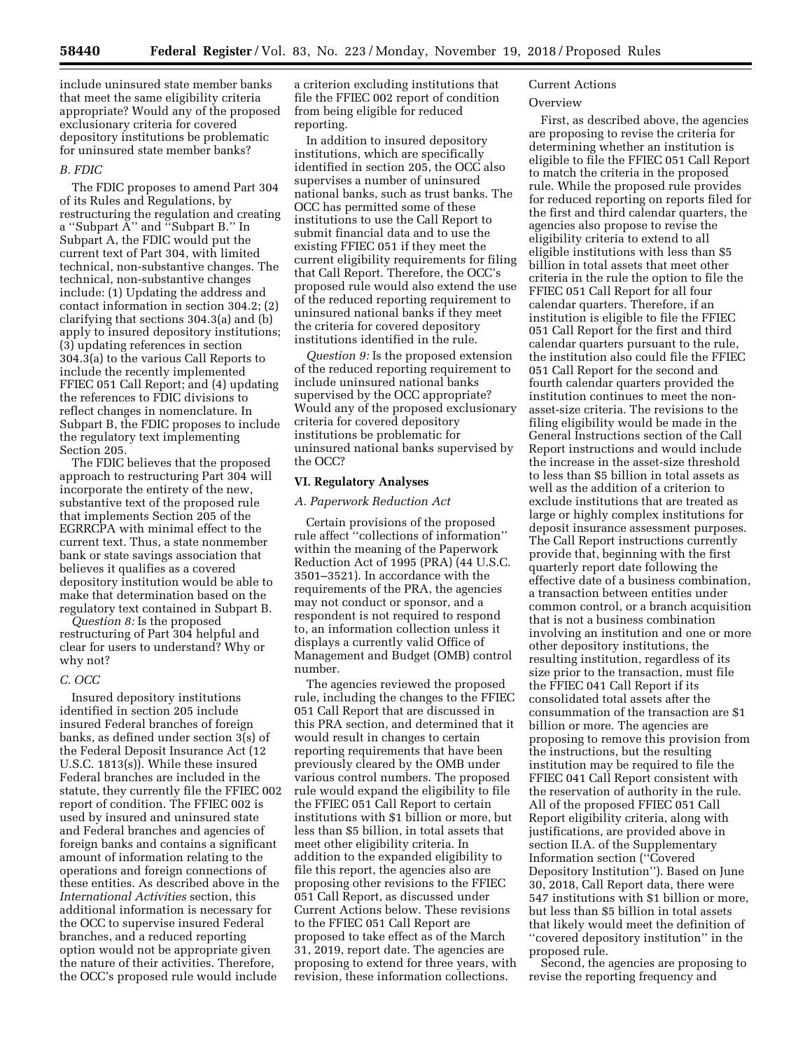include uninsured state member banks that meet the same eligibility criteria appropriate? Would any of the proposed exclusionary criteria for covered depository institutions be problematic for uninsured state member banks?

### *B. FDIC*

The FDIC proposes to amend Part 304 of its Rules and Regulations, by restructuring the regulation and creating a ''Subpart A'' and ''Subpart B.'' In Subpart A, the FDIC would put the current text of Part 304, with limited technical, non-substantive changes. The technical, non-substantive changes include: (1) Updating the address and contact information in section 304.2; (2) clarifying that sections 304.3(a) and (b) apply to insured depository institutions; (3) updating references in section 304.3(a) to the various Call Reports to include the recently implemented FFIEC 051 Call Report; and (4) updating the references to FDIC divisions to reflect changes in nomenclature. In Subpart B, the FDIC proposes to include the regulatory text implementing Section 205.

The FDIC believes that the proposed approach to restructuring Part 304 will incorporate the entirety of the new, substantive text of the proposed rule that implements Section 205 of the EGRRCPA with minimal effect to the current text. Thus, a state nonmember bank or state savings association that believes it qualifies as a covered depository institution would be able to make that determination based on the regulatory text contained in Subpart B.

*Question 8:* Is the proposed restructuring of Part 304 helpful and clear for users to understand? Why or why not?

### *C. OCC*

Insured depository institutions identified in section 205 include insured Federal branches of foreign banks, as defined under section 3(s) of the Federal Deposit Insurance Act (12 U.S.C. 1813(s)). While these insured Federal branches are included in the statute, they currently file the FFIEC 002 report of condition. The FFIEC 002 is used by insured and uninsured state and Federal branches and agencies of foreign banks and contains a significant amount of information relating to the operations and foreign connections of these entities. As described above in the *International Activities* section, this additional information is necessary for the OCC to supervise insured Federal branches, and a reduced reporting option would not be appropriate given the nature of their activities. Therefore, the OCC's proposed rule would include a criterion excluding institutions that file the FFIEC 002 report of condition from being eligible for reduced reporting.

In addition to insured depository institutions, which are specifically identified in section 205, the OCC also supervises a number of uninsured national banks, such as trust banks. The OCC has permitted some of these institutions to use the Call Report to submit financial data and to use the existing FFIEC 051 if they meet the current eligibility requirements for filing that Call Report. Therefore, the OCC's proposed rule would also extend the use of the reduced reporting requirement to uninsured national banks if they meet the criteria for covered depository institutions identified in the rule.

*Question 9:* Is the proposed extension of the reduced reporting requirement to include uninsured national banks supervised by the OCC appropriate? Would any of the proposed exclusionary criteria for covered depository institutions be problematic for uninsured national banks supervised by the OCC?

## VI. Regulatory Analyses

### *A. Paperwork Reduction Act*

Certain provisions of the proposed rule affect ''collections of information'' within the meaning of the Paperwork Reduction Act of 1995 (PRA) (44 U.S.C. 3501–3521). In accordance with the requirements of the PRA, the agencies may not conduct or sponsor, and a respondent is not required to respond to, an information collection unless it displays a currently valid Office of Management and Budget (OMB) control number.

The agencies reviewed the proposed rule, including the changes to the FFIEC 051 Call Report that are discussed in this PRA section, and determined that it would result in changes to certain reporting requirements that have been previously cleared by the OMB under various control numbers. The proposed rule would expand the eligibility to file the FFIEC 051 Call Report to certain institutions with $1 billion or more, but less than $5 billion, in total assets that meet other eligibility criteria. In addition to the expanded eligibility to file this report, the agencies also are proposing other revisions to the FFIEC 051 Call Report, as discussed under Current Actions below. These revisions to the FFIEC 051 Call Report are proposed to take effect as of the March 31, 2019, report date. The agencies are proposing to extend for three years, with revision, these information collections.

Current Actions

Overview

First, as described above, the agencies are proposing to revise the criteria for determining whether an institution is eligible to file the FFIEC 051 Call Report to match the criteria in the proposed rule. While the proposed rule provides for reduced reporting on reports filed for the first and third calendar quarters, the agencies also propose to revise the eligibility criteria to extend to all eligible institutions with less than $5 billion in total assets that meet other criteria in the rule the option to file the FFIEC 051 Call Report for all four calendar quarters. Therefore, if an institution is eligible to file the FFIEC 051 Call Report for the first and third calendar quarters pursuant to the rule, the institution also could file the FFIEC 051 Call Report for the second and fourth calendar quarters provided the institution continues to meet the non-asset-size criteria. The revisions to the filing eligibility would be made in the General Instructions section of the Call Report instructions and would include the increase in the asset-size threshold to less than $5 billion in total assets as well as the addition of a criterion to exclude institutions that are treated as large or highly complex institutions for deposit insurance assessment purposes. The Call Report instructions currently provide that, beginning with the first quarterly report date following the effective date of a business combination, a transaction between entities under common control, or a branch acquisition that is not a business combination involving an institution and one or more other depository institutions, the resulting institution, regardless of its size prior to the transaction, must file the FFIEC 041 Call Report if its consolidated total assets after the consummation of the transaction are $1 billion or more. The agencies are proposing to remove this provision from the instructions, but the resulting institution may be required to file the FFIEC 041 Call Report consistent with the reservation of authority in the rule. All of the proposed FFIEC 051 Call Report eligibility criteria, along with justifications, are provided above in section II.A. of the Supplementary Information section (''Covered Depository Institution''). Based on June 30, 2018, Call Report data, there were 547 institutions with $1 billion or more, but less than $5 billion in total assets that likely would meet the definition of ''covered depository institution'' in the proposed rule.

Second, the agencies are proposing to revise the reporting frequency and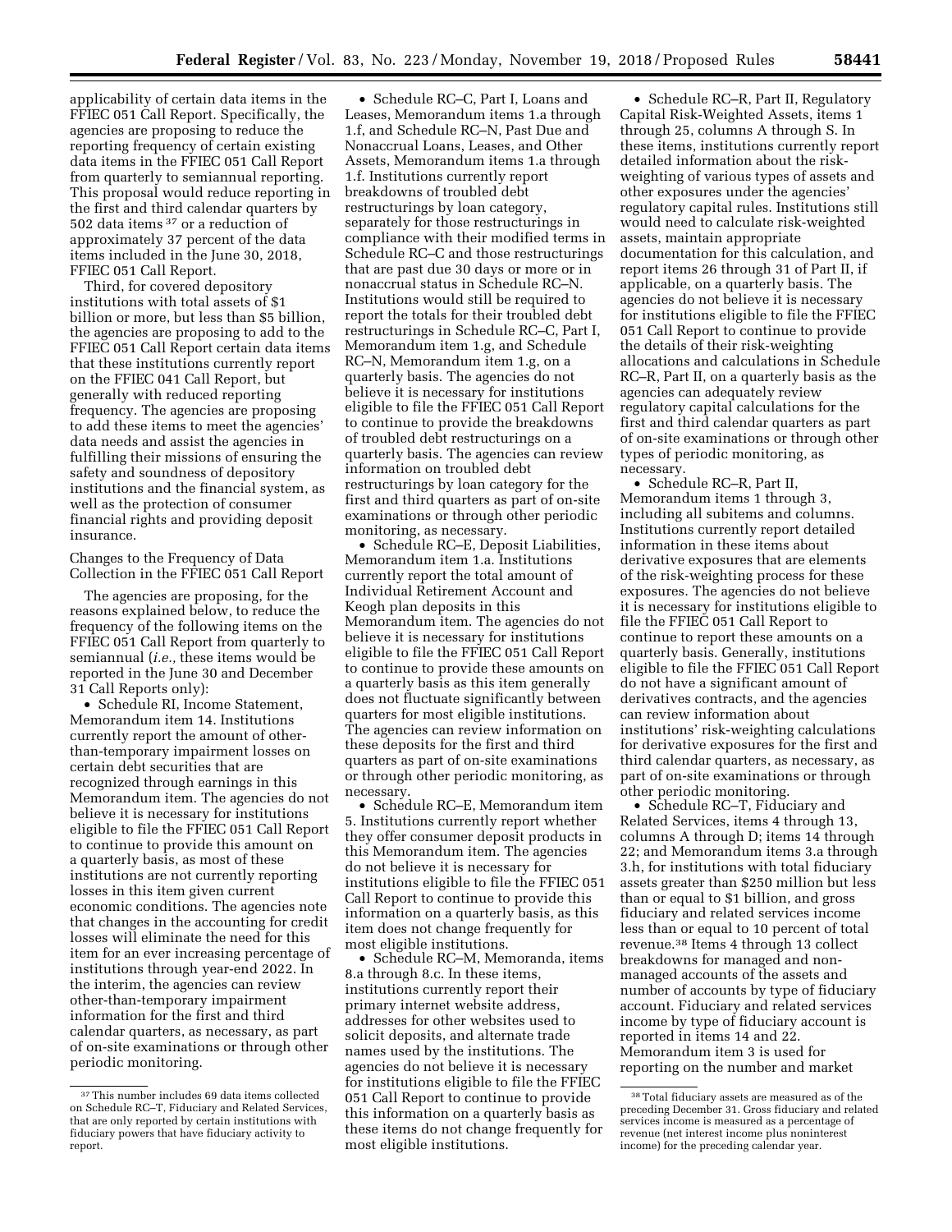applicability of certain data items in the FFIEC 051 Call Report. Specifically, the agencies are proposing to reduce the reporting frequency of certain existing data items in the FFIEC 051 Call Report from quarterly to semiannual reporting. This proposal would reduce reporting in the first and third calendar quarters by 502 data items [37] or a reduction of approximately 37 percent of the data items included in the June 30, 2018, FFIEC 051 Call Report.

Third, for covered depository institutions with total assets of $1 billion or more, but less than $5 billion, the agencies are proposing to add to the FFIEC 051 Call Report certain data items that these institutions currently report on the FFIEC 041 Call Report, but generally with reduced reporting frequency. The agencies are proposing to add these items to meet the agencies' data needs and assist the agencies in fulfilling their missions of ensuring the safety and soundness of depository institutions and the financial system, as well as the protection of consumer financial rights and providing deposit insurance.

Changes to the Frequency of Data Collection in the FFIEC 051 Call Report

The agencies are proposing, for the reasons explained below, to reduce the frequency of the following items on the FFIEC 051 Call Report from quarterly to semiannual (*i.e.,* these items would be reported in the June 30 and December 31 Call Reports only):

- Schedule RI, Income Statement, Memorandum item 14. Institutions currently report the amount of other-than-temporary impairment losses on certain debt securities that are recognized through earnings in this Memorandum item. The agencies do not believe it is necessary for institutions eligible to file the FFIEC 051 Call Report to continue to provide this amount on a quarterly basis, as most of these institutions are not currently reporting losses in this item given current economic conditions. The agencies note that changes in the accounting for credit losses will eliminate the need for this item for an ever increasing percentage of institutions through year-end 2022. In the interim, the agencies can review other-than-temporary impairment information for the first and third calendar quarters, as necessary, as part of on-site examinations or through other periodic monitoring.
- Schedule RC–C, Part I, Loans and Leases, Memorandum items 1.a through 1.f, and Schedule RC–N, Past Due and Nonaccrual Loans, Leases, and Other Assets, Memorandum items 1.a through 1.f. Institutions currently report breakdowns of troubled debt restructurings by loan category, separately for those restructurings in compliance with their modified terms in Schedule RC–C and those restructurings that are past due 30 days or more or in nonaccrual status in Schedule RC–N. Institutions would still be required to report the totals for their troubled debt restructurings in Schedule RC–C, Part I, Memorandum item 1.g, and Schedule RC–N, Memorandum item 1.g, on a quarterly basis. The agencies do not believe it is necessary for institutions eligible to file the FFIEC 051 Call Report to continue to provide the breakdowns of troubled debt restructurings on a quarterly basis. The agencies can review information on troubled debt restructurings by loan category for the first and third quarters as part of on-site examinations or through other periodic monitoring, as necessary.
- Schedule RC–E, Deposit Liabilities, Memorandum item 1.a. Institutions currently report the total amount of Individual Retirement Account and Keogh plan deposits in this Memorandum item. The agencies do not believe it is necessary for institutions eligible to file the FFIEC 051 Call Report to continue to provide these amounts on a quarterly basis as this item generally does not fluctuate significantly between quarters for most eligible institutions. The agencies can review information on these deposits for the first and third quarters as part of on-site examinations or through other periodic monitoring, as necessary.
- Schedule RC–E, Memorandum item 5. Institutions currently report whether they offer consumer deposit products in this Memorandum item. The agencies do not believe it is necessary for institutions eligible to file the FFIEC 051 Call Report to continue to provide this information on a quarterly basis, as this item does not change frequently for most eligible institutions.
- Schedule RC–M, Memoranda, items 8.a through 8.c. In these items, institutions currently report their primary internet website address, addresses for other websites used to solicit deposits, and alternate trade names used by the institutions. The agencies do not believe it is necessary for institutions eligible to file the FFIEC 051 Call Report to continue to provide this information on a quarterly basis as these items do not change frequently for most eligible institutions.
- Schedule RC–R, Part II, Regulatory Capital Risk-Weighted Assets, items 1 through 25, columns A through S. In these items, institutions currently report detailed information about the risk-weighting of various types of assets and other exposures under the agencies' regulatory capital rules. Institutions still would need to calculate risk-weighted assets, maintain appropriate documentation for this calculation, and report items 26 through 31 of Part II, if applicable, on a quarterly basis. The agencies do not believe it is necessary for institutions eligible to file the FFIEC 051 Call Report to continue to provide the details of their risk-weighting allocations and calculations in Schedule RC–R, Part II, on a quarterly basis as the agencies can adequately review regulatory capital calculations for the first and third calendar quarters as part of on-site examinations or through other types of periodic monitoring, as necessary.
- Schedule RC–R, Part II, Memorandum items 1 through 3, including all subitems and columns. Institutions currently report detailed information in these items about derivative exposures that are elements of the risk-weighting process for these exposures. The agencies do not believe it is necessary for institutions eligible to file the FFIEC 051 Call Report to continue to report these amounts on a quarterly basis. Generally, institutions eligible to file the FFIEC 051 Call Report do not have a significant amount of derivatives contracts, and the agencies can review information about institutions' risk-weighting calculations for derivative exposures for the first and third calendar quarters, as necessary, as part of on-site examinations or through other periodic monitoring.
- Schedule RC–T, Fiduciary and Related Services, items 4 through 13, columns A through D; items 14 through 22; and Memorandum items 3.a through 3.h, for institutions with total fiduciary assets greater than $250 million but less than or equal to $1 billion, and gross fiduciary and related services income less than or equal to 10 percent of total revenue.[38] Items 4 through 13 collect breakdowns for managed and non-managed accounts of the assets and number of accounts by type of fiduciary account. Fiduciary and related services income by type of fiduciary account is reported in items 14 and 22. Memorandum item 3 is used for reporting on the number and market

---

[37] This number includes 69 data items collected on Schedule RC–T, Fiduciary and Related Services, that are only reported by certain institutions with fiduciary powers that have fiduciary activity to report.

[38] Total fiduciary assets are measured as of the preceding December 31. Gross fiduciary and related services income is measured as a percentage of revenue (net interest income plus noninterest income) for the preceding calendar year.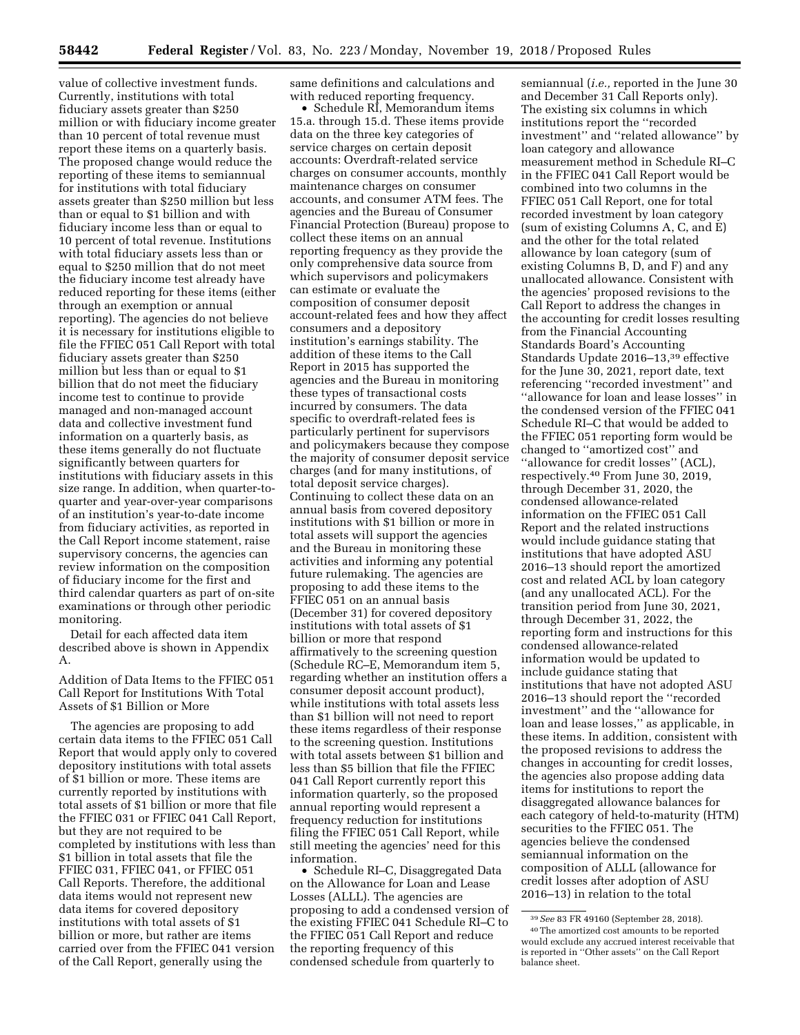value of collective investment funds. Currently, institutions with total fiduciary assets greater than $250 million or with fiduciary income greater than 10 percent of total revenue must report these items on a quarterly basis. The proposed change would reduce the reporting of these items to semiannual for institutions with total fiduciary assets greater than $250 million but less than or equal to $1 billion and with fiduciary income less than or equal to 10 percent of total revenue. Institutions with total fiduciary assets less than or equal to $250 million that do not meet the fiduciary income test already have reduced reporting for these items (either through an exemption or annual reporting). The agencies do not believe it is necessary for institutions eligible to file the FFIEC 051 Call Report with total fiduciary assets greater than $250 million but less than or equal to $1 billion that do not meet the fiduciary income test to continue to provide managed and non-managed account data and collective investment fund information on a quarterly basis, as these items generally do not fluctuate significantly between quarters for institutions with fiduciary assets in this size range. In addition, when quarter-to-quarter and year-over-year comparisons of an institution's year-to-date income from fiduciary activities, as reported in the Call Report income statement, raise supervisory concerns, the agencies can review information on the composition of fiduciary income for the first and third calendar quarters as part of on-site examinations or through other periodic monitoring.

Detail for each affected data item described above is shown in Appendix A.

### Addition of Data Items to the FFIEC 051 Call Report for Institutions With Total Assets of $1 Billion or More

The agencies are proposing to add certain data items to the FFIEC 051 Call Report that would apply only to covered depository institutions with total assets of $1 billion or more. These items are currently reported by institutions with total assets of $1 billion or more that file the FFIEC 031 or FFIEC 041 Call Report, but they are not required to be completed by institutions with less than $1 billion in total assets that file the FFIEC 031, FFIEC 041, or FFIEC 051 Call Reports. Therefore, the additional data items would not represent new data items for covered depository institutions with total assets of $1 billion or more, but rather are items carried over from the FFIEC 041 version of the Call Report, generally using the same definitions and calculations and with reduced reporting frequency.

- Schedule RI, Memorandum items 15.a. through 15.d. These items provide data on the three key categories of service charges on certain deposit accounts: Overdraft-related service charges on consumer accounts, monthly maintenance charges on consumer accounts, and consumer ATM fees. The agencies and the Bureau of Consumer Financial Protection (Bureau) propose to collect these items on an annual reporting frequency as they provide the only comprehensive data source from which supervisors and policymakers can estimate or evaluate the composition of consumer deposit account-related fees and how they affect consumers and a depository institution's earnings stability. The addition of these items to the Call Report in 2015 has supported the agencies and the Bureau in monitoring these types of transactional costs incurred by consumers. The data specific to overdraft-related fees is particularly pertinent for supervisors and policymakers because they compose the majority of consumer deposit service charges (and for many institutions, of total deposit service charges). Continuing to collect these data on an annual basis from covered depository institutions with $1 billion or more in total assets will support the agencies and the Bureau in monitoring these activities and informing any potential future rulemaking. The agencies are proposing to add these items to the FFIEC 051 on an annual basis (December 31) for covered depository institutions with total assets of $1 billion or more that respond affirmatively to the screening question (Schedule RC–E, Memorandum item 5, regarding whether an institution offers a consumer deposit account product), while institutions with total assets less than $1 billion will not need to report these items regardless of their response to the screening question. Institutions with total assets between $1 billion and less than $5 billion that file the FFIEC 041 Call Report currently report this information quarterly, so the proposed annual reporting would represent a frequency reduction for institutions filing the FFIEC 051 Call Report, while still meeting the agencies' need for this information.
- Schedule RI–C, Disaggregated Data on the Allowance for Loan and Lease Losses (ALLL). The agencies are proposing to add a condensed version of the existing FFIEC 041 Schedule RI–C to the FFIEC 051 Call Report and reduce the reporting frequency of this condensed schedule from quarterly to semiannual (*i.e.,* reported in the June 30 and December 31 Call Reports only). The existing six columns in which institutions report the ''recorded investment'' and ''related allowance'' by loan category and allowance measurement method in Schedule RI–C in the FFIEC 041 Call Report would be combined into two columns in the FFIEC 051 Call Report, one for total recorded investment by loan category (sum of existing Columns A, C, and E) and the other for the total related allowance by loan category (sum of existing Columns B, D, and F) and any unallocated allowance. Consistent with the agencies' proposed revisions to the Call Report to address the changes in the accounting for credit losses resulting from the Financial Accounting Standards Board's Accounting Standards Update 2016–13,[39] effective for the June 30, 2021, report date, text referencing ''recorded investment'' and ''allowance for loan and lease losses'' in the condensed version of the FFIEC 041 Schedule RI–C that would be added to the FFIEC 051 reporting form would be changed to ''amortized cost'' and ''allowance for credit losses'' (ACL), respectively.[40] From June 30, 2019, through December 31, 2020, the condensed allowance-related information on the FFIEC 051 Call Report and the related instructions would include guidance stating that institutions that have adopted ASU 2016–13 should report the amortized cost and related ACL by loan category (and any unallocated ACL). For the transition period from June 30, 2021, through December 31, 2022, the reporting form and instructions for this condensed allowance-related information would be updated to include guidance stating that institutions that have not adopted ASU 2016–13 should report the ''recorded investment'' and the ''allowance for loan and lease losses,'' as applicable, in these items. In addition, consistent with the proposed revisions to address the changes in accounting for credit losses, the agencies also propose adding data items for institutions to report the disaggregated allowance balances for each category of held-to-maturity (HTM) securities to the FFIEC 051. The agencies believe the condensed semiannual information on the composition of ALLL (allowance for credit losses after adoption of ASU 2016–13) in relation to the total

---

[39] *See* 83 FR 49160 (September 28, 2018).

[40] The amortized cost amounts to be reported would exclude any accrued interest receivable that is reported in ''Other assets'' on the Call Report balance sheet.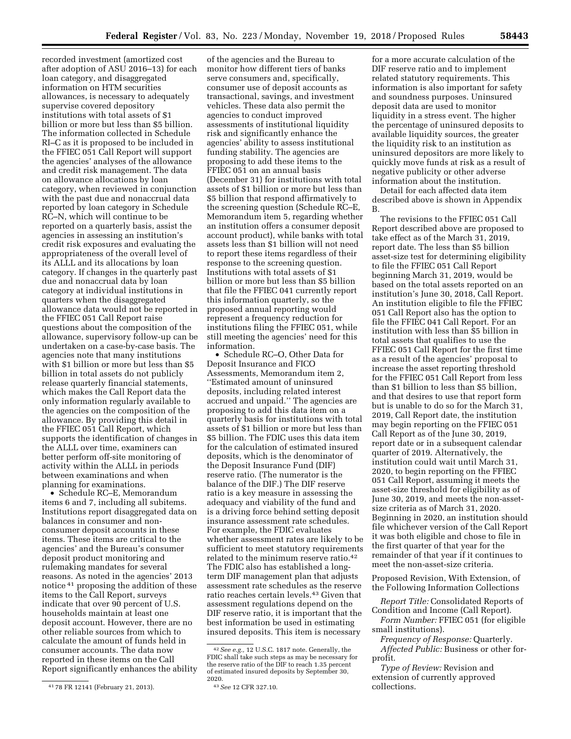recorded investment (amortized cost after adoption of ASU 2016–13) for each loan category, and disaggregated information on HTM securities allowances, is necessary to adequately supervise covered depository institutions with total assets of $1 billion or more but less than $5 billion. The information collected in Schedule RI–C as it is proposed to be included in the FFIEC 051 Call Report will support the agencies' analyses of the allowance and credit risk management. The data on allowance allocations by loan category, when reviewed in conjunction with the past due and nonaccrual data reported by loan category in Schedule RC–N, which will continue to be reported on a quarterly basis, assist the agencies in assessing an institution's credit risk exposures and evaluating the appropriateness of the overall level of its ALLL and its allocations by loan category. If changes in the quarterly past due and nonaccrual data by loan category at individual institutions in quarters when the disaggregated allowance data would not be reported in the FFIEC 051 Call Report raise questions about the composition of the allowance, supervisory follow-up can be undertaken on a case-by-case basis. The agencies note that many institutions with $1 billion or more but less than $5 billion in total assets do not publicly release quarterly financial statements, which makes the Call Report data the only information regularly available to the agencies on the composition of the allowance. By providing this detail in the FFIEC 051 Call Report, which supports the identification of changes in the ALLL over time, examiners can better perform off-site monitoring of activity within the ALLL in periods between examinations and when planning for examinations.

- Schedule RC–E, Memorandum items 6 and 7, including all subitems. Institutions report disaggregated data on balances in consumer and non-consumer deposit accounts in these items. These items are critical to the agencies' and the Bureau's consumer deposit product monitoring and rulemaking mandates for several reasons. As noted in the agencies' 2013 notice[41] proposing the addition of these items to the Call Report, surveys indicate that over 90 percent of U.S. households maintain at least one deposit account. However, there are no other reliable sources from which to calculate the amount of funds held in consumer accounts. The data now reported in these items on the Call Report significantly enhances the ability of the agencies and the Bureau to monitor how different tiers of banks serve consumers and, specifically, consumer use of deposit accounts as transactional, savings, and investment vehicles. These data also permit the agencies to conduct improved assessments of institutional liquidity risk and significantly enhance the agencies' ability to assess institutional funding stability. The agencies are proposing to add these items to the FFIEC 051 on an annual basis (December 31) for institutions with total assets of $1 billion or more but less than $5 billion that respond affirmatively to the screening question (Schedule RC–E, Memorandum item 5, regarding whether an institution offers a consumer deposit account product), while banks with total assets less than $1 billion will not need to report these items regardless of their response to the screening question. Institutions with total assets of $1 billion or more but less than $5 billion that file the FFIEC 041 currently report this information quarterly, so the proposed annual reporting would represent a frequency reduction for institutions filing the FFIEC 051, while still meeting the agencies' need for this information.
- Schedule RC–O, Other Data for Deposit Insurance and FICO Assessments, Memorandum item 2, ''Estimated amount of uninsured deposits, including related interest accrued and unpaid.'' The agencies are proposing to add this data item on a quarterly basis for institutions with total assets of $1 billion or more but less than $5 billion. The FDIC uses this data item for the calculation of estimated insured deposits, which is the denominator of the Deposit Insurance Fund (DIF) reserve ratio. (The numerator is the balance of the DIF.) The DIF reserve ratio is a key measure in assessing the adequacy and viability of the fund and is a driving force behind setting deposit insurance assessment rate schedules. For example, the FDIC evaluates whether assessment rates are likely to be sufficient to meet statutory requirements related to the minimum reserve ratio.[42] The FDIC also has established a long-term DIF management plan that adjusts assessment rate schedules as the reserve ratio reaches certain levels.[43] Given that assessment regulations depend on the DIF reserve ratio, it is important that the best information be used in estimating insured deposits. This item is necessary for a more accurate calculation of the DIF reserve ratio and to implement related statutory requirements. This information is also important for safety and soundness purposes. Uninsured deposit data are used to monitor liquidity in a stress event. The higher the percentage of uninsured deposits to available liquidity sources, the greater the liquidity risk to an institution as uninsured depositors are more likely to quickly move funds at risk as a result of negative publicity or other adverse information about the institution.

Detail for each affected data item described above is shown in Appendix B.

The revisions to the FFIEC 051 Call Report described above are proposed to take effect as of the March 31, 2019, report date. The less than $5 billion asset-size test for determining eligibility to file the FFIEC 051 Call Report beginning March 31, 2019, would be based on the total assets reported on an institution's June 30, 2018, Call Report. An institution eligible to file the FFIEC 051 Call Report also has the option to file the FFIEC 041 Call Report. For an institution with less than $5 billion in total assets that qualifies to use the FFIEC 051 Call Report for the first time as a result of the agencies' proposal to increase the asset reporting threshold for the FFIEC 051 Call Report from less than $1 billion to less than $5 billion, and that desires to use that report form but is unable to do so for the March 31, 2019, Call Report date, the institution may begin reporting on the FFIEC 051 Call Report as of the June 30, 2019, report date or in a subsequent calendar quarter of 2019. Alternatively, the institution could wait until March 31, 2020, to begin reporting on the FFIEC 051 Call Report, assuming it meets the asset-size threshold for eligibility as of June 30, 2019, and meets the non-asset-size criteria as of March 31, 2020. Beginning in 2020, an institution should file whichever version of the Call Report it was both eligible and chose to file in the first quarter of that year for the remainder of that year if it continues to meet the non-asset-size criteria.

Proposed Revision, With Extension, of the Following Information Collections

*Report Title:* Consolidated Reports of Condition and Income (Call Report).

*Form Number:* FFIEC 051 (for eligible small institutions).

*Frequency of Response:* Quarterly.

*Affected Public:* Business or other for-profit.

*Type of Review:* Revision and extension of currently approved collections.

---

[41] 78 FR 12141 (February 21, 2013).

[42] *See e.g.,* 12 U.S.C. 1817 note. Generally, the FDIC shall take such steps as may be necessary for the reserve ratio of the DIF to reach 1.35 percent of estimated insured deposits by September 30, 2020.

[43] *See* 12 CFR 327.10.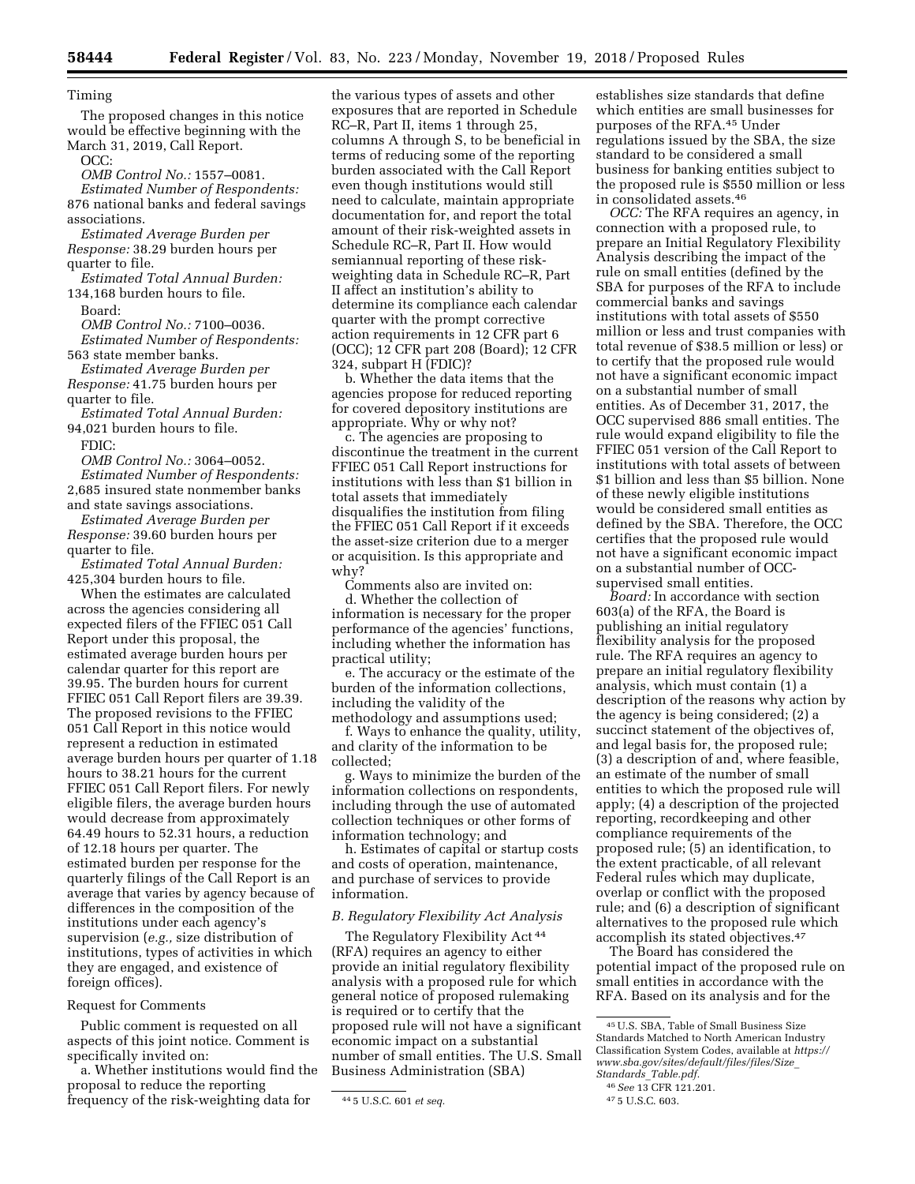Timing

The proposed changes in this notice would be effective beginning with the March 31, 2019, Call Report.

OCC:

*OMB Control No.:* 1557–0081.

*Estimated Number of Respondents:* 876 national banks and federal savings associations.

*Estimated Average Burden per Response:* 38.29 burden hours per quarter to file.

*Estimated Total Annual Burden:* 134,168 burden hours to file.

Board:

*OMB Control No.:* 7100–0036.

*Estimated Number of Respondents:* 563 state member banks.

*Estimated Average Burden per Response:* 41.75 burden hours per quarter to file.

*Estimated Total Annual Burden:* 94,021 burden hours to file.

FDIC:

*OMB Control No.:* 3064–0052.

*Estimated Number of Respondents:* 2,685 insured state nonmember banks and state savings associations.

*Estimated Average Burden per Response:* 39.60 burden hours per quarter to file.

*Estimated Total Annual Burden:* 425,304 burden hours to file.

When the estimates are calculated across the agencies considering all expected filers of the FFIEC 051 Call Report under this proposal, the estimated average burden hours per calendar quarter for this report are 39.95. The burden hours for current FFIEC 051 Call Report filers are 39.39. The proposed revisions to the FFIEC 051 Call Report in this notice would represent a reduction in estimated average burden hours per quarter of 1.18 hours to 38.21 hours for the current FFIEC 051 Call Report filers. For newly eligible filers, the average burden hours would decrease from approximately 64.49 hours to 52.31 hours, a reduction of 12.18 hours per quarter. The estimated burden per response for the quarterly filings of the Call Report is an average that varies by agency because of differences in the composition of the institutions under each agency's supervision (*e.g.,* size distribution of institutions, types of activities in which they are engaged, and existence of foreign offices).

Request for Comments

Public comment is requested on all aspects of this joint notice. Comment is specifically invited on:

a. Whether institutions would find the proposal to reduce the reporting frequency of the risk-weighting data for the various types of assets and other exposures that are reported in Schedule RC–R, Part II, items 1 through 25, columns A through S, to be beneficial in terms of reducing some of the reporting burden associated with the Call Report even though institutions would still need to calculate, maintain appropriate documentation for, and report the total amount of their risk-weighted assets in Schedule RC–R, Part II. How would semiannual reporting of these risk-weighting data in Schedule RC–R, Part II affect an institution's ability to determine its compliance each calendar quarter with the prompt corrective action requirements in 12 CFR part 6 (OCC); 12 CFR part 208 (Board); 12 CFR 324, subpart H (FDIC)?

b. Whether the data items that the agencies propose for reduced reporting for covered depository institutions are appropriate. Why or why not?

c. The agencies are proposing to discontinue the treatment in the current FFIEC 051 Call Report instructions for institutions with less than $1 billion in total assets that immediately disqualifies the institution from filing the FFIEC 051 Call Report if it exceeds the asset-size criterion due to a merger or acquisition. Is this appropriate and why?

Comments also are invited on:

d. Whether the collection of information is necessary for the proper performance of the agencies' functions, including whether the information has practical utility;

e. The accuracy or the estimate of the burden of the information collections, including the validity of the methodology and assumptions used;

f. Ways to enhance the quality, utility, and clarity of the information to be collected;

g. Ways to minimize the burden of the information collections on respondents, including through the use of automated collection techniques or other forms of information technology; and

h. Estimates of capital or startup costs and costs of operation, maintenance, and purchase of services to provide information.

### *B. Regulatory Flexibility Act Analysis*

The Regulatory Flexibility Act [44] (RFA) requires an agency to either provide an initial regulatory flexibility analysis with a proposed rule for which general notice of proposed rulemaking is required or to certify that the proposed rule will not have a significant economic impact on a substantial number of small entities. The U.S. Small Business Administration (SBA) establishes size standards that define which entities are small businesses for purposes of the RFA.[45] Under regulations issued by the SBA, the size standard to be considered a small business for banking entities subject to the proposed rule is $550 million or less in consolidated assets.[46]

*OCC:* The RFA requires an agency, in connection with a proposed rule, to prepare an Initial Regulatory Flexibility Analysis describing the impact of the rule on small entities (defined by the SBA for purposes of the RFA to include commercial banks and savings institutions with total assets of $550 million or less and trust companies with total revenue of $38.5 million or less) or to certify that the proposed rule would not have a significant economic impact on a substantial number of small entities. As of December 31, 2017, the OCC supervised 886 small entities. The rule would expand eligibility to file the FFIEC 051 version of the Call Report to institutions with total assets of between $1 billion and less than $5 billion. None of these newly eligible institutions would be considered small entities as defined by the SBA. Therefore, the OCC certifies that the proposed rule would not have a significant economic impact on a substantial number of OCC-supervised small entities.

*Board:* In accordance with section 603(a) of the RFA, the Board is publishing an initial regulatory flexibility analysis for the proposed rule. The RFA requires an agency to prepare an initial regulatory flexibility analysis, which must contain (1) a description of the reasons why action by the agency is being considered; (2) a succinct statement of the objectives of, and legal basis for, the proposed rule; (3) a description of and, where feasible, an estimate of the number of small entities to which the proposed rule will apply; (4) a description of the projected reporting, recordkeeping and other compliance requirements of the proposed rule; (5) an identification, to the extent practicable, of all relevant Federal rules which may duplicate, overlap or conflict with the proposed rule; and (6) a description of significant alternatives to the proposed rule which accomplish its stated objectives.[47]

The Board has considered the potential impact of the proposed rule on small entities in accordance with the RFA. Based on its analysis and for the

---

[44] 5 U.S.C. 601 *et seq.*

[45] U.S. SBA, Table of Small Business Size Standards Matched to North American Industry Classification System Codes, available at *https://www.sba.gov/sites/default/files/files/Size_Standards_Table.pdf.*

[46] *See* 13 CFR 121.201.

[47] 5 U.S.C. 603.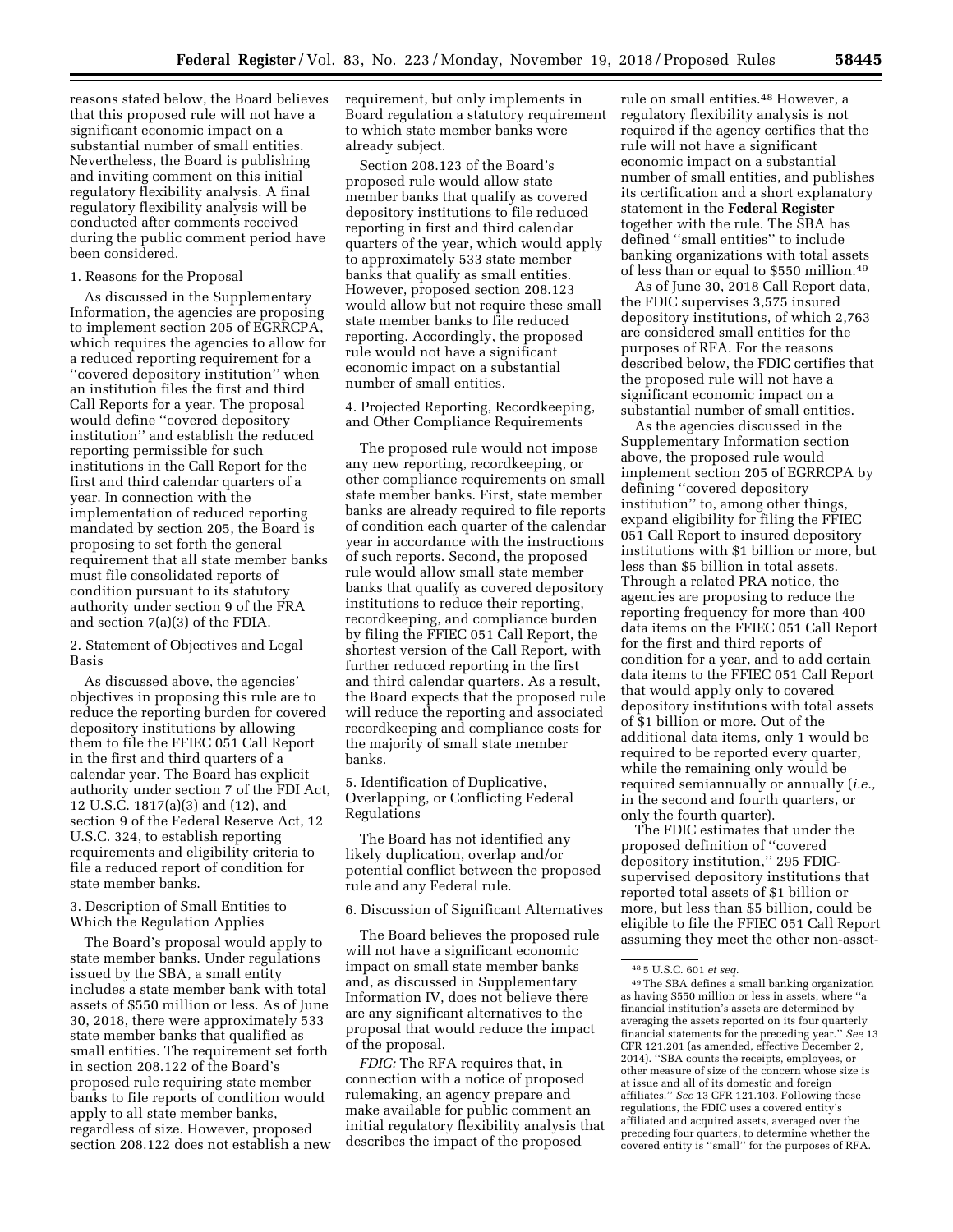reasons stated below, the Board believes that this proposed rule will not have a significant economic impact on a substantial number of small entities. Nevertheless, the Board is publishing and inviting comment on this initial regulatory flexibility analysis. A final regulatory flexibility analysis will be conducted after comments received during the public comment period have been considered.

1. Reasons for the Proposal

As discussed in the Supplementary Information, the agencies are proposing to implement section 205 of EGRRCPA, which requires the agencies to allow for a reduced reporting requirement for a ''covered depository institution'' when an institution files the first and third Call Reports for a year. The proposal would define ''covered depository institution'' and establish the reduced reporting permissible for such institutions in the Call Report for the first and third calendar quarters of a year. In connection with the implementation of reduced reporting mandated by section 205, the Board is proposing to set forth the general requirement that all state member banks must file consolidated reports of condition pursuant to its statutory authority under section 9 of the FRA and section 7(a)(3) of the FDIA.

2. Statement of Objectives and Legal Basis

As discussed above, the agencies' objectives in proposing this rule are to reduce the reporting burden for covered depository institutions by allowing them to file the FFIEC 051 Call Report in the first and third quarters of a calendar year. The Board has explicit authority under section 7 of the FDI Act, 12 U.S.C. 1817(a)(3) and (12), and section 9 of the Federal Reserve Act, 12 U.S.C. 324, to establish reporting requirements and eligibility criteria to file a reduced report of condition for state member banks.

3. Description of Small Entities to Which the Regulation Applies

The Board's proposal would apply to state member banks. Under regulations issued by the SBA, a small entity includes a state member bank with total assets of $550 million or less. As of June 30, 2018, there were approximately 533 state member banks that qualified as small entities. The requirement set forth in section 208.122 of the Board's proposed rule requiring state member banks to file reports of condition would apply to all state member banks, regardless of size. However, proposed section 208.122 does not establish a new requirement, but only implements in Board regulation a statutory requirement to which state member banks were already subject.

Section 208.123 of the Board's proposed rule would allow state member banks that qualify as covered depository institutions to file reduced reporting in first and third calendar quarters of the year, which would apply to approximately 533 state member banks that qualify as small entities. However, proposed section 208.123 would allow but not require these small state member banks to file reduced reporting. Accordingly, the proposed rule would not have a significant economic impact on a substantial number of small entities.

4. Projected Reporting, Recordkeeping, and Other Compliance Requirements

The proposed rule would not impose any new reporting, recordkeeping, or other compliance requirements on small state member banks. First, state member banks are already required to file reports of condition each quarter of the calendar year in accordance with the instructions of such reports. Second, the proposed rule would allow small state member banks that qualify as covered depository institutions to reduce their reporting, recordkeeping, and compliance burden by filing the FFIEC 051 Call Report, the shortest version of the Call Report, with further reduced reporting in the first and third calendar quarters. As a result, the Board expects that the proposed rule will reduce the reporting and associated recordkeeping and compliance costs for the majority of small state member banks.

5. Identification of Duplicative, Overlapping, or Conflicting Federal Regulations

The Board has not identified any likely duplication, overlap and/or potential conflict between the proposed rule and any Federal rule.

6. Discussion of Significant Alternatives

The Board believes the proposed rule will not have a significant economic impact on small state member banks and, as discussed in Supplementary Information IV, does not believe there are any significant alternatives to the proposal that would reduce the impact of the proposal.

*FDIC:* The RFA requires that, in connection with a notice of proposed rulemaking, an agency prepare and make available for public comment an initial regulatory flexibility analysis that describes the impact of the proposed rule on small entities.[48] However, a regulatory flexibility analysis is not required if the agency certifies that the rule will not have a significant economic impact on a substantial number of small entities, and publishes its certification and a short explanatory statement in the **Federal Register** together with the rule. The SBA has defined ''small entities'' to include banking organizations with total assets of less than or equal to $550 million.[49]

As of June 30, 2018 Call Report data, the FDIC supervises 3,575 insured depository institutions, of which 2,763 are considered small entities for the purposes of RFA. For the reasons described below, the FDIC certifies that the proposed rule will not have a significant economic impact on a substantial number of small entities.

As the agencies discussed in the Supplementary Information section above, the proposed rule would implement section 205 of EGRRCPA by defining ''covered depository institution'' to, among other things, expand eligibility for filing the FFIEC 051 Call Report to insured depository institutions with $1 billion or more, but less than $5 billion in total assets. Through a related PRA notice, the agencies are proposing to reduce the reporting frequency for more than 400 data items on the FFIEC 051 Call Report for the first and third reports of condition for a year, and to add certain data items to the FFIEC 051 Call Report that would apply only to covered depository institutions with total assets of $1 billion or more. Out of the additional data items, only 1 would be required to be reported every quarter, while the remaining only would be required semiannually or annually (*i.e.,* in the second and fourth quarters, or only the fourth quarter).

The FDIC estimates that under the proposed definition of ''covered depository institution,'' 295 FDIC-supervised depository institutions that reported total assets of $1 billion or more, but less than $5 billion, could be eligible to file the FFIEC 051 Call Report assuming they meet the other non-asset-

[48] 5 U.S.C. 601 *et seq.*

[49] The SBA defines a small banking organization as having $550 million or less in assets, where ''a financial institution's assets are determined by averaging the assets reported on its four quarterly financial statements for the preceding year.'' *See* 13 CFR 121.201 (as amended, effective December 2, 2014). ''SBA counts the receipts, employees, or other measure of size of the concern whose size is at issue and all of its domestic and foreign affiliates.'' *See* 13 CFR 121.103. Following these regulations, the FDIC uses a covered entity's affiliated and acquired assets, averaged over the preceding four quarters, to determine whether the covered entity is ''small'' for the purposes of RFA.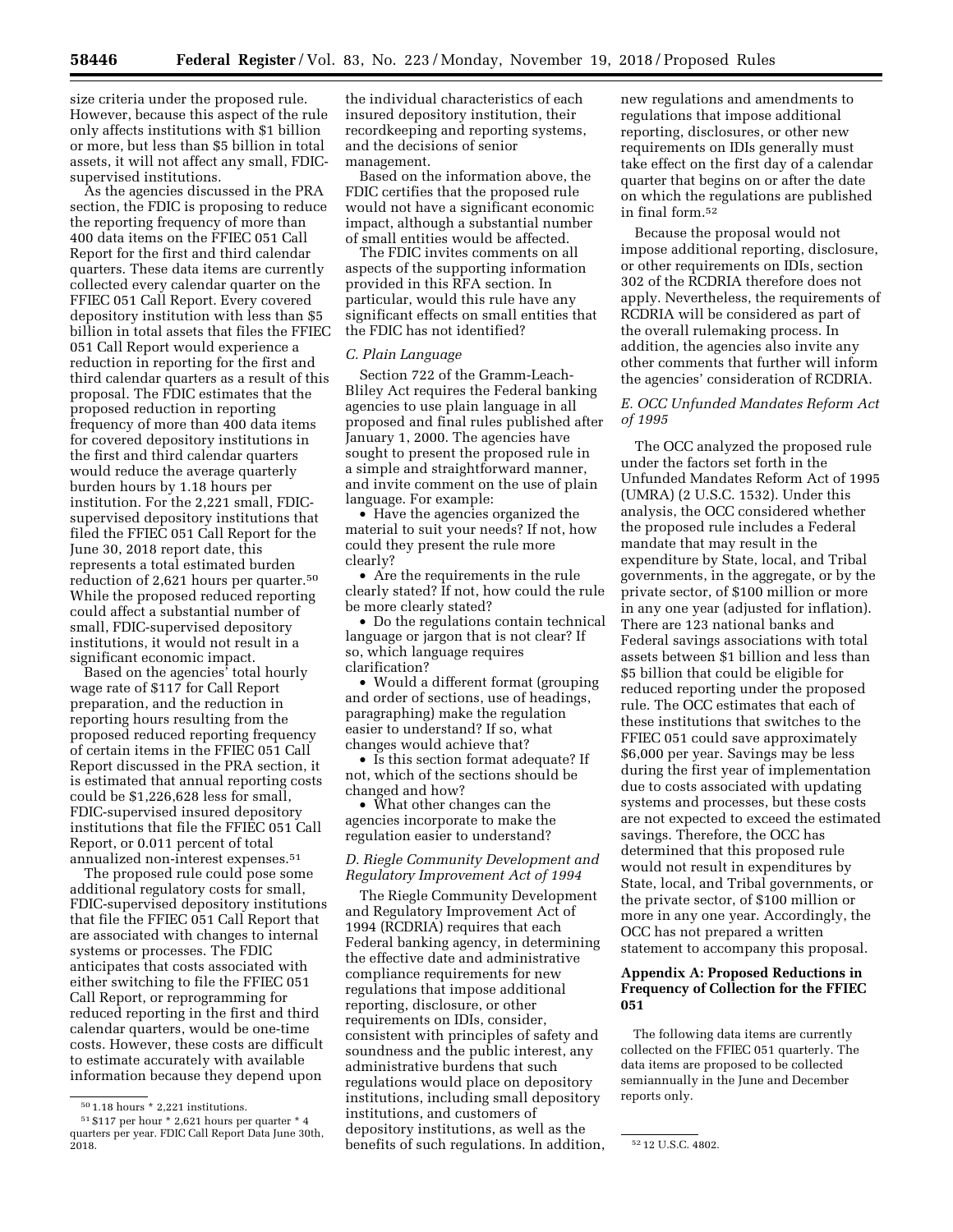size criteria under the proposed rule. However, because this aspect of the rule only affects institutions with $1 billion or more, but less than $5 billion in total assets, it will not affect any small, FDIC-supervised institutions.

As the agencies discussed in the PRA section, the FDIC is proposing to reduce the reporting frequency of more than 400 data items on the FFIEC 051 Call Report for the first and third calendar quarters. These data items are currently collected every calendar quarter on the FFIEC 051 Call Report. Every covered depository institution with less than $5 billion in total assets that files the FFIEC 051 Call Report would experience a reduction in reporting for the first and third calendar quarters as a result of this proposal. The FDIC estimates that the proposed reduction in reporting frequency of more than 400 data items for covered depository institutions in the first and third calendar quarters would reduce the average quarterly burden hours by 1.18 hours per institution. For the 2,221 small, FDIC-supervised depository institutions that filed the FFIEC 051 Call Report for the June 30, 2018 report date, this represents a total estimated burden reduction of 2,621 hours per quarter.[50] While the proposed reduced reporting could affect a substantial number of small, FDIC-supervised depository institutions, it would not result in a significant economic impact.

Based on the agencies' total hourly wage rate of $117 for Call Report preparation, and the reduction in reporting hours resulting from the proposed reduced reporting frequency of certain items in the FFIEC 051 Call Report discussed in the PRA section, it is estimated that annual reporting costs could be $1,226,628 less for small, FDIC-supervised insured depository institutions that file the FFIEC 051 Call Report, or 0.011 percent of total annualized non-interest expenses.[51]

The proposed rule could pose some additional regulatory costs for small, FDIC-supervised depository institutions that file the FFIEC 051 Call Report that are associated with changes to internal systems or processes. The FDIC anticipates that costs associated with either switching to file the FFIEC 051 Call Report, or reprogramming for reduced reporting in the first and third calendar quarters, would be one-time costs. However, these costs are difficult to estimate accurately with available information because they depend upon the individual characteristics of each insured depository institution, their recordkeeping and reporting systems, and the decisions of senior management.

Based on the information above, the FDIC certifies that the proposed rule would not have a significant economic impact, although a substantial number of small entities would be affected.

The FDIC invites comments on all aspects of the supporting information provided in this RFA section. In particular, would this rule have any significant effects on small entities that the FDIC has not identified?

### *C. Plain Language*

Section 722 of the Gramm-Leach-Bliley Act requires the Federal banking agencies to use plain language in all proposed and final rules published after January 1, 2000. The agencies have sought to present the proposed rule in a simple and straightforward manner, and invite comment on the use of plain language. For example:

- Have the agencies organized the material to suit your needs? If not, how could they present the rule more clearly?
- Are the requirements in the rule clearly stated? If not, how could the rule be more clearly stated?
- Do the regulations contain technical language or jargon that is not clear? If so, which language requires clarification?
- Would a different format (grouping and order of sections, use of headings, paragraphing) make the regulation easier to understand? If so, what changes would achieve that?
- Is this section format adequate? If not, which of the sections should be changed and how?
- What other changes can the agencies incorporate to make the regulation easier to understand?

### *D. Riegle Community Development and Regulatory Improvement Act of 1994*

The Riegle Community Development and Regulatory Improvement Act of 1994 (RCDRIA) requires that each Federal banking agency, in determining the effective date and administrative compliance requirements for new regulations that impose additional reporting, disclosure, or other requirements on IDIs, consider, consistent with principles of safety and soundness and the public interest, any administrative burdens that such regulations would place on depository institutions, including small depository institutions, and customers of depository institutions, as well as the benefits of such regulations. In addition, new regulations and amendments to regulations that impose additional reporting, disclosures, or other new requirements on IDIs generally must take effect on the first day of a calendar quarter that begins on or after the date on which the regulations are published in final form.[52]

Because the proposal would not impose additional reporting, disclosure, or other requirements on IDIs, section 302 of the RCDRIA therefore does not apply. Nevertheless, the requirements of RCDRIA will be considered as part of the overall rulemaking process. In addition, the agencies also invite any other comments that further will inform the agencies' consideration of RCDRIA.

### *E. OCC Unfunded Mandates Reform Act of 1995*

The OCC analyzed the proposed rule under the factors set forth in the Unfunded Mandates Reform Act of 1995 (UMRA) (2 U.S.C. 1532). Under this analysis, the OCC considered whether the proposed rule includes a Federal mandate that may result in the expenditure by State, local, and Tribal governments, in the aggregate, or by the private sector, of $100 million or more in any one year (adjusted for inflation). There are 123 national banks and Federal savings associations with total assets between $1 billion and less than $5 billion that could be eligible for reduced reporting under the proposed rule. The OCC estimates that each of these institutions that switches to the FFIEC 051 could save approximately $6,000 per year. Savings may be less during the first year of implementation due to costs associated with updating systems and processes, but these costs are not expected to exceed the estimated savings. Therefore, the OCC has determined that this proposed rule would not result in expenditures by State, local, and Tribal governments, or the private sector, of $100 million or more in any one year. Accordingly, the OCC has not prepared a written statement to accompany this proposal.

## Appendix A: Proposed Reductions in Frequency of Collection for the FFIEC 051

The following data items are currently collected on the FFIEC 051 quarterly. The data items are proposed to be collected semiannually in the June and December reports only.

---

[50] 1.18 hours * 2,221 institutions.

[51] $117 per hour * 2,621 hours per quarter * 4 quarters per year. FDIC Call Report Data June 30th, 2018.

[52] 12 U.S.C. 4802.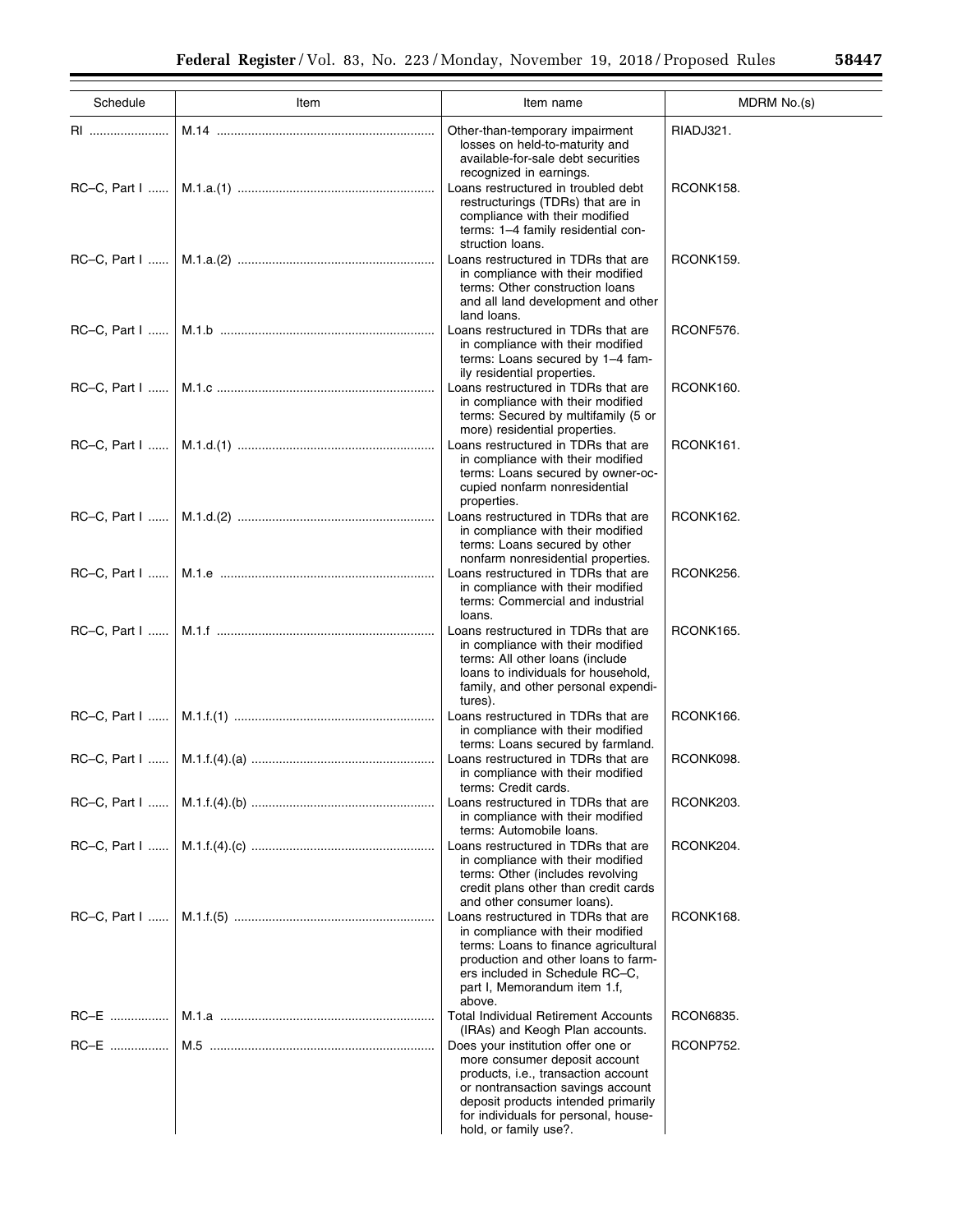| Schedule | Item | Item name | MDRM No.(s) |
|---|---|---|---|
| RI | M.14 | Other-than-temporary impairment losses on held-to-maturity and available-for-sale debt securities recognized in earnings. | RIADJ321. |
| RC–C, Part I | M.1.a.(1) | Loans restructured in troubled debt restructurings (TDRs) that are in compliance with their modified terms: 1–4 family residential construction loans. | RCONK158. |
| RC–C, Part I | M.1.a.(2) | Loans restructured in TDRs that are in compliance with their modified terms: Other construction loans and all land development and other land loans. | RCONK159. |
| RC–C, Part I | M.1.b | Loans restructured in TDRs that are in compliance with their modified terms: Loans secured by 1–4 family residential properties. | RCONF576. |
| RC–C, Part I | M.1.c | Loans restructured in TDRs that are in compliance with their modified terms: Secured by multifamily (5 or more) residential properties. | RCONK160. |
| RC–C, Part I | M.1.d.(1) | Loans restructured in TDRs that are in compliance with their modified terms: Loans secured by owner-occupied nonfarm nonresidential properties. | RCONK161. |
| RC–C, Part I | M.1.d.(2) | Loans restructured in TDRs that are in compliance with their modified terms: Loans secured by other nonfarm nonresidential properties. | RCONK162. |
| RC–C, Part I | M.1.e | Loans restructured in TDRs that are in compliance with their modified terms: Commercial and industrial loans. | RCONK256. |
| RC–C, Part I | M.1.f | Loans restructured in TDRs that are in compliance with their modified terms: All other loans (include loans to individuals for household, family, and other personal expenditures). | RCONK165. |
| RC–C, Part I | M.1.f.(1) | Loans restructured in TDRs that are in compliance with their modified terms: Loans secured by farmland. | RCONK166. |
| RC–C, Part I | M.1.f.(4).(a) | Loans restructured in TDRs that are in compliance with their modified terms: Credit cards. | RCONK098. |
| RC–C, Part I | M.1.f.(4).(b) | Loans restructured in TDRs that are in compliance with their modified terms: Automobile loans. | RCONK203. |
| RC–C, Part I | M.1.f.(4).(c) | Loans restructured in TDRs that are in compliance with their modified terms: Other (includes revolving credit plans other than credit cards and other consumer loans). | RCONK204. |
| RC–C, Part I | M.1.f.(5) | Loans restructured in TDRs that are in compliance with their modified terms: Loans to finance agricultural production and other loans to farmers included in Schedule RC–C, part I, Memorandum item 1.f, above. | RCONK168. |
| RC–E | M.1.a | Total Individual Retirement Accounts (IRAs) and Keogh Plan accounts. | RCON6835. |
| RC–E | M.5 | Does your institution offer one or more consumer deposit account products, i.e., transaction account or nontransaction savings account deposit products intended primarily for individuals for personal, household, or family use?. | RCONP752. |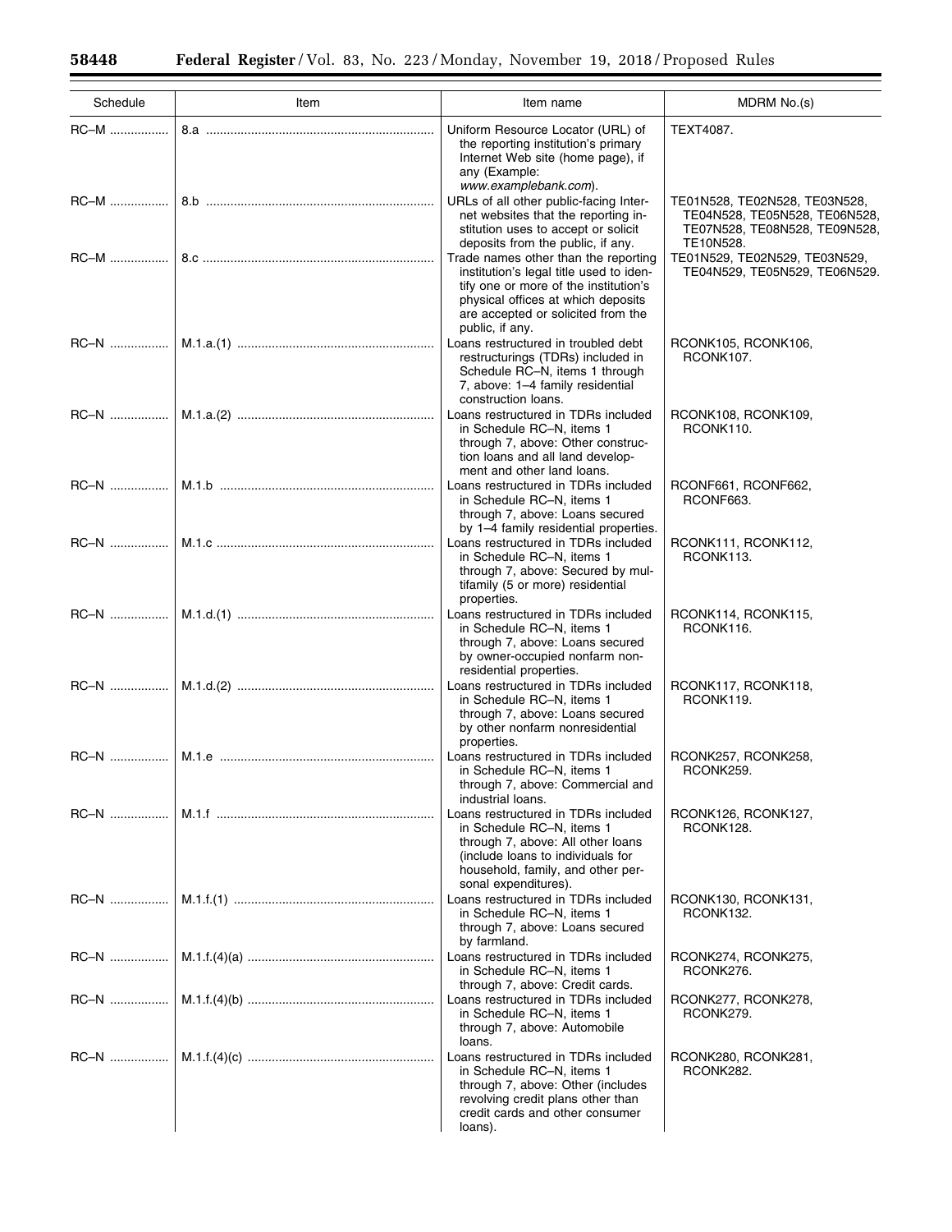| Schedule | Item | Item name | MDRM No.(s) |
|---|---|---|---|
| RC–M | 8.a | Uniform Resource Locator (URL) of the reporting institution's primary Internet Web site (home page), if any (Example: *www.examplebank.com*). | TEXT4087. |
| RC–M | 8.b | URLs of all other public-facing Internet websites that the reporting institution uses to accept or solicit deposits from the public, if any. | TE01N528, TE02N528, TE03N528, TE04N528, TE05N528, TE06N528, TE07N528, TE08N528, TE09N528, TE10N528. |
| RC–M | 8.c | Trade names other than the reporting institution's legal title used to identify one or more of the institution's physical offices at which deposits are accepted or solicited from the public, if any. | TE01N529, TE02N529, TE03N529, TE04N529, TE05N529, TE06N529. |
| RC–N | M.1.a.(1) | Loans restructured in troubled debt restructurings (TDRs) included in Schedule RC–N, items 1 through 7, above: 1–4 family residential construction loans. | RCONK105, RCONK106, RCONK107. |
| RC–N | M.1.a.(2) | Loans restructured in TDRs included in Schedule RC–N, items 1 through 7, above: Other construction loans and all land development and other land loans. | RCONK108, RCONK109, RCONK110. |
| RC–N | M.1.b | Loans restructured in TDRs included in Schedule RC–N, items 1 through 7, above: Loans secured by 1–4 family residential properties. | RCONF661, RCONF662, RCONF663. |
| RC–N | M.1.c | Loans restructured in TDRs included in Schedule RC–N, items 1 through 7, above: Secured by multifamily (5 or more) residential properties. | RCONK111, RCONK112, RCONK113. |
| RC–N | M.1.d.(1) | Loans restructured in TDRs included in Schedule RC–N, items 1 through 7, above: Loans secured by owner-occupied nonfarm nonresidential properties. | RCONK114, RCONK115, RCONK116. |
| RC–N | M.1.d.(2) | Loans restructured in TDRs included in Schedule RC–N, items 1 through 7, above: Loans secured by other nonfarm nonresidential properties. | RCONK117, RCONK118, RCONK119. |
| RC–N | M.1.e | Loans restructured in TDRs included in Schedule RC–N, items 1 through 7, above: Commercial and industrial loans. | RCONK257, RCONK258, RCONK259. |
| RC–N | M.1.f | Loans restructured in TDRs included in Schedule RC–N, items 1 through 7, above: All other loans (include loans to individuals for household, family, and other personal expenditures). | RCONK126, RCONK127, RCONK128. |
| RC–N | M.1.f.(1) | Loans restructured in TDRs included in Schedule RC–N, items 1 through 7, above: Loans secured by farmland. | RCONK130, RCONK131, RCONK132. |
| RC–N | M.1.f.(4)(a) | Loans restructured in TDRs included in Schedule RC–N, items 1 through 7, above: Credit cards. | RCONK274, RCONK275, RCONK276. |
| RC–N | M.1.f.(4)(b) | Loans restructured in TDRs included in Schedule RC–N, items 1 through 7, above: Automobile loans. | RCONK277, RCONK278, RCONK279. |
| RC–N | M.1.f.(4)(c) | Loans restructured in TDRs included in Schedule RC–N, items 1 through 7, above: Other (includes revolving credit plans other than credit cards and other consumer loans). | RCONK280, RCONK281, RCONK282. |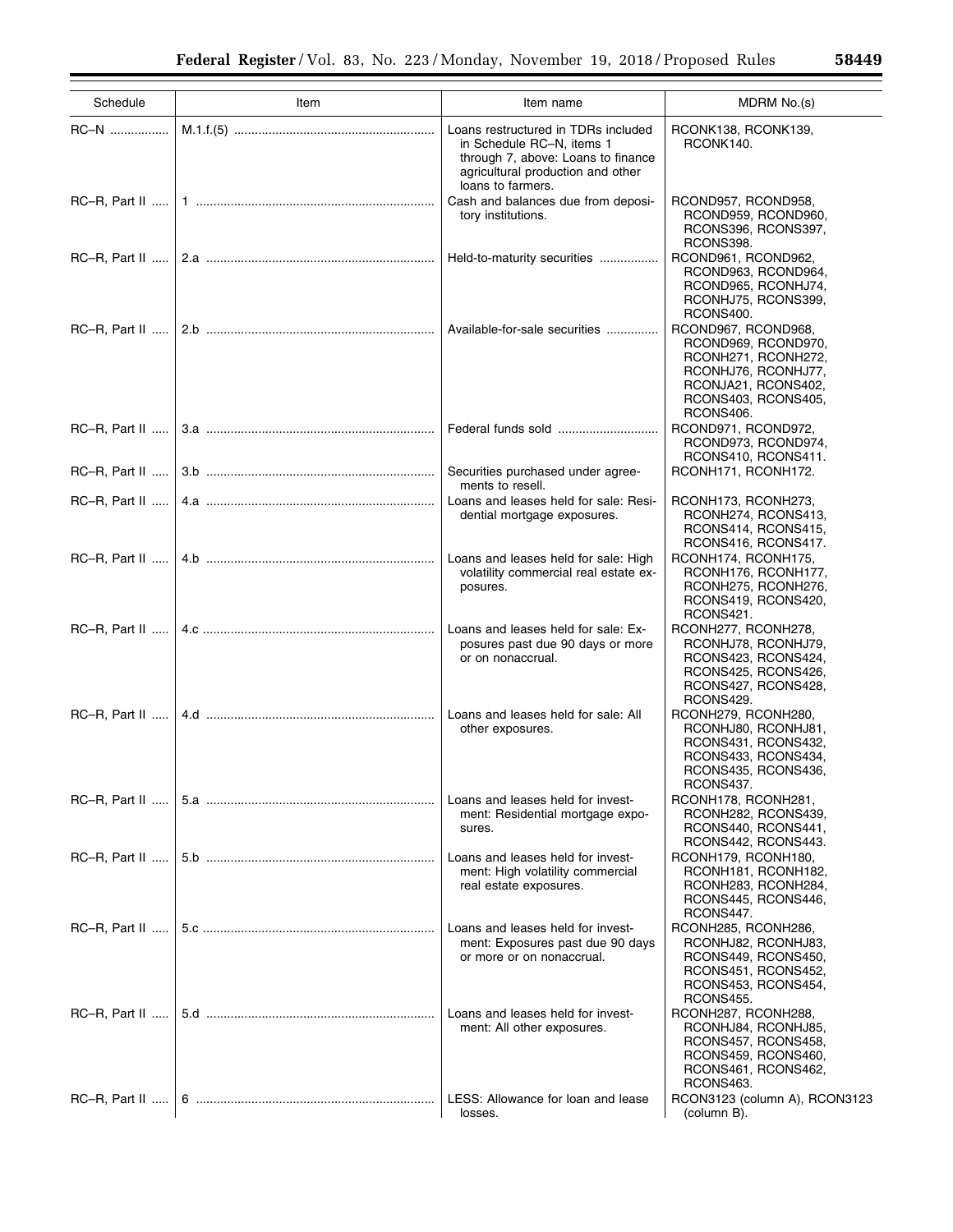| Schedule | Item | Item name | MDRM No.(s) |
|---|---|---|---|
| RC–N | M.1.f.(5) | Loans restructured in TDRs included in Schedule RC–N, items 1 through 7, above: Loans to finance agricultural production and other loans to farmers. | RCONK138, RCONK139, RCONK140. |
| RC–R, Part II | 1 | Cash and balances due from depository institutions. | RCOND957, RCOND958, RCOND959, RCOND960, RCONS396, RCONS397, RCONS398. |
| RC–R, Part II | 2.a | Held-to-maturity securities | RCOND961, RCOND962, RCOND963, RCOND964, RCOND965, RCONHJ74, RCONHJ75, RCONS399, RCONS400. |
| RC–R, Part II | 2.b | Available-for-sale securities | RCOND967, RCOND968, RCOND969, RCOND970, RCONH271, RCONH272, RCONHJ76, RCONHJ77, RCONJA21, RCONS402, RCONS403, RCONS405, RCONS406. |
| RC–R, Part II | 3.a | Federal funds sold | RCOND971, RCOND972, RCOND973, RCOND974, RCONS410, RCONS411. |
| RC–R, Part II | 3.b | Securities purchased under agreements to resell. | RCONH171, RCONH172. |
| RC–R, Part II | 4.a | Loans and leases held for sale: Residential mortgage exposures. | RCONH173, RCONH273, RCONH274, RCONS413, RCONS414, RCONS415, RCONS416, RCONS417. |
| RC–R, Part II | 4.b | Loans and leases held for sale: High volatility commercial real estate exposures. | RCONH174, RCONH175, RCONH176, RCONH177, RCONH275, RCONH276, RCONS419, RCONS420, RCONS421. |
| RC–R, Part II | 4.c | Loans and leases held for sale: Exposures past due 90 days or more or on nonaccrual. | RCONH277, RCONH278, RCONHJ78, RCONHJ79, RCONS423, RCONS424, RCONS425, RCONS426, RCONS427, RCONS428, RCONS429. |
| RC–R, Part II | 4.d | Loans and leases held for sale: All other exposures. | RCONH279, RCONH280, RCONHJ80, RCONHJ81, RCONS431, RCONS432, RCONS433, RCONS434, RCONS435, RCONS436, RCONS437. |
| RC–R, Part II | 5.a | Loans and leases held for investment: Residential mortgage exposures. | RCONH178, RCONH281, RCONH282, RCONS439, RCONS440, RCONS441, RCONS442, RCONS443. |
| RC–R, Part II | 5.b | Loans and leases held for investment: High volatility commercial real estate exposures. | RCONH179, RCONH180, RCONH181, RCONH182, RCONH283, RCONH284, RCONS445, RCONS446, RCONS447. |
| RC–R, Part II | 5.c | Loans and leases held for investment: Exposures past due 90 days or more or on nonaccrual. | RCONH285, RCONH286, RCONHJ82, RCONHJ83, RCONS449, RCONS450, RCONS451, RCONS452, RCONS453, RCONS454, RCONS455. |
| RC–R, Part II | 5.d | Loans and leases held for investment: All other exposures. | RCONH287, RCONH288, RCONHJ84, RCONHJ85, RCONS457, RCONS458, RCONS459, RCONS460, RCONS461, RCONS462, RCONS463. |
| RC–R, Part II | 6 | LESS: Allowance for loan and lease losses. | RCON3123 (column A), RCON3123 (column B). |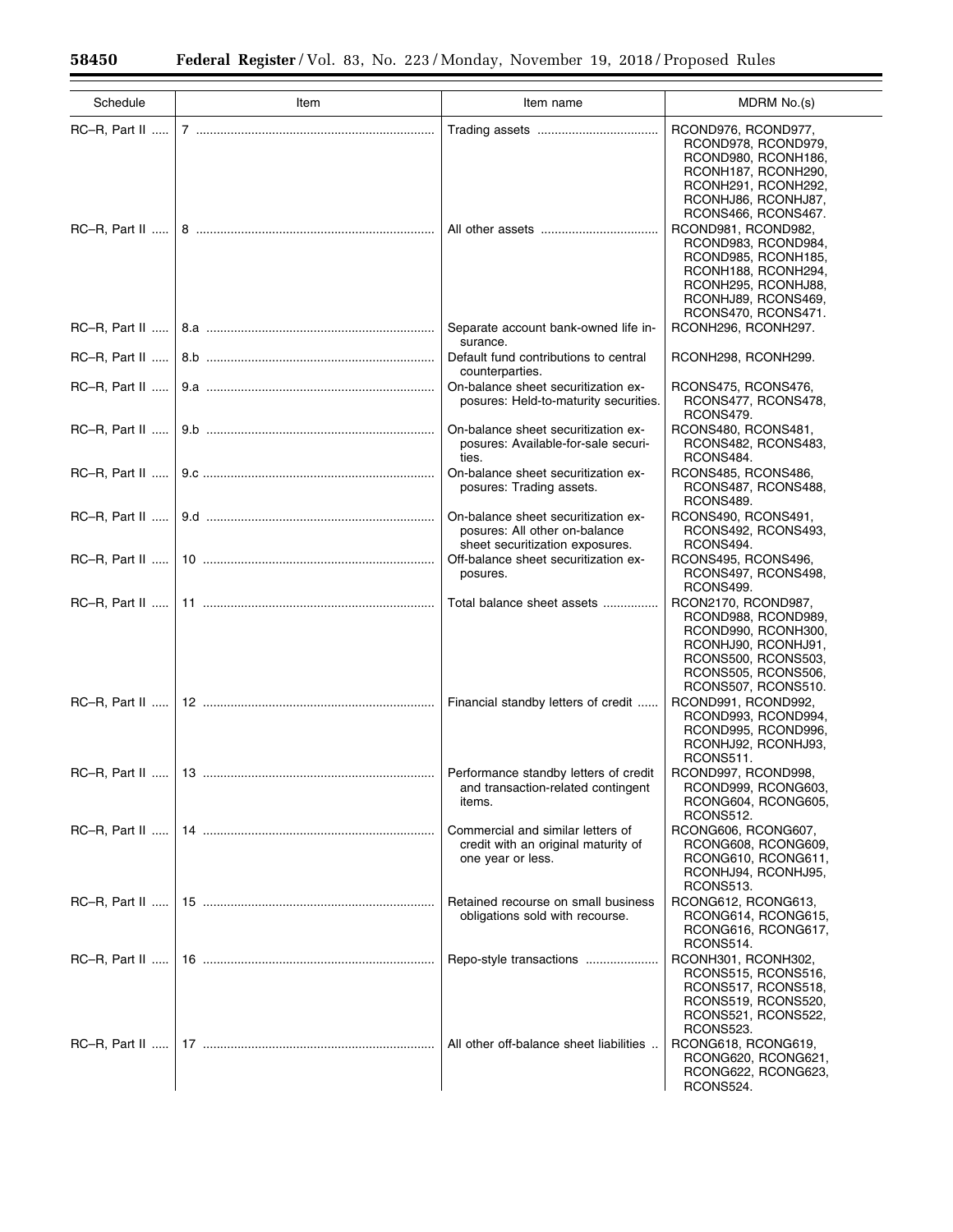| Schedule | Item | Item name | MDRM No.(s) |
|---|---|---|---|
| RC–R, Part II | 7 | Trading assets | RCOND976, RCOND977, RCOND978, RCOND979, RCOND980, RCONH186, RCONH187, RCONH290, RCONH291, RCONH292, RCONHJ86, RCONHJ87, RCONS466, RCONS467. |
| RC–R, Part II | 8 | All other assets | RCOND981, RCOND982, RCOND983, RCOND984, RCOND985, RCONH185, RCONH188, RCONH294, RCONH295, RCONHJ88, RCONHJ89, RCONS469, RCONS470, RCONS471. |
| RC–R, Part II | 8.a | Separate account bank-owned life insurance. | RCONH296, RCONH297. |
| RC–R, Part II | 8.b | Default fund contributions to central counterparties. | RCONH298, RCONH299. |
| RC–R, Part II | 9.a | On-balance sheet securitization exposures: Held-to-maturity securities. | RCONS475, RCONS476, RCONS477, RCONS478, RCONS479. |
| RC–R, Part II | 9.b | On-balance sheet securitization exposures: Available-for-sale securities. | RCONS480, RCONS481, RCONS482, RCONS483, RCONS484. |
| RC–R, Part II | 9.c | On-balance sheet securitization exposures: Trading assets. | RCONS485, RCONS486, RCONS487, RCONS488, RCONS489. |
| RC–R, Part II | 9.d | On-balance sheet securitization exposures: All other on-balance sheet securitization exposures. | RCONS490, RCONS491, RCONS492, RCONS493, RCONS494. |
| RC–R, Part II | 10 | Off-balance sheet securitization exposures. | RCONS495, RCONS496, RCONS497, RCONS498, RCONS499. |
| RC–R, Part II | 11 | Total balance sheet assets | RCON2170, RCOND987, RCOND988, RCOND989, RCOND990, RCONH300, RCONHJ90, RCONHJ91, RCONS500, RCONS503, RCONS505, RCONS506, RCONS507, RCONS510. |
| RC–R, Part II | 12 | Financial standby letters of credit | RCOND991, RCOND992, RCOND993, RCOND994, RCOND995, RCOND996, RCONHJ92, RCONHJ93, RCONS511. |
| RC–R, Part II | 13 | Performance standby letters of credit and transaction-related contingent items. | RCOND997, RCOND998, RCOND999, RCONG603, RCONG604, RCONG605, RCONS512. |
| RC–R, Part II | 14 | Commercial and similar letters of credit with an original maturity of one year or less. | RCONG606, RCONG607, RCONG608, RCONG609, RCONG610, RCONG611, RCONHJ94, RCONHJ95, RCONS513. |
| RC–R, Part II | 15 | Retained recourse on small business obligations sold with recourse. | RCONG612, RCONG613, RCONG614, RCONG615, RCONG616, RCONG617, RCONS514. |
| RC–R, Part II | 16 | Repo-style transactions | RCONH301, RCONH302, RCONS515, RCONS516, RCONS517, RCONS518, RCONS519, RCONS520, RCONS521, RCONS522, RCONS523. |
| RC–R, Part II | 17 | All other off-balance sheet liabilities | RCONG618, RCONG619, RCONG620, RCONG621, RCONG622, RCONG623, RCONS524. |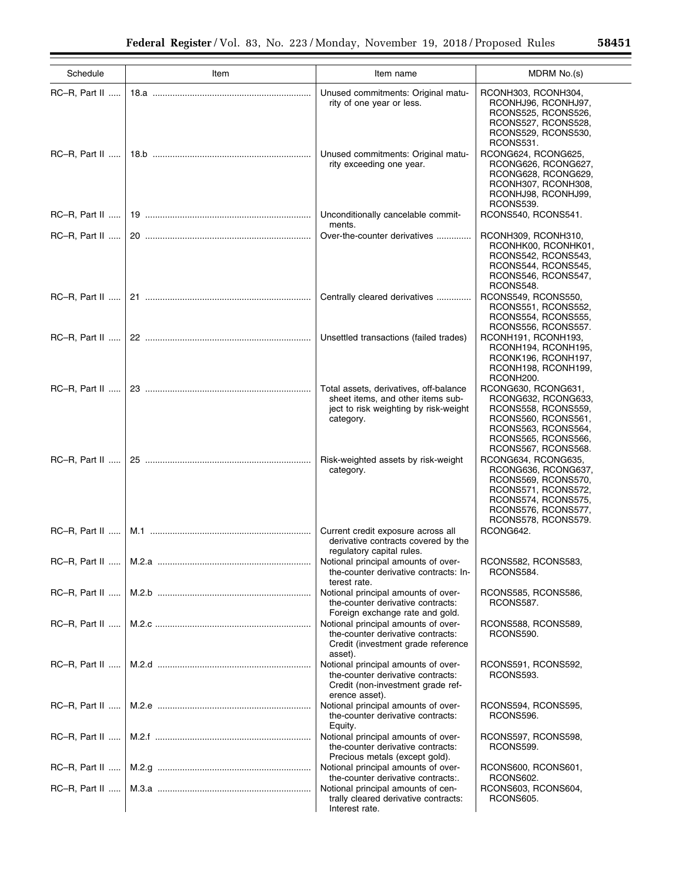| Schedule | Item | Item name | MDRM No.(s) |
|---|---|---|---|
| RC–R, Part II | 18.a | Unused commitments: Original maturity of one year or less. | RCONH303, RCONH304, RCONHJ96, RCONHJ97, RCONS525, RCONS526, RCONS527, RCONS528, RCONS529, RCONS530, RCONS531. |
| RC–R, Part II | 18.b | Unused commitments: Original maturity exceeding one year. | RCONG624, RCONG625, RCONG626, RCONG627, RCONG628, RCONG629, RCONH307, RCONH308, RCONHJ98, RCONHJ99, RCONS539. |
| RC–R, Part II | 19 | Unconditionally cancelable commitments. | RCONS540, RCONS541. |
| RC–R, Part II | 20 | Over-the-counter derivatives | RCONH309, RCONH310, RCONHK00, RCONHK01, RCONS542, RCONS543, RCONS544, RCONS545, RCONS546, RCONS547, RCONS548. |
| RC–R, Part II | 21 | Centrally cleared derivatives | RCONS549, RCONS550, RCONS551, RCONS552, RCONS554, RCONS555, RCONS556, RCONS557. |
| RC–R, Part II | 22 | Unsettled transactions (failed trades) | RCONH191, RCONH193, RCONH194, RCONH195, RCONK196, RCONH197, RCONH198, RCONH199, RCONH200. |
| RC–R, Part II | 23 | Total assets, derivatives, off-balance sheet items, and other items subject to risk weighting by risk-weight category. | RCONG630, RCONG631, RCONG632, RCONG633, RCONS558, RCONS559, RCONS560, RCONS561, RCONS563, RCONS564, RCONS565, RCONS566, RCONS567, RCONS568. |
| RC–R, Part II | 25 | Risk-weighted assets by risk-weight category. | RCONG634, RCONG635, RCONG636, RCONG637, RCONS569, RCONS570, RCONS571, RCONS572, RCONS574, RCONS575, RCONS576, RCONS577, RCONS578, RCONS579. |
| RC–R, Part II | M.1 | Current credit exposure across all derivative contracts covered by the regulatory capital rules. | RCONG642. |
| RC–R, Part II | M.2.a | Notional principal amounts of over-the-counter derivative contracts: Interest rate. | RCONS582, RCONS583, RCONS584. |
| RC–R, Part II | M.2.b | Notional principal amounts of over-the-counter derivative contracts: Foreign exchange rate and gold. | RCONS585, RCONS586, RCONS587. |
| RC–R, Part II | M.2.c | Notional principal amounts of over-the-counter derivative contracts: Credit (investment grade reference asset). | RCONS588, RCONS589, RCONS590. |
| RC–R, Part II | M.2.d | Notional principal amounts of over-the-counter derivative contracts: Credit (non-investment grade reference asset). | RCONS591, RCONS592, RCONS593. |
| RC–R, Part II | M.2.e | Notional principal amounts of over-the-counter derivative contracts: Equity. | RCONS594, RCONS595, RCONS596. |
| RC–R, Part II | M.2.f | Notional principal amounts of over-the-counter derivative contracts: Precious metals (except gold). | RCONS597, RCONS598, RCONS599. |
| RC–R, Part II | M.2.g | Notional principal amounts of over-the-counter derivative contracts:. | RCONS600, RCONS601, RCONS602. |
| RC–R, Part II | M.3.a | Notional principal amounts of centrally cleared derivative contracts: Interest rate. | RCONS603, RCONS604, RCONS605. |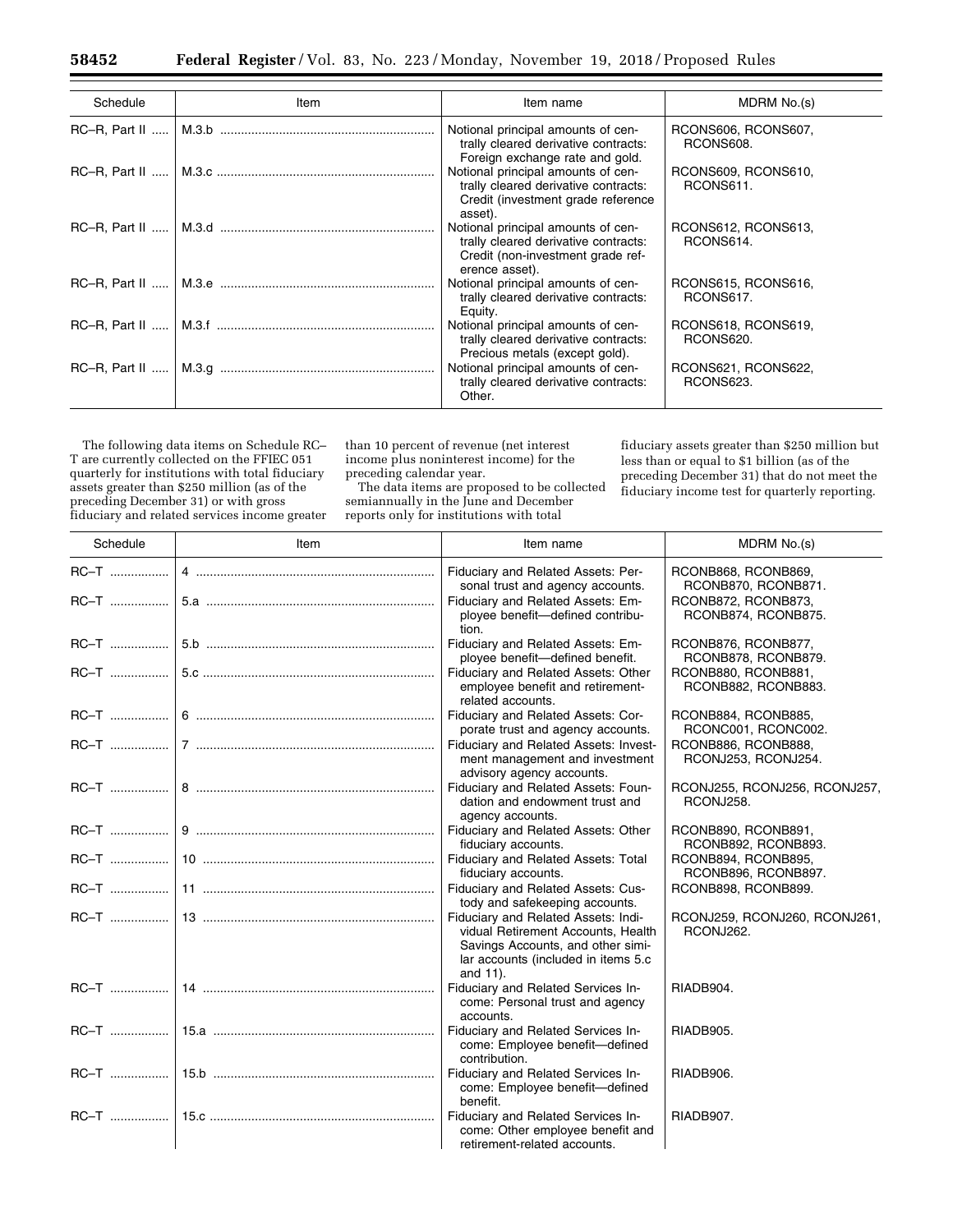| Schedule | Item | Item name | MDRM No.(s) |
|---|---|---|---|
| RC–R, Part II | M.3.b | Notional principal amounts of centrally cleared derivative contracts: Foreign exchange rate and gold. | RCONS606, RCONS607, RCONS608. |
| RC–R, Part II | M.3.c | Notional principal amounts of centrally cleared derivative contracts: Credit (investment grade reference asset). | RCONS609, RCONS610, RCONS611. |
| RC–R, Part II | M.3.d | Notional principal amounts of centrally cleared derivative contracts: Credit (non-investment grade reference asset). | RCONS612, RCONS613, RCONS614. |
| RC–R, Part II | M.3.e | Notional principal amounts of centrally cleared derivative contracts: Equity. | RCONS615, RCONS616, RCONS617. |
| RC–R, Part II | M.3.f | Notional principal amounts of centrally cleared derivative contracts: Precious metals (except gold). | RCONS618, RCONS619, RCONS620. |
| RC–R, Part II | M.3.g | Notional principal amounts of centrally cleared derivative contracts: Other. | RCONS621, RCONS622, RCONS623. |

The following data items on Schedule RC–T are currently collected on the FFIEC 051 quarterly for institutions with total fiduciary assets greater than $250 million (as of the preceding December 31) or with gross fiduciary and related services income greater than 10 percent of revenue (net interest income plus noninterest income) for the preceding calendar year.

The data items are proposed to be collected semiannually in the June and December reports only for institutions with total fiduciary assets greater than $250 million but less than or equal to $1 billion (as of the preceding December 31) that do not meet the fiduciary income test for quarterly reporting.

| Schedule | Item | Item name | MDRM No.(s) |
|---|---|---|---|
| RC–T | 4 | Fiduciary and Related Assets: Personal trust and agency accounts. | RCONB868, RCONB869, RCONB870, RCONB871. |
| RC–T | 5.a | Fiduciary and Related Assets: Employee benefit—defined contribution. | RCONB872, RCONB873, RCONB874, RCONB875. |
| RC–T | 5.b | Fiduciary and Related Assets: Employee benefit—defined benefit. | RCONB876, RCONB877, RCONB878, RCONB879. |
| RC–T | 5.c | Fiduciary and Related Assets: Other employee benefit and retirement-related accounts. | RCONB880, RCONB881, RCONB882, RCONB883. |
| RC–T | 6 | Fiduciary and Related Assets: Corporate trust and agency accounts. | RCONB884, RCONB885, RCONC001, RCONC002. |
| RC–T | 7 | Fiduciary and Related Assets: Investment management and investment advisory agency accounts. | RCONB886, RCONB888, RCONJ253, RCONJ254. |
| RC–T | 8 | Fiduciary and Related Assets: Foundation and endowment trust and agency accounts. | RCONJ255, RCONJ256, RCONJ257, RCONJ258. |
| RC–T | 9 | Fiduciary and Related Assets: Other fiduciary accounts. | RCONB890, RCONB891, RCONB892, RCONB893. |
| RC–T | 10 | Fiduciary and Related Assets: Total fiduciary accounts. | RCONB894, RCONB895, RCONB896, RCONB897. |
| RC–T | 11 | Fiduciary and Related Assets: Custody and safekeeping accounts. | RCONB898, RCONB899. |
| RC–T | 13 | Fiduciary and Related Assets: Individual Retirement Accounts, Health Savings Accounts, and other similar accounts (included in items 5.c and 11). | RCONJ259, RCONJ260, RCONJ261, RCONJ262. |
| RC–T | 14 | Fiduciary and Related Services Income: Personal trust and agency accounts. | RIADB904. |
| RC–T | 15.a | Fiduciary and Related Services Income: Employee benefit—defined contribution. | RIADB905. |
| RC–T | 15.b | Fiduciary and Related Services Income: Employee benefit—defined benefit. | RIADB906. |
| RC–T | 15.c | Fiduciary and Related Services Income: Other employee benefit and retirement-related accounts. | RIADB907. |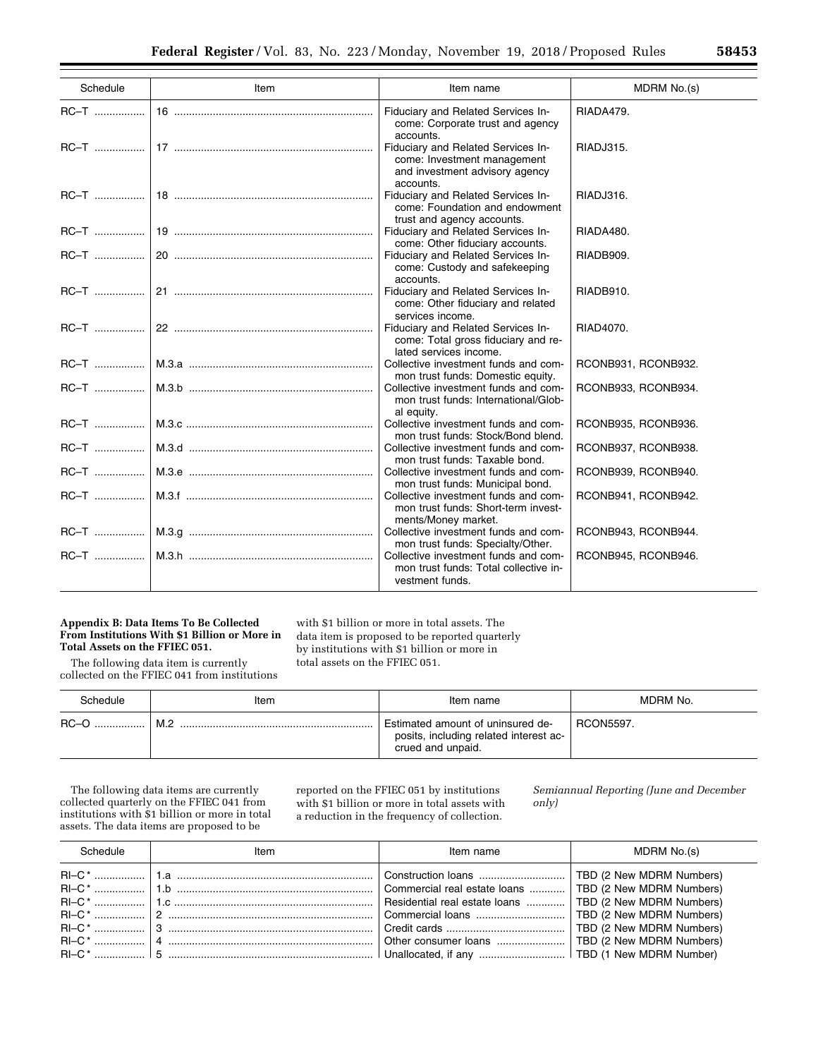| Schedule | Item | Item name | MDRM No.(s) |
|---|---|---|---|
| RC–T | 16 | Fiduciary and Related Services Income: Corporate trust and agency accounts. | RIADA479. |
| RC–T | 17 | Fiduciary and Related Services Income: Investment management and investment advisory agency accounts. | RIADJ315. |
| RC–T | 18 | Fiduciary and Related Services Income: Foundation and endowment trust and agency accounts. | RIADJ316. |
| RC–T | 19 | Fiduciary and Related Services Income: Other fiduciary accounts. | RIADA480. |
| RC–T | 20 | Fiduciary and Related Services Income: Custody and safekeeping accounts. | RIADB909. |
| RC–T | 21 | Fiduciary and Related Services Income: Other fiduciary and related services income. | RIADB910. |
| RC–T | 22 | Fiduciary and Related Services Income: Total gross fiduciary and related services income. | RIAD4070. |
| RC–T | M.3.a | Collective investment funds and common trust funds: Domestic equity. | RCONB931, RCONB932. |
| RC–T | M.3.b | Collective investment funds and common trust funds: International/Global equity. | RCONB933, RCONB934. |
| RC–T | M.3.c | Collective investment funds and common trust funds: Stock/Bond blend. | RCONB935, RCONB936. |
| RC–T | M.3.d | Collective investment funds and common trust funds: Taxable bond. | RCONB937, RCONB938. |
| RC–T | M.3.e | Collective investment funds and common trust funds: Municipal bond. | RCONB939, RCONB940. |
| RC–T | M.3.f | Collective investment funds and common trust funds: Short-term investments/Money market. | RCONB941, RCONB942. |
| RC–T | M.3.g | Collective investment funds and common trust funds: Specialty/Other. | RCONB943, RCONB944. |
| RC–T | M.3.h | Collective investment funds and common trust funds: Total collective investment funds. | RCONB945, RCONB946. |

**Appendix B: Data Items To Be Collected From Institutions With $1 Billion or More in Total Assets on the FFIEC 051.**

The following data item is currently collected on the FFIEC 041 from institutions with $1 billion or more in total assets. The data item is proposed to be reported quarterly by institutions with $1 billion or more in total assets on the FFIEC 051.

| Schedule | Item | Item name | MDRM No. |
|---|---|---|---|
| RC–O | M.2 | Estimated amount of uninsured deposits, including related interest accrued and unpaid. | RCON5597. |

The following data items are currently collected quarterly on the FFIEC 041 from institutions with $1 billion or more in total assets. The data items are proposed to be reported on the FFIEC 051 by institutions with $1 billion or more in total assets with a reduction in the frequency of collection.

*Semiannual Reporting (June and December only)*

| Schedule | Item | Item name | MDRM No.(s) |
|---|---|---|---|
| RI–C* | 1.a | Construction loans | TBD (2 New MDRM Numbers) |
| RI–C* | 1.b | Commercial real estate loans | TBD (2 New MDRM Numbers) |
| RI–C* | 1.c | Residential real estate loans | TBD (2 New MDRM Numbers) |
| RI–C* | 2 | Commercial loans | TBD (2 New MDRM Numbers) |
| RI–C* | 3 | Credit cards | TBD (2 New MDRM Numbers) |
| RI–C* | 4 | Other consumer loans | TBD (2 New MDRM Numbers) |
| RI–C* | 5 | Unallocated, if any | TBD (1 New MDRM Number) |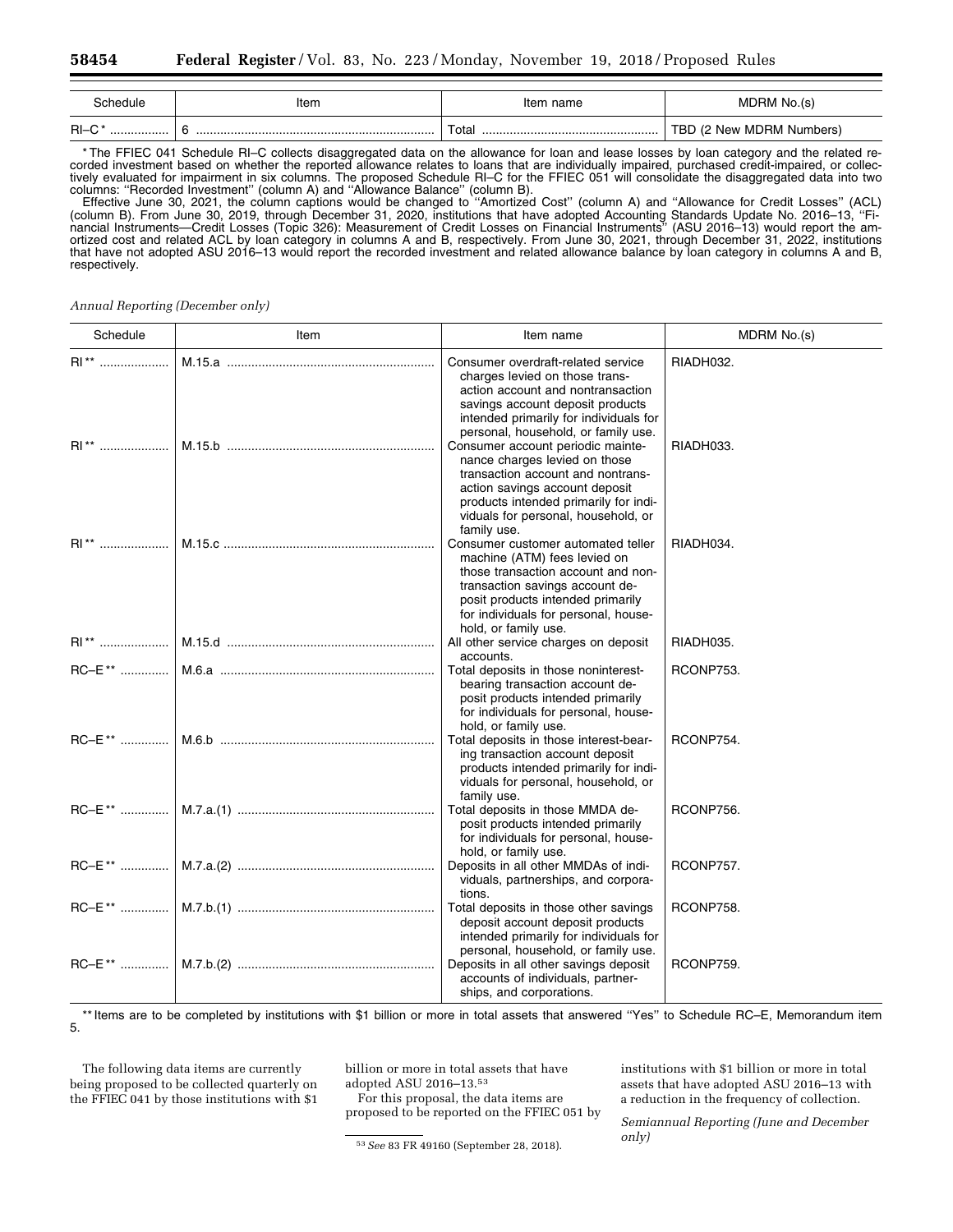| Schedule | Item | Item name | MDRM No.(s) |
|---|---|---|---|
| RI–C* | 6 | Total | TBD (2 New MDRM Numbers) |

* The FFIEC 041 Schedule RI–C collects disaggregated data on the allowance for loan and lease losses by loan category and the related recorded investment based on whether the reported allowance relates to loans that are individually impaired, purchased credit-impaired, or collectively evaluated for impairment in six columns. The proposed Schedule RI–C for the FFIEC 051 will consolidate the disaggregated data into two columns: ''Recorded Investment'' (column A) and ''Allowance Balance'' (column B).

Effective June 30, 2021, the column captions would be changed to ''Amortized Cost'' (column A) and ''Allowance for Credit Losses'' (ACL) (column B). From June 30, 2019, through December 31, 2020, institutions that have adopted Accounting Standards Update No. 2016–13, ''Financial Instruments—Credit Losses (Topic 326): Measurement of Credit Losses on Financial Instruments'' (ASU 2016–13) would report the amortized cost and related ACL by loan category in columns A and B, respectively. From June 30, 2021, through December 31, 2022, institutions that have not adopted ASU 2016–13 would report the recorded investment and related allowance balance by loan category in columns A and B, respectively.

*Annual Reporting (December only)*

| Schedule | Item | Item name | MDRM No.(s) |
|---|---|---|---|
| RI** | M.15.a | Consumer overdraft-related service charges levied on those transaction account and nontransaction savings account deposit products intended primarily for individuals for personal, household, or family use. | RIADH032. |
| RI** | M.15.b | Consumer account periodic maintenance charges levied on those transaction account and nontransaction savings account deposit products intended primarily for individuals for personal, household, or family use. | RIADH033. |
| RI** | M.15.c | Consumer customer automated teller machine (ATM) fees levied on those transaction account and nontransaction savings account deposit products intended primarily for individuals for personal, household, or family use. | RIADH034. |
| RI** | M.15.d | All other service charges on deposit accounts. | RIADH035. |
| RC–E** | M.6.a | Total deposits in those noninterest-bearing transaction account deposit products intended primarily for individuals for personal, household, or family use. | RCONP753. |
| RC–E** | M.6.b | Total deposits in those interest-bearing transaction account deposit products intended primarily for individuals for personal, household, or family use. | RCONP754. |
| RC–E** | M.7.a.(1) | Total deposits in those MMDA deposit products intended primarily for individuals for personal, household, or family use. | RCONP756. |
| RC–E** | M.7.a.(2) | Deposits in all other MMDAs of individuals, partnerships, and corporations. | RCONP757. |
| RC–E** | M.7.b.(1) | Total deposits in those other savings deposit account deposit products intended primarily for individuals for personal, household, or family use. | RCONP758. |
| RC–E** | M.7.b.(2) | Deposits in all other savings deposit accounts of individuals, partnerships, and corporations. | RCONP759. |

** Items are to be completed by institutions with $1 billion or more in total assets that answered ''Yes'' to Schedule RC–E, Memorandum item 5.

The following data items are currently being proposed to be collected quarterly on the FFIEC 041 by those institutions with $1 billion or more in total assets that have adopted ASU 2016–13.[53]

For this proposal, the data items are proposed to be reported on the FFIEC 051 by institutions with $1 billion or more in total assets that have adopted ASU 2016–13 with a reduction in the frequency of collection.

*Semiannual Reporting (June and December only)*

[53] *See* 83 FR 49160 (September 28, 2018).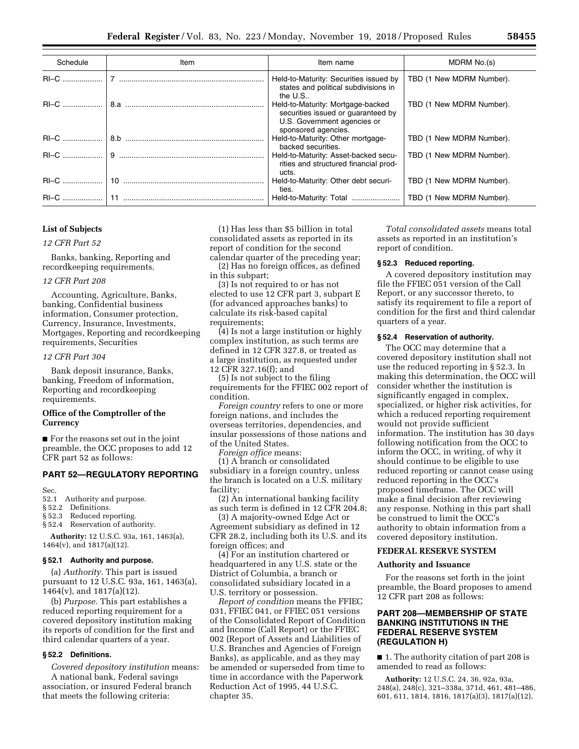| Schedule | Item | Item name | MDRM No.(s) |
| --- | --- | --- | --- |
| RI–C | 7 | Held-to-Maturity: Securities issued by states and political subdivisions in the U.S.. | TBD (1 New MDRM Number). |
| RI–C | 8.a | Held-to-Maturity: Mortgage-backed securities issued or guaranteed by U.S. Government agencies or sponsored agencies. | TBD (1 New MDRM Number). |
| RI–C | 8.b | Held-to-Maturity: Other mortgage-backed securities. | TBD (1 New MDRM Number). |
| RI–C | 9 | Held-to-Maturity: Asset-backed securities and structured financial products. | TBD (1 New MDRM Number). |
| RI–C | 10 | Held-to-Maturity: Other debt securities. | TBD (1 New MDRM Number). |
| RI–C | 11 | Held-to-Maturity: Total | TBD (1 New MDRM Number). |

**List of Subjects**

*12 CFR Part 52*

Banks, banking, Reporting and recordkeeping requirements.

*12 CFR Part 208*

Accounting, Agriculture, Banks, banking, Confidential business information, Consumer protection, Currency, Insurance, Investments, Mortgages, Reporting and recordkeeping requirements, Securities

*12 CFR Part 304*

Bank deposit insurance, Banks, banking, Freedom of information, Reporting and recordkeeping requirements.

**Office of the Comptroller of the Currency**

■ For the reasons set out in the joint preamble, the OCC proposes to add 12 CFR part 52 as follows:

## PART 52—REGULATORY REPORTING

Sec.
52.1 Authority and purpose.
§ 52.2 Definitions.
§ 52.3 Reduced reporting.
§ 52.4 Reservation of authority.

**Authority:** 12 U.S.C. 93a, 161, 1463(a), 1464(v), and 1817(a)(12).

### § 52.1 Authority and purpose.

(a) *Authority.* This part is issued pursuant to 12 U.S.C. 93a, 161, 1463(a), 1464(v), and 1817(a)(12).

(b) *Purpose.* This part establishes a reduced reporting requirement for a covered depository institution making its reports of condition for the first and third calendar quarters of a year.

### § 52.2 Definitions.

*Covered depository institution* means: A national bank, Federal savings association, or insured Federal branch that meets the following criteria:

(1) Has less than $5 billion in total consolidated assets as reported in its report of condition for the second calendar quarter of the preceding year;

(2) Has no foreign offices, as defined in this subpart;

(3) Is not required to or has not elected to use 12 CFR part 3, subpart E (for advanced approaches banks) to calculate its risk-based capital requirements;

(4) Is not a large institution or highly complex institution, as such terms are defined in 12 CFR 327.8, or treated as a large institution, as requested under 12 CFR 327.16(f); and

(5) Is not subject to the filing requirements for the FFIEC 002 report of condition.

*Foreign country* refers to one or more foreign nations, and includes the overseas territories, dependencies, and insular possessions of those nations and of the United States.

*Foreign office* means:

(1) A branch or consolidated subsidiary in a foreign country, unless the branch is located on a U.S. military facility;

(2) An international banking facility as such term is defined in 12 CFR 204.8;

(3) A majority-owned Edge Act or Agreement subsidiary as defined in 12 CFR 28.2, including both its U.S. and its foreign offices; and

(4) For an institution chartered or headquartered in any U.S. state or the District of Columbia, a branch or consolidated subsidiary located in a U.S. territory or possession.

*Report of condition* means the FFIEC 031, FFIEC 041, or FFIEC 051 versions of the Consolidated Report of Condition and Income (Call Report) or the FFIEC 002 (Report of Assets and Liabilities of U.S. Branches and Agencies of Foreign Banks), as applicable, and as they may be amended or superseded from time to time in accordance with the Paperwork Reduction Act of 1995, 44 U.S.C. chapter 35.

*Total consolidated assets* means total assets as reported in an institution's report of condition.

### § 52.3 Reduced reporting.

A covered depository institution may file the FFIEC 051 version of the Call Report, or any successor thereto, to satisfy its requirement to file a report of condition for the first and third calendar quarters of a year.

### § 52.4 Reservation of authority.

The OCC may determine that a covered depository institution shall not use the reduced reporting in § 52.3. In making this determination, the OCC will consider whether the institution is significantly engaged in complex, specialized, or higher risk activities, for which a reduced reporting requirement would not provide sufficient information. The institution has 30 days following notification from the OCC to inform the OCC, in writing, of why it should continue to be eligible to use reduced reporting or cannot cease using reduced reporting in the OCC's proposed timeframe. The OCC will make a final decision after reviewing any response. Nothing in this part shall be construed to limit the OCC's authority to obtain information from a covered depository institution.

**FEDERAL RESERVE SYSTEM**

**Authority and Issuance**

For the reasons set forth in the joint preamble, the Board proposes to amend 12 CFR part 208 as follows:

## PART 208—MEMBERSHIP OF STATE BANKING INSTITUTIONS IN THE FEDERAL RESERVE SYSTEM (REGULATION H)

■ 1. The authority citation of part 208 is amended to read as follows:

**Authority:** 12 U.S.C. 24, 36, 92a, 93a, 248(a), 248(c), 321–338a, 371d, 461, 481–486, 601, 611, 1814, 1816, 1817(a)(3), 1817(a)(12),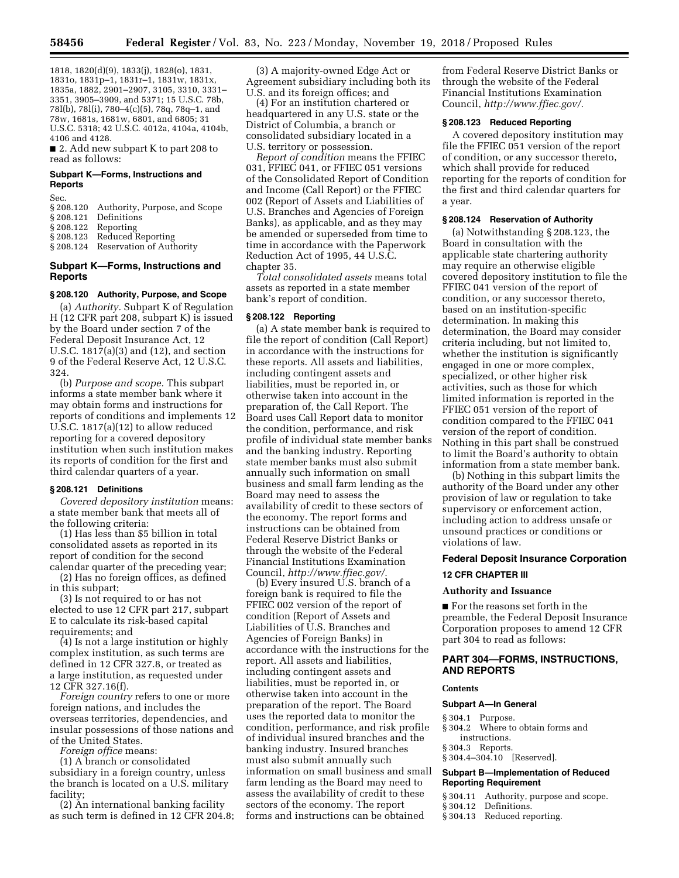1818, 1820(d)(9), 1833(j), 1828(o), 1831, 1831o, 1831p–1, 1831r–1, 1831w, 1831x, 1835a, 1882, 2901–2907, 3105, 3310, 3331–3351, 3905–3909, and 5371; 15 U.S.C. 78b, 78l(b), 78l(i), 780–4(c)(5), 78q, 78q–1, and 78w, 1681s, 1681w, 6801, and 6805; 31 U.S.C. 5318; 42 U.S.C. 4012a, 4104a, 4104b, 4106 and 4128.

■ 2. Add new subpart K to part 208 to read as follows:

### Subpart K—Forms, Instructions and Reports

Sec.
§ 208.120 Authority, Purpose, and Scope
§ 208.121 Definitions
§ 208.122 Reporting
§ 208.123 Reduced Reporting
§ 208.124 Reservation of Authority

### Subpart K—Forms, Instructions and Reports

#### § 208.120 Authority, Purpose, and Scope

(a) *Authority.* Subpart K of Regulation H (12 CFR part 208, subpart K) is issued by the Board under section 7 of the Federal Deposit Insurance Act, 12 U.S.C. 1817(a)(3) and (12), and section 9 of the Federal Reserve Act, 12 U.S.C. 324.

(b) *Purpose and scope.* This subpart informs a state member bank where it may obtain forms and instructions for reports of conditions and implements 12 U.S.C. 1817(a)(12) to allow reduced reporting for a covered depository institution when such institution makes its reports of condition for the first and third calendar quarters of a year.

#### § 208.121 Definitions

*Covered depository institution* means: a state member bank that meets all of the following criteria:

(1) Has less than $5 billion in total consolidated assets as reported in its report of condition for the second calendar quarter of the preceding year;

(2) Has no foreign offices, as defined in this subpart;

(3) Is not required to or has not elected to use 12 CFR part 217, subpart E to calculate its risk-based capital requirements; and

(4) Is not a large institution or highly complex institution, as such terms are defined in 12 CFR 327.8, or treated as a large institution, as requested under 12 CFR 327.16(f).

*Foreign country* refers to one or more foreign nations, and includes the overseas territories, dependencies, and insular possessions of those nations and of the United States.

*Foreign office* means:

(1) A branch or consolidated subsidiary in a foreign country, unless the branch is located on a U.S. military facility;

(2) An international banking facility as such term is defined in 12 CFR 204.8;

(3) A majority-owned Edge Act or Agreement subsidiary including both its U.S. and its foreign offices; and

(4) For an institution chartered or headquartered in any U.S. state or the District of Columbia, a branch or consolidated subsidiary located in a U.S. territory or possession.

*Report of condition* means the FFIEC 031, FFIEC 041, or FFIEC 051 versions of the Consolidated Report of Condition and Income (Call Report) or the FFIEC 002 (Report of Assets and Liabilities of U.S. Branches and Agencies of Foreign Banks), as applicable, and as they may be amended or superseded from time to time in accordance with the Paperwork Reduction Act of 1995, 44 U.S.C. chapter 35.

*Total consolidated assets* means total assets as reported in a state member bank's report of condition.

#### § 208.122 Reporting

(a) A state member bank is required to file the report of condition (Call Report) in accordance with the instructions for these reports. All assets and liabilities, including contingent assets and liabilities, must be reported in, or otherwise taken into account in the preparation of, the Call Report. The Board uses Call Report data to monitor the condition, performance, and risk profile of individual state member banks and the banking industry. Reporting state member banks must also submit annually such information on small business and small farm lending as the Board may need to assess the availability of credit to these sectors of the economy. The report forms and instructions can be obtained from Federal Reserve District Banks or through the website of the Federal Financial Institutions Examination Council, *http://www.ffiec.gov/.*

(b) Every insured U.S. branch of a foreign bank is required to file the FFIEC 002 version of the report of condition (Report of Assets and Liabilities of U.S. Branches and Agencies of Foreign Banks) in accordance with the instructions for the report. All assets and liabilities, including contingent assets and liabilities, must be reported in, or otherwise taken into account in the preparation of the report. The Board uses the reported data to monitor the condition, performance, and risk profile of individual insured branches and the banking industry. Insured branches must also submit annually such information on small business and small farm lending as the Board may need to assess the availability of credit to these sectors of the economy. The report forms and instructions can be obtained from Federal Reserve District Banks or through the website of the Federal Financial Institutions Examination Council, *http://www.ffiec.gov/.*

#### § 208.123 Reduced Reporting

A covered depository institution may file the FFIEC 051 version of the report of condition, or any successor thereto, which shall provide for reduced reporting for the reports of condition for the first and third calendar quarters for a year.

#### § 208.124 Reservation of Authority

(a) Notwithstanding § 208.123, the Board in consultation with the applicable state chartering authority may require an otherwise eligible covered depository institution to file the FFIEC 041 version of the report of condition, or any successor thereto, based on an institution-specific determination. In making this determination, the Board may consider criteria including, but not limited to, whether the institution is significantly engaged in one or more complex, specialized, or other higher risk activities, such as those for which limited information is reported in the FFIEC 051 version of the report of condition compared to the FFIEC 041 version of the report of condition. Nothing in this part shall be construed to limit the Board's authority to obtain information from a state member bank.

(b) Nothing in this subpart limits the authority of the Board under any other provision of law or regulation to take supervisory or enforcement action, including action to address unsafe or unsound practices or conditions or violations of law.

## Federal Deposit Insurance Corporation

### 12 CFR CHAPTER III

### Authority and Issuance

■ For the reasons set forth in the preamble, the Federal Deposit Insurance Corporation proposes to amend 12 CFR part 304 to read as follows:

## PART 304—FORMS, INSTRUCTIONS, AND REPORTS

**Contents**

### Subpart A—In General

§ 304.1 Purpose.
§ 304.2 Where to obtain forms and instructions.
§ 304.3 Reports.
§ 304.4–304.10 [Reserved].

### Subpart B—Implementation of Reduced Reporting Requirement

§ 304.11 Authority, purpose and scope.
§ 304.12 Definitions.
§ 304.13 Reduced reporting.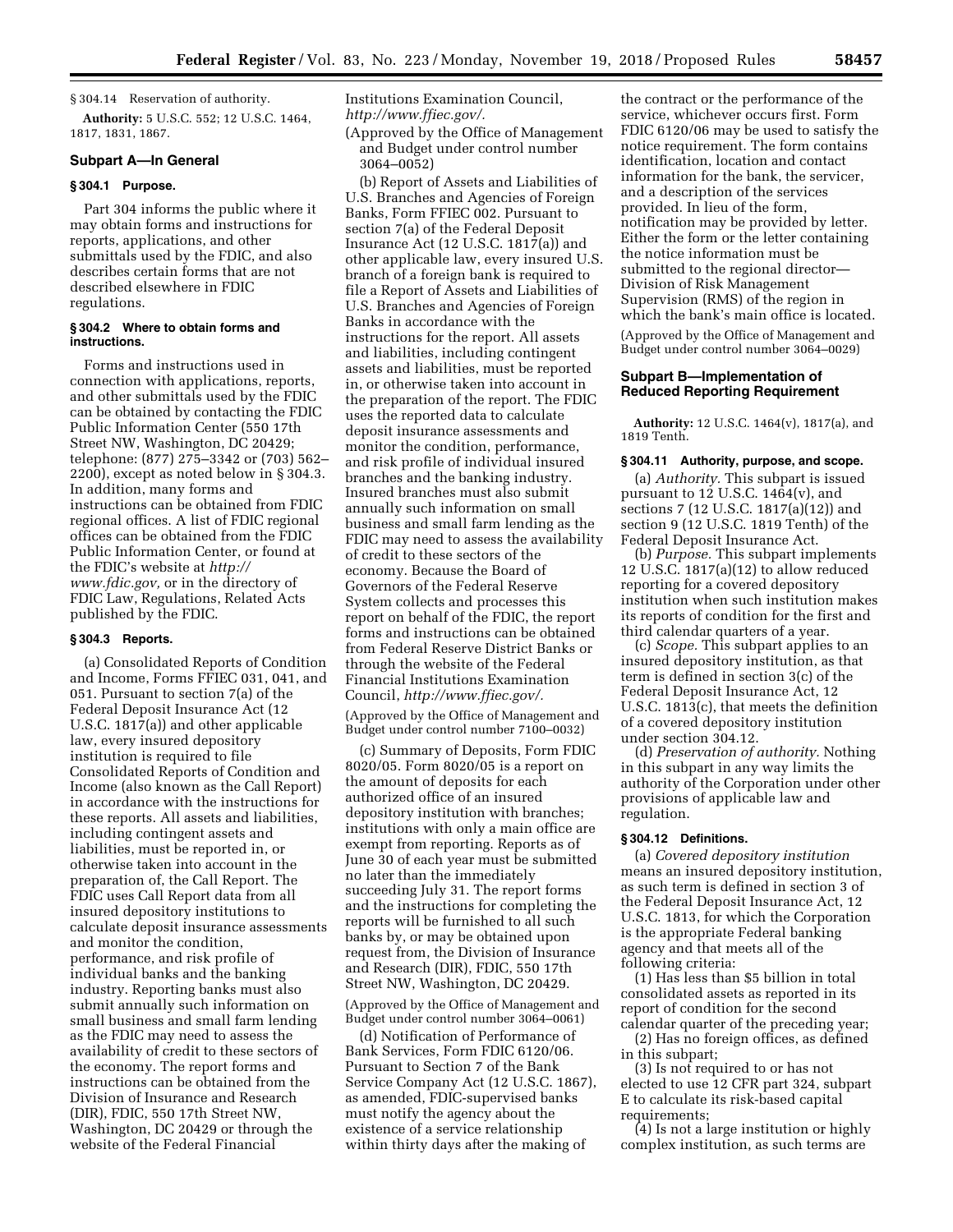§ 304.14 Reservation of authority.

**Authority:** 5 U.S.C. 552; 12 U.S.C. 1464, 1817, 1831, 1867.

## Subpart A—In General

### § 304.1 Purpose.

Part 304 informs the public where it may obtain forms and instructions for reports, applications, and other submittals used by the FDIC, and also describes certain forms that are not described elsewhere in FDIC regulations.

### § 304.2 Where to obtain forms and instructions.

Forms and instructions used in connection with applications, reports, and other submittals used by the FDIC can be obtained by contacting the FDIC Public Information Center (550 17th Street NW, Washington, DC 20429; telephone: (877) 275–3342 or (703) 562–2200), except as noted below in § 304.3. In addition, many forms and instructions can be obtained from FDIC regional offices. A list of FDIC regional offices can be obtained from the FDIC Public Information Center, or found at the FDIC's website at *http://www.fdic.gov,* or in the directory of FDIC Law, Regulations, Related Acts published by the FDIC.

### § 304.3 Reports.

(a) Consolidated Reports of Condition and Income, Forms FFIEC 031, 041, and 051. Pursuant to section 7(a) of the Federal Deposit Insurance Act (12 U.S.C. 1817(a)) and other applicable law, every insured depository institution is required to file Consolidated Reports of Condition and Income (also known as the Call Report) in accordance with the instructions for these reports. All assets and liabilities, including contingent assets and liabilities, must be reported in, or otherwise taken into account in the preparation of, the Call Report. The FDIC uses Call Report data from all insured depository institutions to calculate deposit insurance assessments and monitor the condition, performance, and risk profile of individual banks and the banking industry. Reporting banks must also submit annually such information on small business and small farm lending as the FDIC may need to assess the availability of credit to these sectors of the economy. The report forms and instructions can be obtained from the Division of Insurance and Research (DIR), FDIC, 550 17th Street NW, Washington, DC 20429 or through the website of the Federal Financial Institutions Examination Council, *http://www.ffiec.gov/.*

(Approved by the Office of Management and Budget under control number 3064–0052)

(b) Report of Assets and Liabilities of U.S. Branches and Agencies of Foreign Banks, Form FFIEC 002. Pursuant to section 7(a) of the Federal Deposit Insurance Act (12 U.S.C. 1817(a)) and other applicable law, every insured U.S. branch of a foreign bank is required to file a Report of Assets and Liabilities of U.S. Branches and Agencies of Foreign Banks in accordance with the instructions for the report. All assets and liabilities, including contingent assets and liabilities, must be reported in, or otherwise taken into account in the preparation of the report. The FDIC uses the reported data to calculate deposit insurance assessments and monitor the condition, performance, and risk profile of individual insured branches and the banking industry. Insured branches must also submit annually such information on small business and small farm lending as the FDIC may need to assess the availability of credit to these sectors of the economy. Because the Board of Governors of the Federal Reserve System collects and processes this report on behalf of the FDIC, the report forms and instructions can be obtained from Federal Reserve District Banks or through the website of the Federal Financial Institutions Examination Council, *http://www.ffiec.gov/.*

(Approved by the Office of Management and Budget under control number 7100–0032)

(c) Summary of Deposits, Form FDIC 8020/05. Form 8020/05 is a report on the amount of deposits for each authorized office of an insured depository institution with branches; institutions with only a main office are exempt from reporting. Reports as of June 30 of each year must be submitted no later than the immediately succeeding July 31. The report forms and the instructions for completing the reports will be furnished to all such banks by, or may be obtained upon request from, the Division of Insurance and Research (DIR), FDIC, 550 17th Street NW, Washington, DC 20429.

(Approved by the Office of Management and Budget under control number 3064–0061)

(d) Notification of Performance of Bank Services, Form FDIC 6120/06. Pursuant to Section 7 of the Bank Service Company Act (12 U.S.C. 1867), as amended, FDIC-supervised banks must notify the agency about the existence of a service relationship within thirty days after the making of the contract or the performance of the service, whichever occurs first. Form FDIC 6120/06 may be used to satisfy the notice requirement. The form contains identification, location and contact information for the bank, the servicer, and a description of the services provided. In lieu of the form, notification may be provided by letter. Either the form or the letter containing the notice information must be submitted to the regional director—Division of Risk Management Supervision (RMS) of the region in which the bank's main office is located.

(Approved by the Office of Management and Budget under control number 3064–0029)

## Subpart B—Implementation of Reduced Reporting Requirement

**Authority:** 12 U.S.C. 1464(v), 1817(a), and 1819 Tenth.

### § 304.11 Authority, purpose, and scope.

(a) *Authority.* This subpart is issued pursuant to 12 U.S.C. 1464(v), and sections 7 (12 U.S.C. 1817(a)(12)) and section 9 (12 U.S.C. 1819 Tenth) of the Federal Deposit Insurance Act.

(b) *Purpose.* This subpart implements 12 U.S.C. 1817(a)(12) to allow reduced reporting for a covered depository institution when such institution makes its reports of condition for the first and third calendar quarters of a year.

(c) *Scope.* This subpart applies to an insured depository institution, as that term is defined in section 3(c) of the Federal Deposit Insurance Act, 12 U.S.C. 1813(c), that meets the definition of a covered depository institution under section 304.12.

(d) *Preservation of authority.* Nothing in this subpart in any way limits the authority of the Corporation under other provisions of applicable law and regulation.

### § 304.12 Definitions.

(a) *Covered depository institution* means an insured depository institution, as such term is defined in section 3 of the Federal Deposit Insurance Act, 12 U.S.C. 1813, for which the Corporation is the appropriate Federal banking agency and that meets all of the following criteria:

(1) Has less than $5 billion in total consolidated assets as reported in its report of condition for the second calendar quarter of the preceding year;

(2) Has no foreign offices, as defined in this subpart;

(3) Is not required to or has not elected to use 12 CFR part 324, subpart E to calculate its risk-based capital requirements;

(4) Is not a large institution or highly complex institution, as such terms are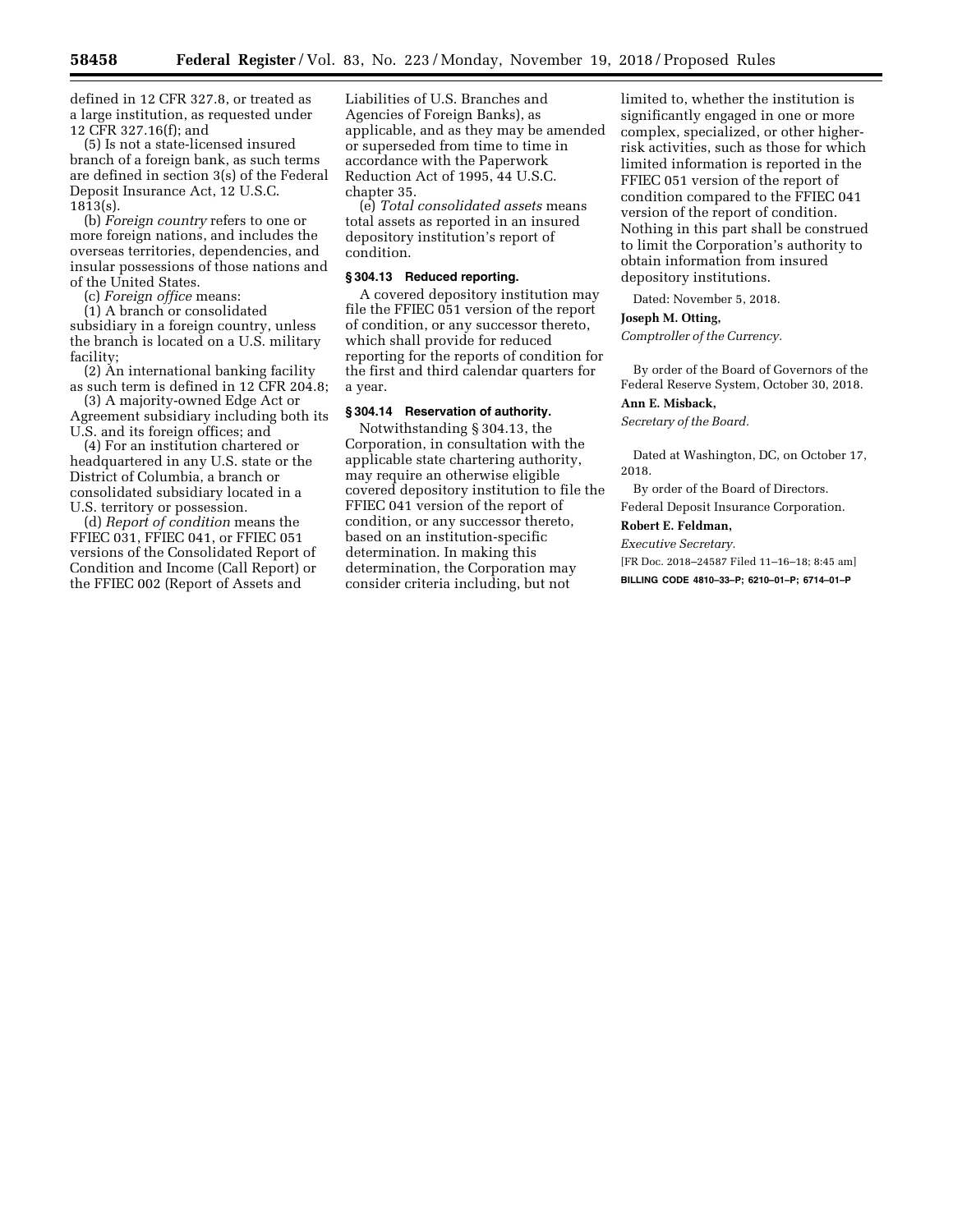defined in 12 CFR 327.8, or treated as a large institution, as requested under 12 CFR 327.16(f); and

(5) Is not a state-licensed insured branch of a foreign bank, as such terms are defined in section 3(s) of the Federal Deposit Insurance Act, 12 U.S.C. 1813(s).

(b) *Foreign country* refers to one or more foreign nations, and includes the overseas territories, dependencies, and insular possessions of those nations and of the United States.

(c) *Foreign office* means:

(1) A branch or consolidated subsidiary in a foreign country, unless the branch is located on a U.S. military facility;

(2) An international banking facility as such term is defined in 12 CFR 204.8;

(3) A majority-owned Edge Act or Agreement subsidiary including both its U.S. and its foreign offices; and

(4) For an institution chartered or headquartered in any U.S. state or the District of Columbia, a branch or consolidated subsidiary located in a U.S. territory or possession.

(d) *Report of condition* means the FFIEC 031, FFIEC 041, or FFIEC 051 versions of the Consolidated Report of Condition and Income (Call Report) or the FFIEC 002 (Report of Assets and Liabilities of U.S. Branches and Agencies of Foreign Banks), as applicable, and as they may be amended or superseded from time to time in accordance with the Paperwork Reduction Act of 1995, 44 U.S.C. chapter 35.

(e) *Total consolidated assets* means total assets as reported in an insured depository institution's report of condition.

### § 304.13 Reduced reporting.

A covered depository institution may file the FFIEC 051 version of the report of condition, or any successor thereto, which shall provide for reduced reporting for the reports of condition for the first and third calendar quarters for a year.

### § 304.14 Reservation of authority.

Notwithstanding § 304.13, the Corporation, in consultation with the applicable state chartering authority, may require an otherwise eligible covered depository institution to file the FFIEC 041 version of the report of condition, or any successor thereto, based on an institution-specific determination. In making this determination, the Corporation may consider criteria including, but not limited to, whether the institution is significantly engaged in one or more complex, specialized, or other higher-risk activities, such as those for which limited information is reported in the FFIEC 051 version of the report of condition compared to the FFIEC 041 version of the report of condition. Nothing in this part shall be construed to limit the Corporation's authority to obtain information from insured depository institutions.

Dated: November 5, 2018.

**Joseph M. Otting,**

*Comptroller of the Currency.*

By order of the Board of Governors of the Federal Reserve System, October 30, 2018.

**Ann E. Misback,**

*Secretary of the Board.*

Dated at Washington, DC, on October 17, 2018.

By order of the Board of Directors.

Federal Deposit Insurance Corporation.

**Robert E. Feldman,**

*Executive Secretary.*

[FR Doc. 2018–24587 Filed 11–16–18; 8:45 am]

**BILLING CODE 4810–33–P; 6210–01–P; 6714–01–P**